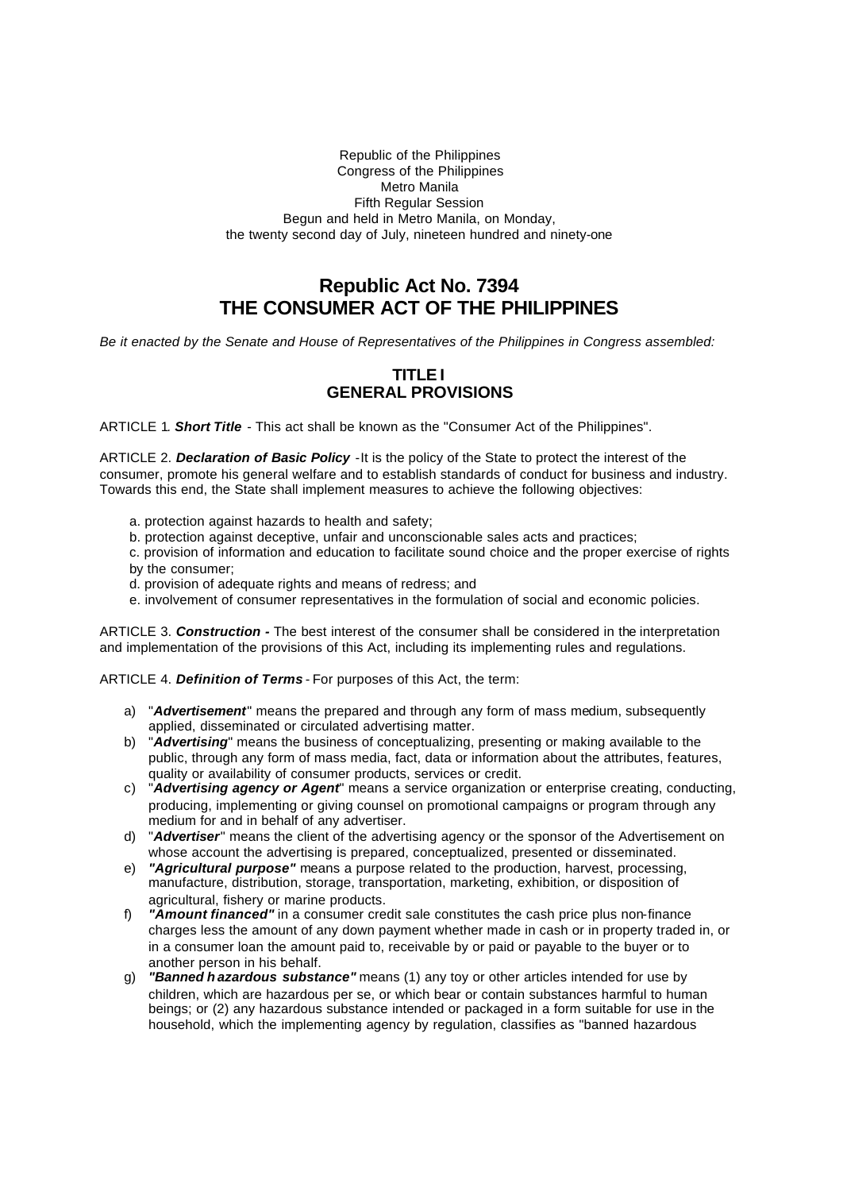Republic of the Philippines
Congress of the Philippines
Metro Manila
Fifth Regular Session
Begun and held in Metro Manila, on Monday,
the twenty second day of July, nineteen hundred and ninety-one

# Republic Act No. 7394
# THE CONSUMER ACT OF THE PHILIPPINES

*Be it enacted by the Senate and House of Representatives of the Philippines in Congress assembled:*

## TITLE I
## GENERAL PROVISIONS

ARTICLE 1. ***Short Title*** - This act shall be known as the "Consumer Act of the Philippines".

ARTICLE 2. ***Declaration of Basic Policy*** - It is the policy of the State to protect the interest of the consumer, promote his general welfare and to establish standards of conduct for business and industry. Towards this end, the State shall implement measures to achieve the following objectives:

a. protection against hazards to health and safety;
b. protection against deceptive, unfair and unconscionable sales acts and practices;
c. provision of information and education to facilitate sound choice and the proper exercise of rights by the consumer;
d. provision of adequate rights and means of redress; and
e. involvement of consumer representatives in the formulation of social and economic policies.

ARTICLE 3. ***Construction -*** The best interest of the consumer shall be considered in the interpretation and implementation of the provisions of this Act, including its implementing rules and regulations.

ARTICLE 4. ***Definition of Terms*** - For purposes of this Act, the term:

a) "***Advertisement***" means the prepared and through any form of mass medium, subsequently applied, disseminated or circulated advertising matter.
b) "***Advertising***" means the business of conceptualizing, presenting or making available to the public, through any form of mass media, fact, data or information about the attributes, features, quality or availability of consumer products, services or credit.
c) "***Advertising agency or Agent***" means a service organization or enterprise creating, conducting, producing, implementing or giving counsel on promotional campaigns or program through any medium for and in behalf of any advertiser.
d) "***Advertiser***" means the client of the advertising agency or the sponsor of the Advertisement on whose account the advertising is prepared, conceptualized, presented or disseminated.
e) ***"Agricultural purpose"*** means a purpose related to the production, harvest, processing, manufacture, distribution, storage, transportation, marketing, exhibition, or disposition of agricultural, fishery or marine products.
f) ***"Amount financed"*** in a consumer credit sale constitutes the cash price plus non-finance charges less the amount of any down payment whether made in cash or in property traded in, or in a consumer loan the amount paid to, receivable by or paid or payable to the buyer or to another person in his behalf.
g) ***"Banned hazardous substance"*** means (1) any toy or other articles intended for use by children, which are hazardous per se, or which bear or contain substances harmful to human beings; or (2) any hazardous substance intended or packaged in a form suitable for use in the household, which the implementing agency by regulation, classifies as "banned hazardous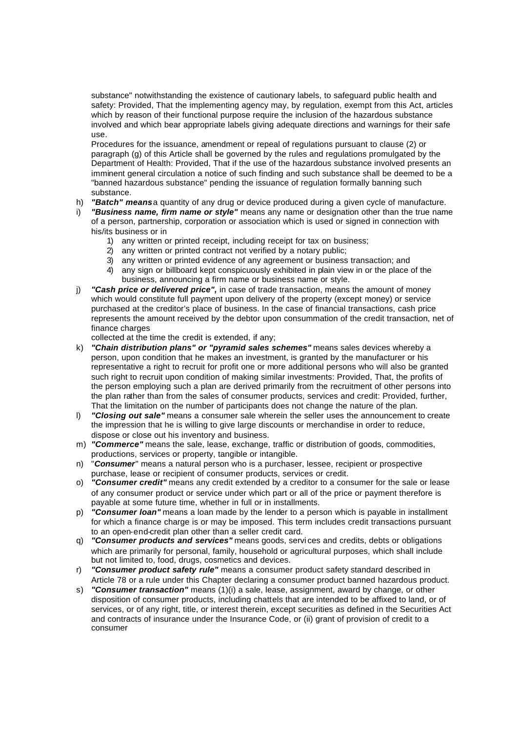substance" notwithstanding the existence of cautionary labels, to safeguard public health and safety: Provided, That the implementing agency may, by regulation, exempt from this Act, articles which by reason of their functional purpose require the inclusion of the hazardous substance involved and which bear appropriate labels giving adequate directions and warnings for their safe use.

Procedures for the issuance, amendment or repeal of regulations pursuant to clause (2) or paragraph (g) of this Article shall be governed by the rules and regulations promulgated by the Department of Health: Provided, That if the use of the hazardous substance involved presents an imminent general circulation a notice of such finding and such substance shall be deemed to be a "banned hazardous substance" pending the issuance of regulation formally banning such substance.

h) ***"Batch" means*** a quantity of any drug or device produced during a given cycle of manufacture.

i) ***"Business name, firm name or style"*** means any name or designation other than the true name of a person, partnership, corporation or association which is used or signed in connection with his/its business or in
   1) any written or printed receipt, including receipt for tax on business;
   2) any written or printed contract not verified by a notary public;
   3) any written or printed evidence of any agreement or business transaction; and
   4) any sign or billboard kept conspicuously exhibited in plain view in or the place of the business, announcing a firm name or business name or style.

j) ***"Cash price or delivered price",*** in case of trade transaction, means the amount of money which would constitute full payment upon delivery of the property (except money) or service purchased at the creditor's place of business. In the case of financial transactions, cash price represents the amount received by the debtor upon consummation of the credit transaction, net of finance charges
   collected at the time the credit is extended, if any;

k) ***"Chain distribution plans" or "pyramid sales schemes"*** means sales devices whereby a person, upon condition that he makes an investment, is granted by the manufacturer or his representative a right to recruit for profit one or more additional persons who will also be granted such right to recruit upon condition of making similar investments: Provided, That, the profits of the person employing such a plan are derived primarily from the recruitment of other persons into the plan rather than from the sales of consumer products, services and credit: Provided, further, That the limitation on the number of participants does not change the nature of the plan.

l) ***"Closing out sale"*** means a consumer sale wherein the seller uses the announcement to create the impression that he is willing to give large discounts or merchandise in order to reduce, dispose or close out his inventory and business.

m) ***"Commerce"*** means the sale, lease, exchange, traffic or distribution of goods, commodities, productions, services or property, tangible or intangible.

n) "***Consumer***" means a natural person who is a purchaser, lessee, recipient or prospective purchase, lease or recipient of consumer products, services or credit.

o) ***"Consumer credit"*** means any credit extended by a creditor to a consumer for the sale or lease of any consumer product or service under which part or all of the price or payment therefore is payable at some future time, whether in full or in installments.

p) ***"Consumer loan"*** means a loan made by the lender to a person which is payable in installment for which a finance charge is or may be imposed. This term includes credit transactions pursuant to an open-end-credit plan other than a seller credit card.

q) ***"Consumer products and services"*** means goods, services and credits, debts or obligations which are primarily for personal, family, household or agricultural purposes, which shall include but not limited to, food, drugs, cosmetics and devices.

r) ***"Consumer product safety rule"*** means a consumer product safety standard described in Article 78 or a rule under this Chapter declaring a consumer product banned hazardous product.

s) ***"Consumer transaction"*** means (1)(i) a sale, lease, assignment, award by change, or other disposition of consumer products, including chattels that are intended to be affixed to land, or of services, or of any right, title, or interest therein, except securities as defined in the Securities Act and contracts of insurance under the Insurance Code, or (ii) grant of provision of credit to a consumer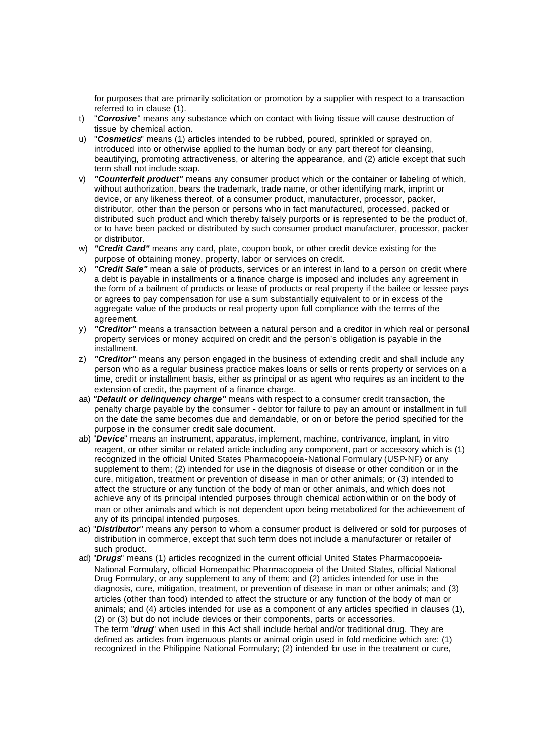for purposes that are primarily solicitation or promotion by a supplier with respect to a transaction referred to in clause (1).

t) "***Corrosive***" means any substance which on contact with living tissue will cause destruction of tissue by chemical action.

u) "***Cosmetics***" means (1) articles intended to be rubbed, poured, sprinkled or sprayed on, introduced into or otherwise applied to the human body or any part thereof for cleansing, beautifying, promoting attractiveness, or altering the appearance, and (2) article except that such term shall not include soap.

v) ***"Counterfeit product"*** means any consumer product which or the container or labeling of which, without authorization, bears the trademark, trade name, or other identifying mark, imprint or device, or any likeness thereof, of a consumer product, manufacturer, processor, packer, distributor, other than the person or persons who in fact manufactured, processed, packed or distributed such product and which thereby falsely purports or is represented to be the product of, or to have been packed or distributed by such consumer product manufacturer, processor, packer or distributor.

w) ***"Credit Card"*** means any card, plate, coupon book, or other credit device existing for the purpose of obtaining money, property, labor or services on credit.

x) ***"Credit Sale"*** mean a sale of products, services or an interest in land to a person on credit where a debt is payable in installments or a finance charge is imposed and includes any agreement in the form of a bailment of products or lease of products or real property if the bailee or lessee pays or agrees to pay compensation for use a sum substantially equivalent to or in excess of the aggregate value of the products or real property upon full compliance with the terms of the agreement.

y) ***"Creditor"*** means a transaction between a natural person and a creditor in which real or personal property services or money acquired on credit and the person's obligation is payable in the installment.

z) ***"Creditor"*** means any person engaged in the business of extending credit and shall include any person who as a regular business practice makes loans or sells or rents property or services on a time, credit or installment basis, either as principal or as agent who requires as an incident to the extension of credit, the payment of a finance charge.

aa) ***"Default or delinquency charge"*** means with respect to a consumer credit transaction, the penalty charge payable by the consumer - debtor for failure to pay an amount or installment in full on the date the same becomes due and demandable, or on or before the period specified for the purpose in the consumer credit sale document.

ab) "***Device***" means an instrument, apparatus, implement, machine, contrivance, implant, in vitro reagent, or other similar or related article including any component, part or accessory which is (1) recognized in the official United States Pharmacopoeia-National Formulary (USP-NF) or any supplement to them; (2) intended for use in the diagnosis of disease or other condition or in the cure, mitigation, treatment or prevention of disease in man or other animals; or (3) intended to affect the structure or any function of the body of man or other animals, and which does not achieve any of its principal intended purposes through chemical action within or on the body of man or other animals and which is not dependent upon being metabolized for the achievement of any of its principal intended purposes.

ac) "***Distributor***" means any person to whom a consumer product is delivered or sold for purposes of distribution in commerce, except that such term does not include a manufacturer or retailer of such product.

ad) "***Drugs***" means (1) articles recognized in the current official United States Pharmacopoeia-National Formulary, official Homeopathic Pharmacopoeia of the United States, official National Drug Formulary, or any supplement to any of them; and (2) articles intended for use in the diagnosis, cure, mitigation, treatment, or prevention of disease in man or other animals; and (3) articles (other than food) intended to affect the structure or any function of the body of man or animals; and (4) articles intended for use as a component of any articles specified in clauses (1), (2) or (3) but do not include devices or their components, parts or accessories.
The term "***drug***" when used in this Act shall include herbal and/or traditional drug. They are defined as articles from ingenuous plants or animal origin used in fold medicine which are: (1) recognized in the Philippine National Formulary; (2) intended for use in the treatment or cure,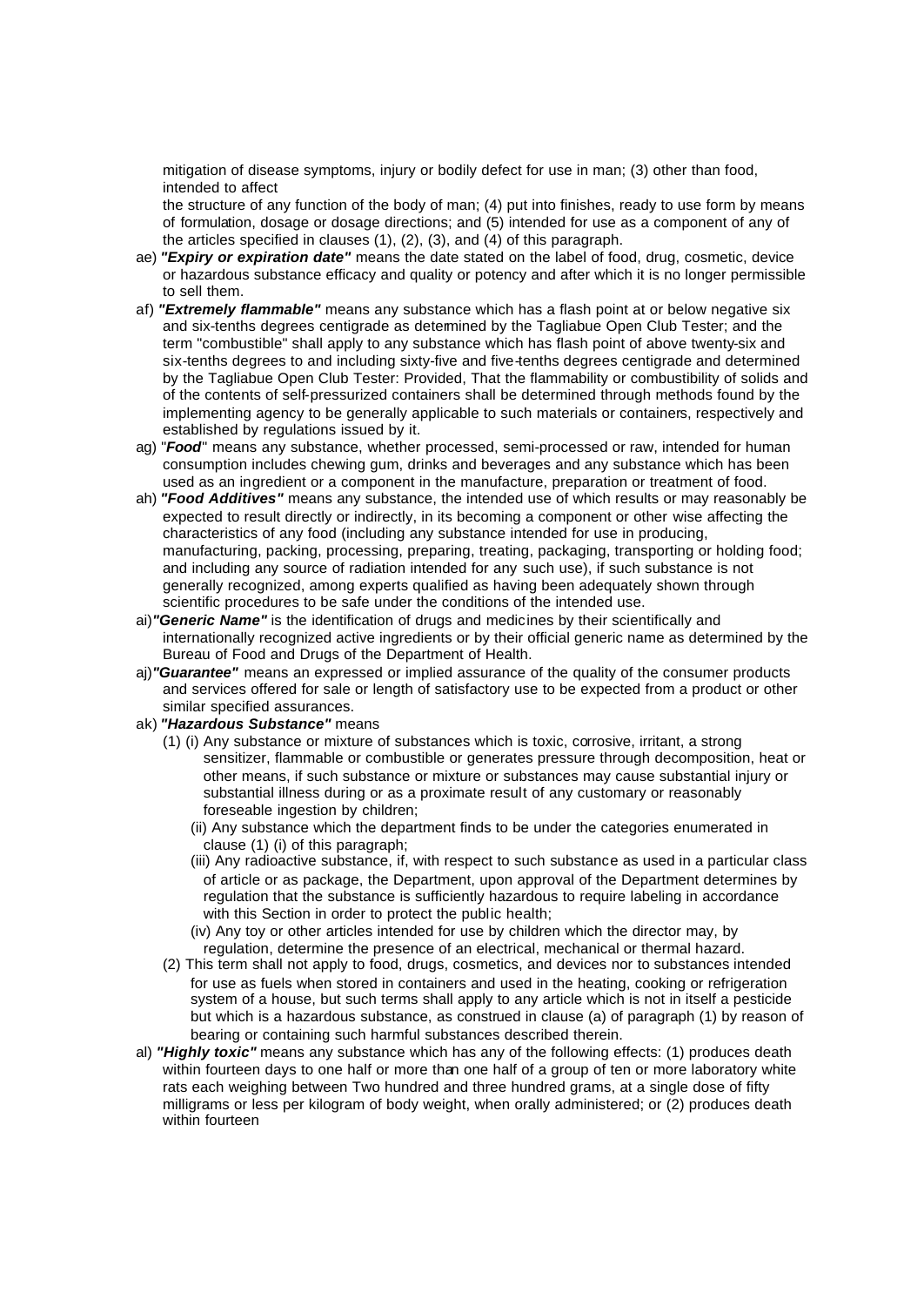mitigation of disease symptoms, injury or bodily defect for use in man; (3) other than food, intended to affect
the structure of any function of the body of man; (4) put into finishes, ready to use form by means of formulation, dosage or dosage directions; and (5) intended for use as a component of any of the articles specified in clauses (1), (2), (3), and (4) of this paragraph.

ae) ***"Expiry or expiration date"*** means the date stated on the label of food, drug, cosmetic, device or hazardous substance efficacy and quality or potency and after which it is no longer permissible to sell them.

af) ***"Extremely flammable"*** means any substance which has a flash point at or below negative six and six-tenths degrees centigrade as determined by the Tagliabue Open Club Tester; and the term "combustible" shall apply to any substance which has flash point of above twenty-six and six-tenths degrees to and including sixty-five and five-tenths degrees centigrade and determined by the Tagliabue Open Club Tester: Provided, That the flammability or combustibility of solids and of the contents of self-pressurized containers shall be determined through methods found by the implementing agency to be generally applicable to such materials or containers, respectively and established by regulations issued by it.

ag) "***Food***" means any substance, whether processed, semi-processed or raw, intended for human consumption includes chewing gum, drinks and beverages and any substance which has been used as an ingredient or a component in the manufacture, preparation or treatment of food.

ah) ***"Food Additives"*** means any substance, the intended use of which results or may reasonably be expected to result directly or indirectly, in its becoming a component or other wise affecting the characteristics of any food (including any substance intended for use in producing, manufacturing, packing, processing, preparing, treating, packaging, transporting or holding food; and including any source of radiation intended for any such use), if such substance is not generally recognized, among experts qualified as having been adequately shown through scientific procedures to be safe under the conditions of the intended use.

ai) ***"Generic Name"*** is the identification of drugs and medicines by their scientifically and internationally recognized active ingredients or by their official generic name as determined by the Bureau of Food and Drugs of the Department of Health.

aj) ***"Guarantee"*** means an expressed or implied assurance of the quality of the consumer products and services offered for sale or length of satisfactory use to be expected from a product or other similar specified assurances.

ak) ***"Hazardous Substance"*** means

(1) (i) Any substance or mixture of substances which is toxic, corrosive, irritant, a strong sensitizer, flammable or combustible or generates pressure through decomposition, heat or other means, if such substance or mixture or substances may cause substantial injury or substantial illness during or as a proximate result of any customary or reasonably foreseeable ingestion by children;

(ii) Any substance which the department finds to be under the categories enumerated in clause (1) (i) of this paragraph;

(iii) Any radioactive substance, if, with respect to such substance as used in a particular class of article or as package, the Department, upon approval of the Department determines by regulation that the substance is sufficiently hazardous to require labeling in accordance with this Section in order to protect the public health;

(iv) Any toy or other articles intended for use by children which the director may, by regulation, determine the presence of an electrical, mechanical or thermal hazard.

(2) This term shall not apply to food, drugs, cosmetics, and devices nor to substances intended for use as fuels when stored in containers and used in the heating, cooking or refrigeration system of a house, but such terms shall apply to any article which is not in itself a pesticide but which is a hazardous substance, as construed in clause (a) of paragraph (1) by reason of bearing or containing such harmful substances described therein.

al) ***"Highly toxic"*** means any substance which has any of the following effects: (1) produces death within fourteen days to one half or more than one half of a group of ten or more laboratory white rats each weighing between Two hundred and three hundred grams, at a single dose of fifty milligrams or less per kilogram of body weight, when orally administered; or (2) produces death within fourteen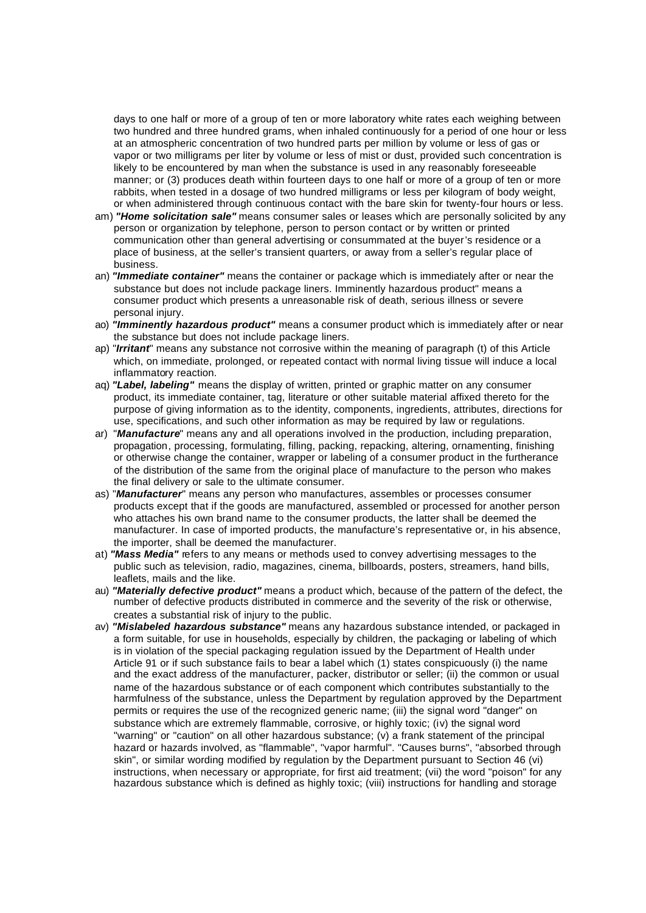days to one half or more of a group of ten or more laboratory white rates each weighing between two hundred and three hundred grams, when inhaled continuously for a period of one hour or less at an atmospheric concentration of two hundred parts per million by volume or less of gas or vapor or two milligrams per liter by volume or less of mist or dust, provided such concentration is likely to be encountered by man when the substance is used in any reasonably foreseeable manner; or (3) produces death within fourteen days to one half or more of a group of ten or more rabbits, when tested in a dosage of two hundred milligrams or less per kilogram of body weight, or when administered through continuous contact with the bare skin for twenty-four hours or less.

am) ***"Home solicitation sale"*** means consumer sales or leases which are personally solicited by any person or organization by telephone, person to person contact or by written or printed communication other than general advertising or consummated at the buyer's residence or a place of business, at the seller's transient quarters, or away from a seller's regular place of business.

an) ***"Immediate container"*** means the container or package which is immediately after or near the substance but does not include package liners. Imminently hazardous product" means a consumer product which presents a unreasonable risk of death, serious illness or severe personal injury.

ao) ***"Imminently hazardous product"*** means a consumer product which is immediately after or near the substance but does not include package liners.

ap) "***Irritant***" means any substance not corrosive within the meaning of paragraph (t) of this Article which, on immediate, prolonged, or repeated contact with normal living tissue will induce a local inflammatory reaction.

aq) ***"Label, labeling"*** means the display of written, printed or graphic matter on any consumer product, its immediate container, tag, literature or other suitable material affixed thereto for the purpose of giving information as to the identity, components, ingredients, attributes, directions for use, specifications, and such other information as may be required by law or regulations.

ar) "***Manufacture***" means any and all operations involved in the production, including preparation, propagation, processing, formulating, filling, packing, repacking, altering, ornamenting, finishing or otherwise change the container, wrapper or labeling of a consumer product in the furtherance of the distribution of the same from the original place of manufacture to the person who makes the final delivery or sale to the ultimate consumer.

as) "***Manufacturer***" means any person who manufactures, assembles or processes consumer products except that if the goods are manufactured, assembled or processed for another person who attaches his own brand name to the consumer products, the latter shall be deemed the manufacturer. In case of imported products, the manufacture's representative or, in his absence, the importer, shall be deemed the manufacturer.

at) ***"Mass Media"*** refers to any means or methods used to convey advertising messages to the public such as television, radio, magazines, cinema, billboards, posters, streamers, hand bills, leaflets, mails and the like.

au) ***"Materially defective product"*** means a product which, because of the pattern of the defect, the number of defective products distributed in commerce and the severity of the risk or otherwise, creates a substantial risk of injury to the public.

av) ***"Mislabeled hazardous substance"*** means any hazardous substance intended, or packaged in a form suitable, for use in households, especially by children, the packaging or labeling of which is in violation of the special packaging regulation issued by the Department of Health under Article 91 or if such substance fails to bear a label which (1) states conspicuously (i) the name and the exact address of the manufacturer, packer, distributor or seller; (ii) the common or usual name of the hazardous substance or of each component which contributes substantially to the harmfulness of the substance, unless the Department by regulation approved by the Department permits or requires the use of the recognized generic name; (iii) the signal word "danger" on substance which are extremely flammable, corrosive, or highly toxic; (iv) the signal word "warning" or "caution" on all other hazardous substance; (v) a frank statement of the principal hazard or hazards involved, as "flammable", "vapor harmful". "Causes burns", "absorbed through skin", or similar wording modified by regulation by the Department pursuant to Section 46 (vi) instructions, when necessary or appropriate, for first aid treatment; (vii) the word "poison" for any hazardous substance which is defined as highly toxic; (viii) instructions for handling and storage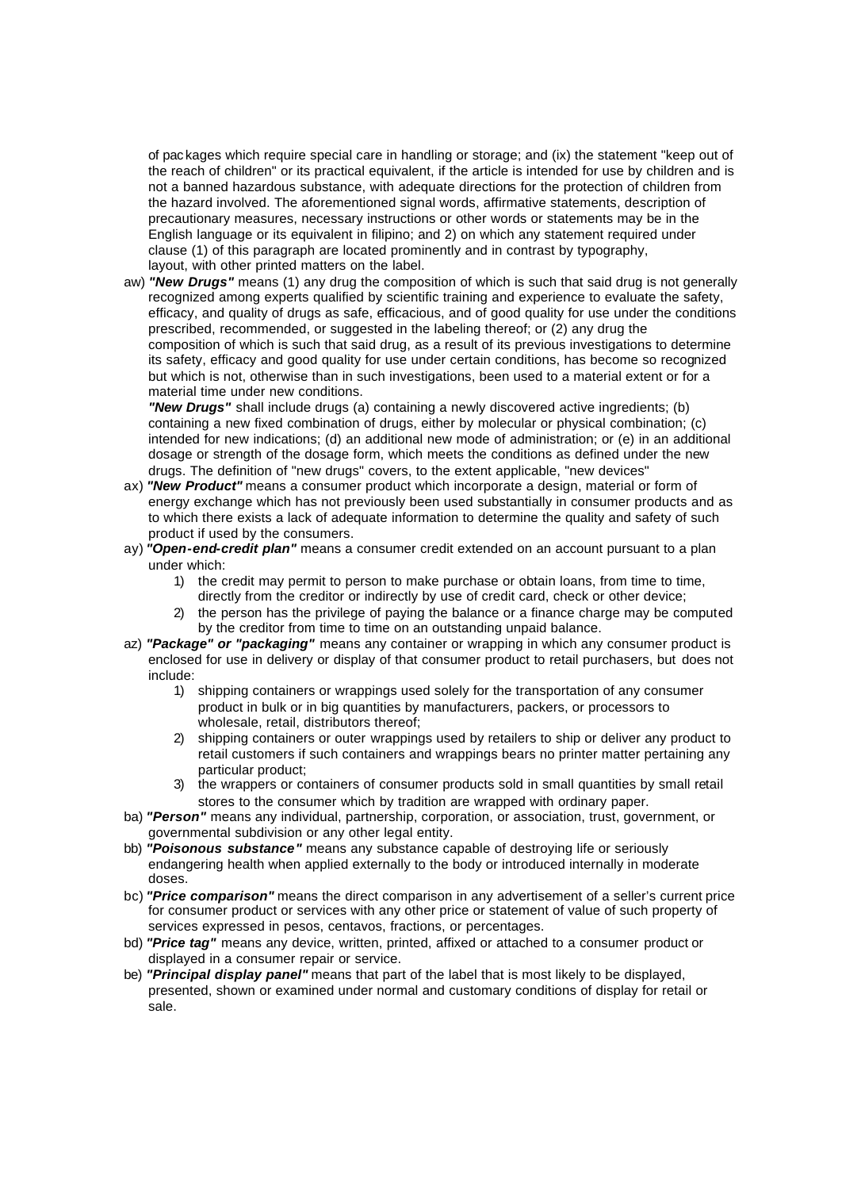of packages which require special care in handling or storage; and (ix) the statement "keep out of the reach of children" or its practical equivalent, if the article is intended for use by children and is not a banned hazardous substance, with adequate directions for the protection of children from the hazard involved. The aforementioned signal words, affirmative statements, description of precautionary measures, necessary instructions or other words or statements may be in the English language or its equivalent in filipino; and 2) on which any statement required under clause (1) of this paragraph are located prominently and in contrast by typography, layout, with other printed matters on the label.

aw) ***"New Drugs"*** means (1) any drug the composition of which is such that said drug is not generally recognized among experts qualified by scientific training and experience to evaluate the safety, efficacy, and quality of drugs as safe, efficacious, and of good quality for use under the conditions prescribed, recommended, or suggested in the labeling thereof; or (2) any drug the composition of which is such that said drug, as a result of its previous investigations to determine its safety, efficacy and good quality for use under certain conditions, has become so recognized but which is not, otherwise than in such investigations, been used to a material extent or for a material time under new conditions.

***"New Drugs"*** shall include drugs (a) containing a newly discovered active ingredients; (b) containing a new fixed combination of drugs, either by molecular or physical combination; (c) intended for new indications; (d) an additional new mode of administration; or (e) in an additional dosage or strength of the dosage form, which meets the conditions as defined under the new drugs. The definition of "new drugs" covers, to the extent applicable, "new devices"

ax) ***"New Product"*** means a consumer product which incorporate a design, material or form of energy exchange which has not previously been used substantially in consumer products and as to which there exists a lack of adequate information to determine the quality and safety of such product if used by the consumers.

ay) ***"Open-end-credit plan"*** means a consumer credit extended on an account pursuant to a plan under which:

1) the credit may permit to person to make purchase or obtain loans, from time to time, directly from the creditor or indirectly by use of credit card, check or other device;
2) the person has the privilege of paying the balance or a finance charge may be computed by the creditor from time to time on an outstanding unpaid balance.

az) ***"Package" or "packaging"*** means any container or wrapping in which any consumer product is enclosed for use in delivery or display of that consumer product to retail purchasers, but does not include:

1) shipping containers or wrappings used solely for the transportation of any consumer product in bulk or in big quantities by manufacturers, packers, or processors to wholesale, retail, distributors thereof;
2) shipping containers or outer wrappings used by retailers to ship or deliver any product to retail customers if such containers and wrappings bears no printer matter pertaining any particular product;
3) the wrappers or containers of consumer products sold in small quantities by small retail stores to the consumer which by tradition are wrapped with ordinary paper.

ba) ***"Person"*** means any individual, partnership, corporation, or association, trust, government, or governmental subdivision or any other legal entity.

bb) ***"Poisonous substance"*** means any substance capable of destroying life or seriously endangering health when applied externally to the body or introduced internally in moderate doses.

bc) ***"Price comparison"*** means the direct comparison in any advertisement of a seller's current price for consumer product or services with any other price or statement of value of such property of services expressed in pesos, centavos, fractions, or percentages.

bd) ***"Price tag"*** means any device, written, printed, affixed or attached to a consumer product or displayed in a consumer repair or service.

be) ***"Principal display panel"*** means that part of the label that is most likely to be displayed, presented, shown or examined under normal and customary conditions of display for retail or sale.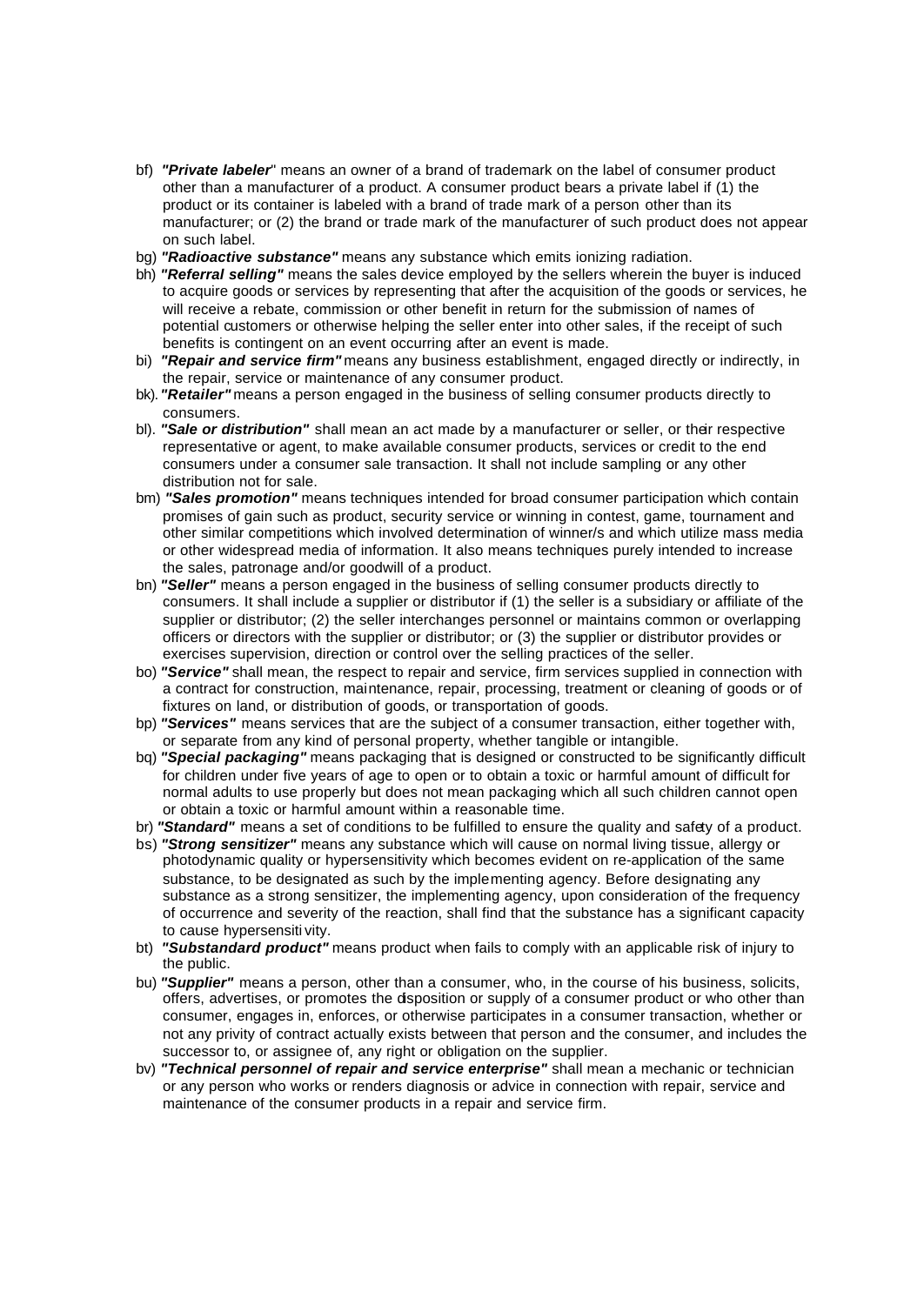bf) ***"Private labeler***" means an owner of a brand of trademark on the label of consumer product other than a manufacturer of a product. A consumer product bears a private label if (1) the product or its container is labeled with a brand of trade mark of a person other than its manufacturer; or (2) the brand or trade mark of the manufacturer of such product does not appear on such label.

bg) ***"Radioactive substance"*** means any substance which emits ionizing radiation.

bh) ***"Referral selling"*** means the sales device employed by the sellers wherein the buyer is induced to acquire goods or services by representing that after the acquisition of the goods or services, he will receive a rebate, commission or other benefit in return for the submission of names of potential customers or otherwise helping the seller enter into other sales, if the receipt of such benefits is contingent on an event occurring after an event is made.

bi) ***"Repair and service firm"*** means any business establishment, engaged directly or indirectly, in the repair, service or maintenance of any consumer product.

bk). ***"Retailer"*** means a person engaged in the business of selling consumer products directly to consumers.

bl). ***"Sale or distribution"*** shall mean an act made by a manufacturer or seller, or their respective representative or agent, to make available consumer products, services or credit to the end consumers under a consumer sale transaction. It shall not include sampling or any other distribution not for sale.

bm) ***"Sales promotion"*** means techniques intended for broad consumer participation which contain promises of gain such as product, security service or winning in contest, game, tournament and other similar competitions which involved determination of winner/s and which utilize mass media or other widespread media of information. It also means techniques purely intended to increase the sales, patronage and/or goodwill of a product.

bn) ***"Seller"*** means a person engaged in the business of selling consumer products directly to consumers. It shall include a supplier or distributor if (1) the seller is a subsidiary or affiliate of the supplier or distributor; (2) the seller interchanges personnel or maintains common or overlapping officers or directors with the supplier or distributor; or (3) the supplier or distributor provides or exercises supervision, direction or control over the selling practices of the seller.

bo) ***"Service"*** shall mean, the respect to repair and service, firm services supplied in connection with a contract for construction, maintenance, repair, processing, treatment or cleaning of goods or of fixtures on land, or distribution of goods, or transportation of goods.

bp) ***"Services"*** means services that are the subject of a consumer transaction, either together with, or separate from any kind of personal property, whether tangible or intangible.

bq) ***"Special packaging"*** means packaging that is designed or constructed to be significantly difficult for children under five years of age to open or to obtain a toxic or harmful amount of difficult for normal adults to use properly but does not mean packaging which all such children cannot open or obtain a toxic or harmful amount within a reasonable time.

br) ***"Standard"*** means a set of conditions to be fulfilled to ensure the quality and safety of a product.

bs) ***"Strong sensitizer"*** means any substance which will cause on normal living tissue, allergy or photodynamic quality or hypersensitivity which becomes evident on re-application of the same substance, to be designated as such by the implementing agency. Before designating any substance as a strong sensitizer, the implementing agency, upon consideration of the frequency of occurrence and severity of the reaction, shall find that the substance has a significant capacity to cause hypersensitivity.

bt) ***"Substandard product"*** means product when fails to comply with an applicable risk of injury to the public.

bu) ***"Supplier"*** means a person, other than a consumer, who, in the course of his business, solicits, offers, advertises, or promotes the disposition or supply of a consumer product or who other than consumer, engages in, enforces, or otherwise participates in a consumer transaction, whether or not any privity of contract actually exists between that person and the consumer, and includes the successor to, or assignee of, any right or obligation on the supplier.

bv) ***"Technical personnel of repair and service enterprise"*** shall mean a mechanic or technician or any person who works or renders diagnosis or advice in connection with repair, service and maintenance of the consumer products in a repair and service firm.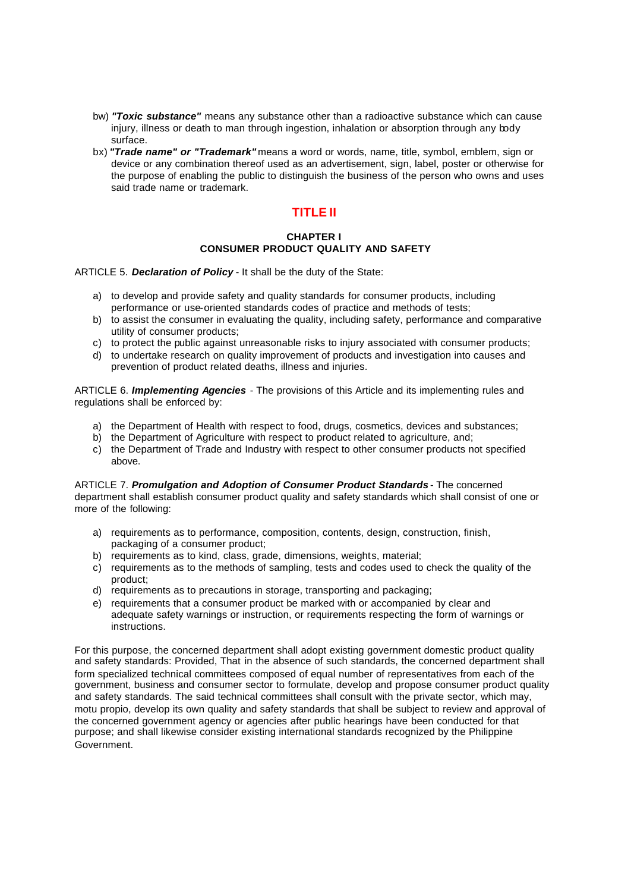bw) ***"Toxic substance"*** means any substance other than a radioactive substance which can cause injury, illness or death to man through ingestion, inhalation or absorption through any body surface.

bx) ***"Trade name" or "Trademark"*** means a word or words, name, title, symbol, emblem, sign or device or any combination thereof used as an advertisement, sign, label, poster or otherwise for the purpose of enabling the public to distinguish the business of the person who owns and uses said trade name or trademark.

## TITLE II

### CHAPTER I
### CONSUMER PRODUCT QUALITY AND SAFETY

ARTICLE 5. ***Declaration of Policy*** - It shall be the duty of the State:

a) to develop and provide safety and quality standards for consumer products, including performance or use-oriented standards codes of practice and methods of tests;
b) to assist the consumer in evaluating the quality, including safety, performance and comparative utility of consumer products;
c) to protect the public against unreasonable risks to injury associated with consumer products;
d) to undertake research on quality improvement of products and investigation into causes and prevention of product related deaths, illness and injuries.

ARTICLE 6. ***Implementing Agencies*** - The provisions of this Article and its implementing rules and regulations shall be enforced by:

a) the Department of Health with respect to food, drugs, cosmetics, devices and substances;
b) the Department of Agriculture with respect to product related to agriculture, and;
c) the Department of Trade and Industry with respect to other consumer products not specified above.

ARTICLE 7. ***Promulgation and Adoption of Consumer Product Standards*** - The concerned department shall establish consumer product quality and safety standards which shall consist of one or more of the following:

a) requirements as to performance, composition, contents, design, construction, finish, packaging of a consumer product;
b) requirements as to kind, class, grade, dimensions, weights, material;
c) requirements as to the methods of sampling, tests and codes used to check the quality of the product;
d) requirements as to precautions in storage, transporting and packaging;
e) requirements that a consumer product be marked with or accompanied by clear and adequate safety warnings or instruction, or requirements respecting the form of warnings or instructions.

For this purpose, the concerned department shall adopt existing government domestic product quality and safety standards: Provided, That in the absence of such standards, the concerned department shall form specialized technical committees composed of equal number of representatives from each of the government, business and consumer sector to formulate, develop and propose consumer product quality and safety standards. The said technical committees shall consult with the private sector, which may, motu propio, develop its own quality and safety standards that shall be subject to review and approval of the concerned government agency or agencies after public hearings have been conducted for that purpose; and shall likewise consider existing international standards recognized by the Philippine Government.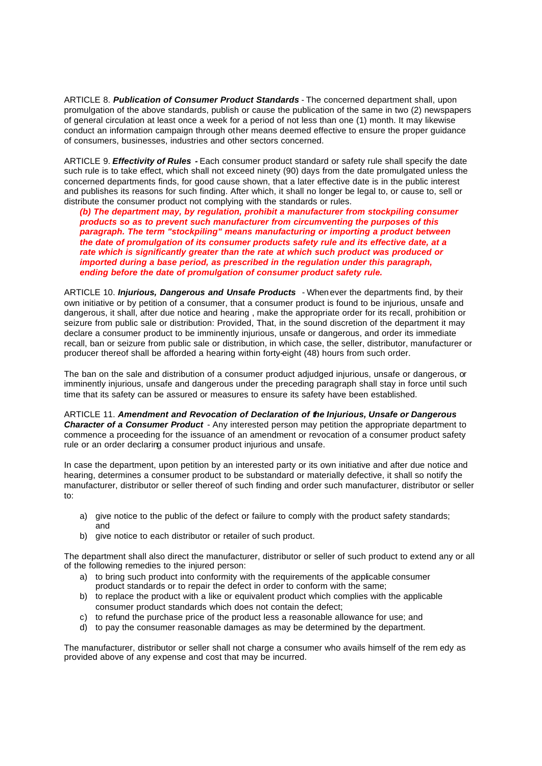ARTICLE 8. ***Publication of Consumer Product Standards*** - The concerned department shall, upon promulgation of the above standards, publish or cause the publication of the same in two (2) newspapers of general circulation at least once a week for a period of not less than one (1) month. It may likewise conduct an information campaign through other means deemed effective to ensure the proper guidance of consumers, businesses, industries and other sectors concerned.

ARTICLE 9. ***Effectivity of Rules*** - Each consumer product standard or safety rule shall specify the date such rule is to take effect, which shall not exceed ninety (90) days from the date promulgated unless the concerned departments finds, for good cause shown, that a later effective date is in the public interest and publishes its reasons for such finding. After which, it shall no longer be legal to, or cause to, sell or distribute the consumer product not complying with the standards or rules.

> ***(b) The department may, by regulation, prohibit a manufacturer from stockpiling consumer products so as to prevent such manufacturer from circumventing the purposes of this paragraph. The term "stockpiling" means manufacturing or importing a product between the date of promulgation of its consumer products safety rule and its effective date, at a rate which is significantly greater than the rate at which such product was produced or imported during a base period, as prescribed in the regulation under this paragraph, ending before the date of promulgation of consumer product safety rule.***

ARTICLE 10. ***Injurious, Dangerous and Unsafe Products*** - Whenever the departments find, by their own initiative or by petition of a consumer, that a consumer product is found to be injurious, unsafe and dangerous, it shall, after due notice and hearing , make the appropriate order for its recall, prohibition or seizure from public sale or distribution: Provided, That, in the sound discretion of the department it may declare a consumer product to be imminently injurious, unsafe or dangerous, and order its immediate recall, ban or seizure from public sale or distribution, in which case, the seller, distributor, manufacturer or producer thereof shall be afforded a hearing within forty-eight (48) hours from such order.

The ban on the sale and distribution of a consumer product adjudged injurious, unsafe or dangerous, or imminently injurious, unsafe and dangerous under the preceding paragraph shall stay in force until such time that its safety can be assured or measures to ensure its safety have been established.

ARTICLE 11. ***Amendment and Revocation of Declaration of the Injurious, Unsafe or Dangerous Character of a Consumer Product*** - Any interested person may petition the appropriate department to commence a proceeding for the issuance of an amendment or revocation of a consumer product safety rule or an order declaring a consumer product injurious and unsafe.

In case the department, upon petition by an interested party or its own initiative and after due notice and hearing, determines a consumer product to be substandard or materially defective, it shall so notify the manufacturer, distributor or seller thereof of such finding and order such manufacturer, distributor or seller to:

a) give notice to the public of the defect or failure to comply with the product safety standards; and
b) give notice to each distributor or retailer of such product.

The department shall also direct the manufacturer, distributor or seller of such product to extend any or all of the following remedies to the injured person:

a) to bring such product into conformity with the requirements of the applicable consumer product standards or to repair the defect in order to conform with the same;
b) to replace the product with a like or equivalent product which complies with the applicable consumer product standards which does not contain the defect;
c) to refund the purchase price of the product less a reasonable allowance for use; and
d) to pay the consumer reasonable damages as may be determined by the department.

The manufacturer, distributor or seller shall not charge a consumer who avails himself of the remedy as provided above of any expense and cost that may be incurred.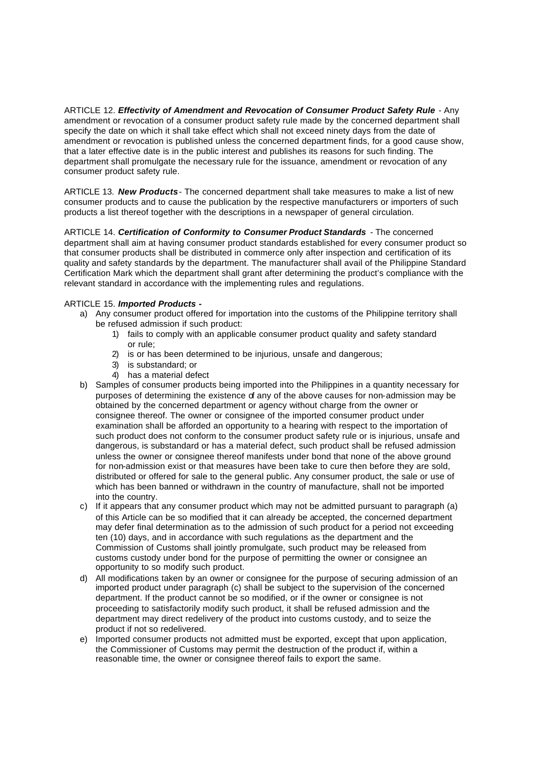ARTICLE 12. ***Effectivity of Amendment and Revocation of Consumer Product Safety Rule*** - Any amendment or revocation of a consumer product safety rule made by the concerned department shall specify the date on which it shall take effect which shall not exceed ninety days from the date of amendment or revocation is published unless the concerned department finds, for a good cause show, that a later effective date is in the public interest and publishes its reasons for such finding. The department shall promulgate the necessary rule for the issuance, amendment or revocation of any consumer product safety rule.

ARTICLE 13. ***New Products*** - The concerned department shall take measures to make a list of new consumer products and to cause the publication by the respective manufacturers or importers of such products a list thereof together with the descriptions in a newspaper of general circulation.

ARTICLE 14. ***Certification of Conformity to Consumer Product Standards*** - The concerned department shall aim at having consumer product standards established for every consumer product so that consumer products shall be distributed in commerce only after inspection and certification of its quality and safety standards by the department. The manufacturer shall avail of the Philippine Standard Certification Mark which the department shall grant after determining the product's compliance with the relevant standard in accordance with the implementing rules and regulations.

ARTICLE 15. ***Imported Products -***

a) Any consumer product offered for importation into the customs of the Philippine territory shall be refused admission if such product:
   1) fails to comply with an applicable consumer product quality and safety standard or rule;
   2) is or has been determined to be injurious, unsafe and dangerous;
   3) is substandard; or
   4) has a material defect
b) Samples of consumer products being imported into the Philippines in a quantity necessary for purposes of determining the existence of any of the above causes for non-admission may be obtained by the concerned department or agency without charge from the owner or consignee thereof. The owner or consignee of the imported consumer product under examination shall be afforded an opportunity to a hearing with respect to the importation of such product does not conform to the consumer product safety rule or is injurious, unsafe and dangerous, is substandard or has a material defect, such product shall be refused admission unless the owner or consignee thereof manifests under bond that none of the above ground for non-admission exist or that measures have been take to cure then before they are sold, distributed or offered for sale to the general public. Any consumer product, the sale or use of which has been banned or withdrawn in the country of manufacture, shall not be imported into the country.
c) If it appears that any consumer product which may not be admitted pursuant to paragraph (a) of this Article can be so modified that it can already be accepted, the concerned department may defer final determination as to the admission of such product for a period not exceeding ten (10) days, and in accordance with such regulations as the department and the Commission of Customs shall jointly promulgate, such product may be released from customs custody under bond for the purpose of permitting the owner or consignee an opportunity to so modify such product.
d) All modifications taken by an owner or consignee for the purpose of securing admission of an imported product under paragraph (c) shall be subject to the supervision of the concerned department. If the product cannot be so modified, or if the owner or consignee is not proceeding to satisfactorily modify such product, it shall be refused admission and the department may direct redelivery of the product into customs custody, and to seize the product if not so redelivered.
e) Imported consumer products not admitted must be exported, except that upon application, the Commissioner of Customs may permit the destruction of the product if, within a reasonable time, the owner or consignee thereof fails to export the same.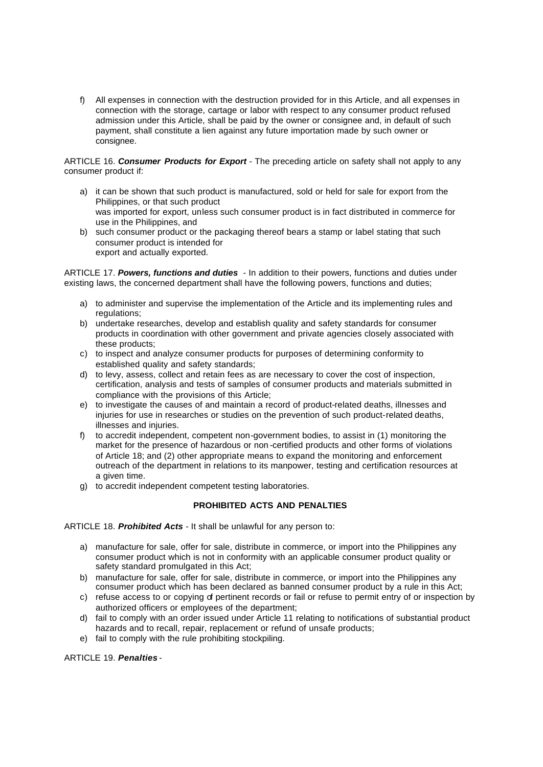f) All expenses in connection with the destruction provided for in this Article, and all expenses in connection with the storage, cartage or labor with respect to any consumer product refused admission under this Article, shall be paid by the owner or consignee and, in default of such payment, shall constitute a lien against any future importation made by such owner or consignee.

ARTICLE 16. ***Consumer Products for Export*** - The preceding article on safety shall not apply to any consumer product if:

a) it can be shown that such product is manufactured, sold or held for sale for export from the Philippines, or that such product was imported for export, unless such consumer product is in fact distributed in commerce for use in the Philippines, and
b) such consumer product or the packaging thereof bears a stamp or label stating that such consumer product is intended for export and actually exported.

ARTICLE 17. ***Powers, functions and duties*** - In addition to their powers, functions and duties under existing laws, the concerned department shall have the following powers, functions and duties;

a) to administer and supervise the implementation of the Article and its implementing rules and regulations;
b) undertake researches, develop and establish quality and safety standards for consumer products in coordination with other government and private agencies closely associated with these products;
c) to inspect and analyze consumer products for purposes of determining conformity to established quality and safety standards;
d) to levy, assess, collect and retain fees as are necessary to cover the cost of inspection, certification, analysis and tests of samples of consumer products and materials submitted in compliance with the provisions of this Article;
e) to investigate the causes of and maintain a record of product-related deaths, illnesses and injuries for use in researches or studies on the prevention of such product-related deaths, illnesses and injuries.
f) to accredit independent, competent non-government bodies, to assist in (1) monitoring the market for the presence of hazardous or non-certified products and other forms of violations of Article 18; and (2) other appropriate means to expand the monitoring and enforcement outreach of the department in relations to its manpower, testing and certification resources at a given time.
g) to accredit independent competent testing laboratories.

**PROHIBITED ACTS AND PENALTIES**

ARTICLE 18. ***Prohibited Acts*** - It shall be unlawful for any person to:

a) manufacture for sale, offer for sale, distribute in commerce, or import into the Philippines any consumer product which is not in conformity with an applicable consumer product quality or safety standard promulgated in this Act;
b) manufacture for sale, offer for sale, distribute in commerce, or import into the Philippines any consumer product which has been declared as banned consumer product by a rule in this Act;
c) refuse access to or copying of pertinent records or fail or refuse to permit entry of or inspection by authorized officers or employees of the department;
d) fail to comply with an order issued under Article 11 relating to notifications of substantial product hazards and to recall, repair, replacement or refund of unsafe products;
e) fail to comply with the rule prohibiting stockpiling.

ARTICLE 19. ***Penalties*** -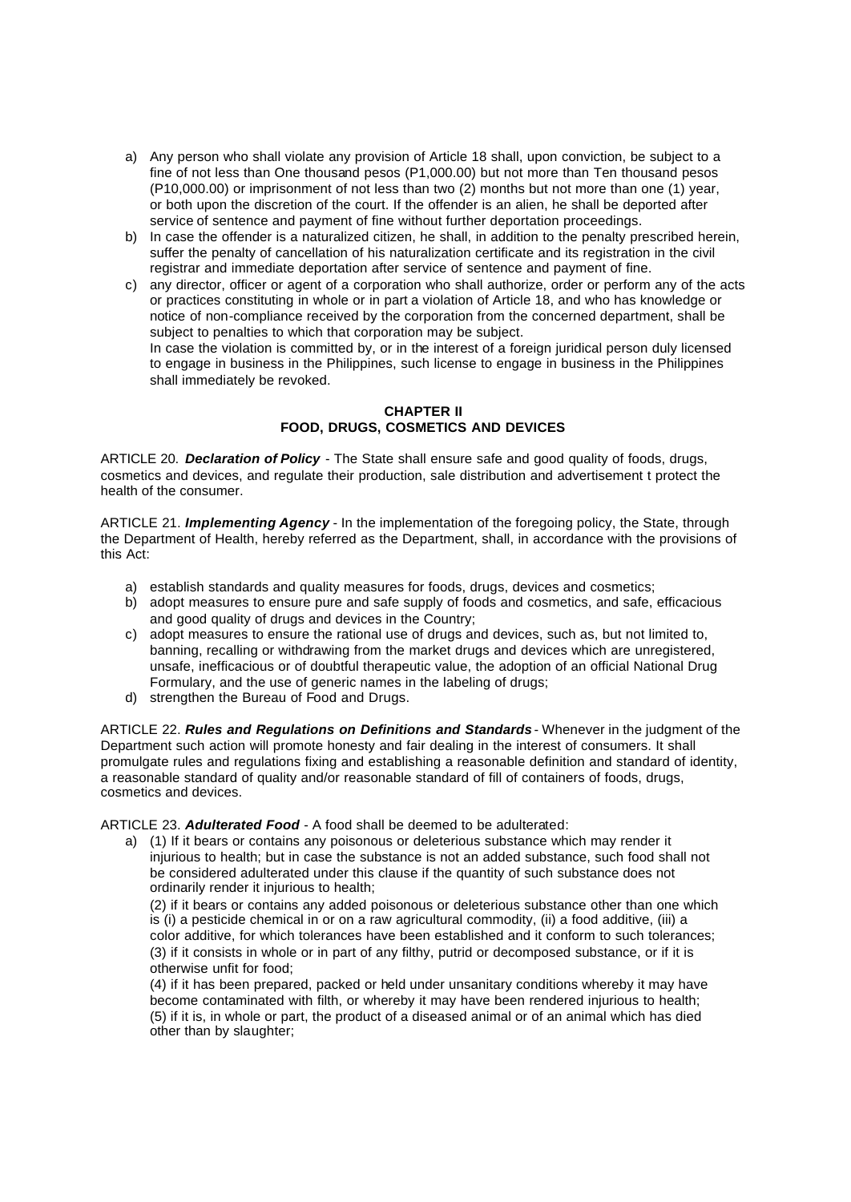a) Any person who shall violate any provision of Article 18 shall, upon conviction, be subject to a fine of not less than One thousand pesos (P1,000.00) but not more than Ten thousand pesos (P10,000.00) or imprisonment of not less than two (2) months but not more than one (1) year, or both upon the discretion of the court. If the offender is an alien, he shall be deported after service of sentence and payment of fine without further deportation proceedings.
b) In case the offender is a naturalized citizen, he shall, in addition to the penalty prescribed herein, suffer the penalty of cancellation of his naturalization certificate and its registration in the civil registrar and immediate deportation after service of sentence and payment of fine.
c) any director, officer or agent of a corporation who shall authorize, order or perform any of the acts or practices constituting in whole or in part a violation of Article 18, and who has knowledge or notice of non-compliance received by the corporation from the concerned department, shall be subject to penalties to which that corporation may be subject.
   In case the violation is committed by, or in the interest of a foreign juridical person duly licensed to engage in business in the Philippines, such license to engage in business in the Philippines shall immediately be revoked.

## CHAPTER II
## FOOD, DRUGS, COSMETICS AND DEVICES

ARTICLE 20. ***Declaration of Policy*** - The State shall ensure safe and good quality of foods, drugs, cosmetics and devices, and regulate their production, sale distribution and advertisement t protect the health of the consumer.

ARTICLE 21. ***Implementing Agency*** - In the implementation of the foregoing policy, the State, through the Department of Health, hereby referred as the Department, shall, in accordance with the provisions of this Act:

a) establish standards and quality measures for foods, drugs, devices and cosmetics;
b) adopt measures to ensure pure and safe supply of foods and cosmetics, and safe, efficacious and good quality of drugs and devices in the Country;
c) adopt measures to ensure the rational use of drugs and devices, such as, but not limited to, banning, recalling or withdrawing from the market drugs and devices which are unregistered, unsafe, inefficacious or of doubtful therapeutic value, the adoption of an official National Drug Formulary, and the use of generic names in the labeling of drugs;
d) strengthen the Bureau of Food and Drugs.

ARTICLE 22. ***Rules and Regulations on Definitions and Standards*** - Whenever in the judgment of the Department such action will promote honesty and fair dealing in the interest of consumers. It shall promulgate rules and regulations fixing and establishing a reasonable definition and standard of identity, a reasonable standard of quality and/or reasonable standard of fill of containers of foods, drugs, cosmetics and devices.

ARTICLE 23. ***Adulterated Food*** - A food shall be deemed to be adulterated:

a) (1) If it bears or contains any poisonous or deleterious substance which may render it injurious to health; but in case the substance is not an added substance, such food shall not be considered adulterated under this clause if the quantity of such substance does not ordinarily render it injurious to health;
   (2) if it bears or contains any added poisonous or deleterious substance other than one which is (i) a pesticide chemical in or on a raw agricultural commodity, (ii) a food additive, (iii) a color additive, for which tolerances have been established and it conform to such tolerances;
   (3) if it consists in whole or in part of any filthy, putrid or decomposed substance, or if it is otherwise unfit for food;
   (4) if it has been prepared, packed or held under unsanitary conditions whereby it may have become contaminated with filth, or whereby it may have been rendered injurious to health;
   (5) if it is, in whole or part, the product of a diseased animal or of an animal which has died other than by slaughter;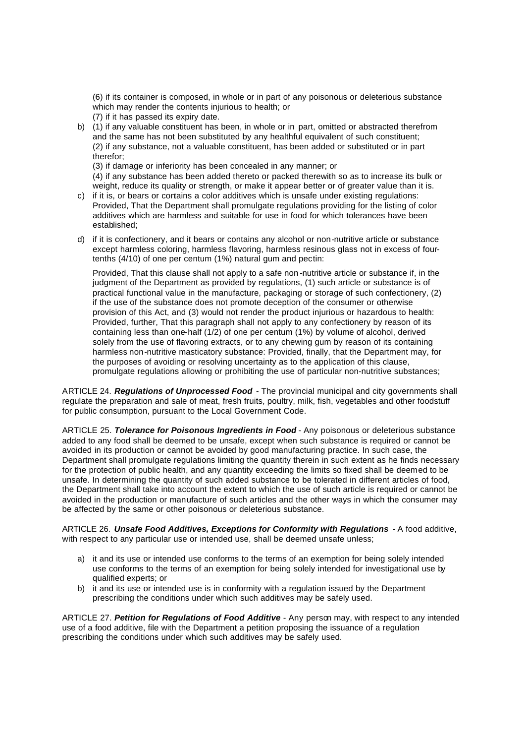(6) if its container is composed, in whole or in part of any poisonous or deleterious substance which may render the contents injurious to health; or
(7) if it has passed its expiry date.

b) (1) if any valuable constituent has been, in whole or in part, omitted or abstracted therefrom and the same has not been substituted by any healthful equivalent of such constituent;
(2) if any substance, not a valuable constituent, has been added or substituted or in part therefor;
(3) if damage or inferiority has been concealed in any manner; or
(4) if any substance has been added thereto or packed therewith so as to increase its bulk or weight, reduce its quality or strength, or make it appear better or of greater value than it is.

c) if it is, or bears or contains a color additives which is unsafe under existing regulations: Provided, That the Department shall promulgate regulations providing for the listing of color additives which are harmless and suitable for use in food for which tolerances have been established;

d) if it is confectionery, and it bears or contains any alcohol or non-nutritive article or substance except harmless coloring, harmless flavoring, harmless resinous glass not in excess of four-tenths (4/10) of one per centum (1%) natural gum and pectin:

Provided, That this clause shall not apply to a safe non-nutritive article or substance if, in the judgment of the Department as provided by regulations, (1) such article or substance is of practical functional value in the manufacture, packaging or storage of such confectionery, (2) if the use of the substance does not promote deception of the consumer or otherwise provision of this Act, and (3) would not render the product injurious or hazardous to health: Provided, further, That this paragraph shall not apply to any confectionery by reason of its containing less than one-half (1/2) of one per centum (1%) by volume of alcohol, derived solely from the use of flavoring extracts, or to any chewing gum by reason of its containing harmless non-nutritive masticatory substance: Provided, finally, that the Department may, for the purposes of avoiding or resolving uncertainty as to the application of this clause, promulgate regulations allowing or prohibiting the use of particular non-nutritive substances;

ARTICLE 24. ***Regulations of Unprocessed Food*** - The provincial municipal and city governments shall regulate the preparation and sale of meat, fresh fruits, poultry, milk, fish, vegetables and other foodstuff for public consumption, pursuant to the Local Government Code.

ARTICLE 25. ***Tolerance for Poisonous Ingredients in Food*** - Any poisonous or deleterious substance added to any food shall be deemed to be unsafe, except when such substance is required or cannot be avoided in its production or cannot be avoided by good manufacturing practice. In such case, the Department shall promulgate regulations limiting the quantity therein in such extent as he finds necessary for the protection of public health, and any quantity exceeding the limits so fixed shall be deemed to be unsafe. In determining the quantity of such added substance to be tolerated in different articles of food, the Department shall take into account the extent to which the use of such article is required or cannot be avoided in the production or manufacture of such articles and the other ways in which the consumer may be affected by the same or other poisonous or deleterious substance.

ARTICLE 26. ***Unsafe Food Additives, Exceptions for Conformity with Regulations*** - A food additive, with respect to any particular use or intended use, shall be deemed unsafe unless;

a) it and its use or intended use conforms to the terms of an exemption for being solely intended use conforms to the terms of an exemption for being solely intended for investigational use by qualified experts; or
b) it and its use or intended use is in conformity with a regulation issued by the Department prescribing the conditions under which such additives may be safely used.

ARTICLE 27. ***Petition for Regulations of Food Additive*** - Any person may, with respect to any intended use of a food additive, file with the Department a petition proposing the issuance of a regulation prescribing the conditions under which such additives may be safely used.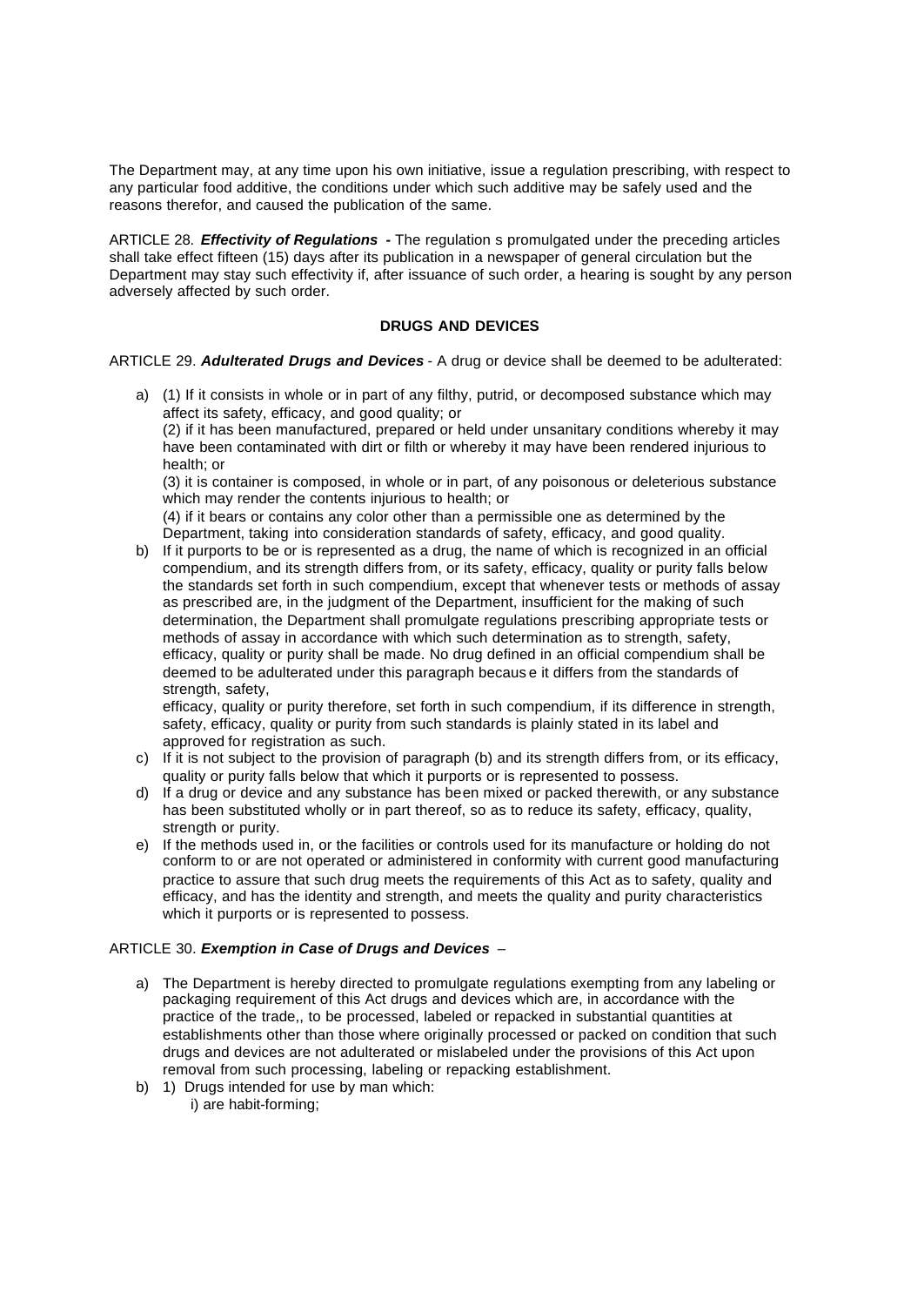The Department may, at any time upon his own initiative, issue a regulation prescribing, with respect to any particular food additive, the conditions under which such additive may be safely used and the reasons therefor, and caused the publication of the same.

ARTICLE 28. ***Effectivity of Regulations -*** The regulation s promulgated under the preceding articles shall take effect fifteen (15) days after its publication in a newspaper of general circulation but the Department may stay such effectivity if, after issuance of such order, a hearing is sought by any person adversely affected by such order.

**DRUGS AND DEVICES**

ARTICLE 29. ***Adulterated Drugs and Devices*** - A drug or device shall be deemed to be adulterated:

a) (1) If it consists in whole or in part of any filthy, putrid, or decomposed substance which may affect its safety, efficacy, and good quality; or
   (2) if it has been manufactured, prepared or held under unsanitary conditions whereby it may have been contaminated with dirt or filth or whereby it may have been rendered injurious to health; or
   (3) it is container is composed, in whole or in part, of any poisonous or deleterious substance which may render the contents injurious to health; or
   (4) if it bears or contains any color other than a permissible one as determined by the Department, taking into consideration standards of safety, efficacy, and good quality.
b) If it purports to be or is represented as a drug, the name of which is recognized in an official compendium, and its strength differs from, or its safety, efficacy, quality or purity falls below the standards set forth in such compendium, except that whenever tests or methods of assay as prescribed are, in the judgment of the Department, insufficient for the making of such determination, the Department shall promulgate regulations prescribing appropriate tests or methods of assay in accordance with which such determination as to strength, safety, efficacy, quality or purity shall be made. No drug defined in an official compendium shall be deemed to be adulterated under this paragraph becaus e it differs from the standards of strength, safety,
   efficacy, quality or purity therefore, set forth in such compendium, if its difference in strength, safety, efficacy, quality or purity from such standards is plainly stated in its label and approved for registration as such.
c) If it is not subject to the provision of paragraph (b) and its strength differs from, or its efficacy, quality or purity falls below that which it purports or is represented to possess.
d) If a drug or device and any substance has been mixed or packed therewith, or any substance has been substituted wholly or in part thereof, so as to reduce its safety, efficacy, quality, strength or purity.
e) If the methods used in, or the facilities or controls used for its manufacture or holding do not conform to or are not operated or administered in conformity with current good manufacturing practice to assure that such drug meets the requirements of this Act as to safety, quality and efficacy, and has the identity and strength, and meets the quality and purity characteristics which it purports or is represented to possess.

ARTICLE 30. ***Exemption in Case of Drugs and Devices*** –

a) The Department is hereby directed to promulgate regulations exempting from any labeling or packaging requirement of this Act drugs and devices which are, in accordance with the practice of the trade,, to be processed, labeled or repacked in substantial quantities at establishments other than those where originally processed or packed on condition that such drugs and devices are not adulterated or mislabeled under the provisions of this Act upon removal from such processing, labeling or repacking establishment.
b) 1) Drugs intended for use by man which:
      i) are habit-forming;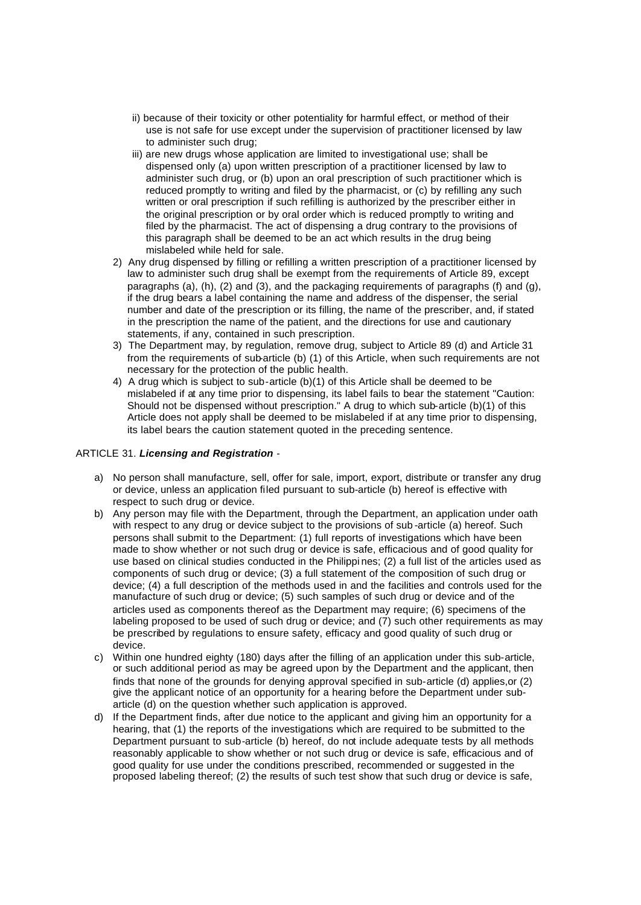ii) because of their toxicity or other potentiality for harmful effect, or method of their use is not safe for use except under the supervision of practitioner licensed by law to administer such drug;

iii) are new drugs whose application are limited to investigational use; shall be dispensed only (a) upon written prescription of a practitioner licensed by law to administer such drug, or (b) upon an oral prescription of such practitioner which is reduced promptly to writing and filed by the pharmacist, or (c) by refilling any such written or oral prescription if such refilling is authorized by the prescriber either in the original prescription or by oral order which is reduced promptly to writing and filed by the pharmacist. The act of dispensing a drug contrary to the provisions of this paragraph shall be deemed to be an act which results in the drug being mislabeled while held for sale.

2) Any drug dispensed by filling or refilling a written prescription of a practitioner licensed by law to administer such drug shall be exempt from the requirements of Article 89, except paragraphs (a), (h), (2) and (3), and the packaging requirements of paragraphs (f) and (g), if the drug bears a label containing the name and address of the dispenser, the serial number and date of the prescription or its filling, the name of the prescriber, and, if stated in the prescription the name of the patient, and the directions for use and cautionary statements, if any, contained in such prescription.

3) The Department may, by regulation, remove drug, subject to Article 89 (d) and Article 31 from the requirements of sub-article (b) (1) of this Article, when such requirements are not necessary for the protection of the public health.

4) A drug which is subject to sub-article (b)(1) of this Article shall be deemed to be mislabeled if at any time prior to dispensing, its label fails to bear the statement "Caution: Should not be dispensed without prescription." A drug to which sub-article (b)(1) of this Article does not apply shall be deemed to be mislabeled if at any time prior to dispensing, its label bears the caution statement quoted in the preceding sentence.

ARTICLE 31. ***Licensing and Registration*** -

a) No person shall manufacture, sell, offer for sale, import, export, distribute or transfer any drug or device, unless an application filed pursuant to sub-article (b) hereof is effective with respect to such drug or device.

b) Any person may file with the Department, through the Department, an application under oath with respect to any drug or device subject to the provisions of sub-article (a) hereof. Such persons shall submit to the Department: (1) full reports of investigations which have been made to show whether or not such drug or device is safe, efficacious and of good quality for use based on clinical studies conducted in the Philippines; (2) a full list of the articles used as components of such drug or device; (3) a full statement of the composition of such drug or device; (4) a full description of the methods used in and the facilities and controls used for the manufacture of such drug or device; (5) such samples of such drug or device and of the articles used as components thereof as the Department may require; (6) specimens of the labeling proposed to be used of such drug or device; and (7) such other requirements as may be prescribed by regulations to ensure safety, efficacy and good quality of such drug or device.

c) Within one hundred eighty (180) days after the filling of an application under this sub-article, or such additional period as may be agreed upon by the Department and the applicant, then finds that none of the grounds for denying approval specified in sub-article (d) applies,or (2) give the applicant notice of an opportunity for a hearing before the Department under sub-article (d) on the question whether such application is approved.

d) If the Department finds, after due notice to the applicant and giving him an opportunity for a hearing, that (1) the reports of the investigations which are required to be submitted to the Department pursuant to sub-article (b) hereof, do not include adequate tests by all methods reasonably applicable to show whether or not such drug or device is safe, efficacious and of good quality for use under the conditions prescribed, recommended or suggested in the proposed labeling thereof; (2) the results of such test show that such drug or device is safe,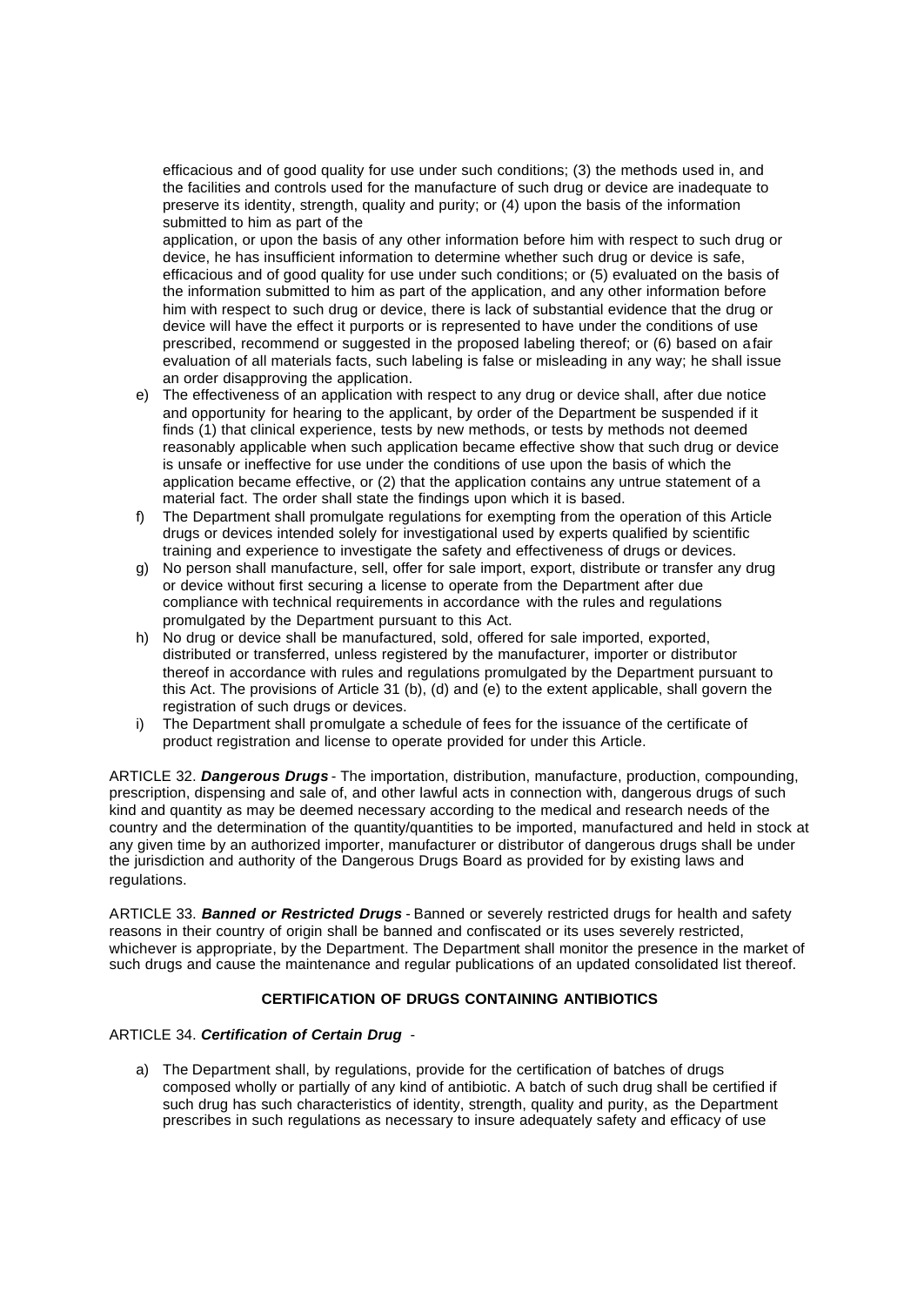efficacious and of good quality for use under such conditions; (3) the methods used in, and the facilities and controls used for the manufacture of such drug or device are inadequate to preserve its identity, strength, quality and purity; or (4) upon the basis of the information submitted to him as part of the application, or upon the basis of any other information before him with respect to such drug or device, he has insufficient information to determine whether such drug or device is safe, efficacious and of good quality for use under such conditions; or (5) evaluated on the basis of the information submitted to him as part of the application, and any other information before him with respect to such drug or device, there is lack of substantial evidence that the drug or device will have the effect it purports or is represented to have under the conditions of use prescribed, recommend or suggested in the proposed labeling thereof; or (6) based on a fair evaluation of all materials facts, such labeling is false or misleading in any way; he shall issue an order disapproving the application.

e) The effectiveness of an application with respect to any drug or device shall, after due notice and opportunity for hearing to the applicant, by order of the Department be suspended if it finds (1) that clinical experience, tests by new methods, or tests by methods not deemed reasonably applicable when such application became effective show that such drug or device is unsafe or ineffective for use under the conditions of use upon the basis of which the application became effective, or (2) that the application contains any untrue statement of a material fact. The order shall state the findings upon which it is based.
f) The Department shall promulgate regulations for exempting from the operation of this Article drugs or devices intended solely for investigational used by experts qualified by scientific training and experience to investigate the safety and effectiveness of drugs or devices.
g) No person shall manufacture, sell, offer for sale import, export, distribute or transfer any drug or device without first securing a license to operate from the Department after due compliance with technical requirements in accordance with the rules and regulations promulgated by the Department pursuant to this Act.
h) No drug or device shall be manufactured, sold, offered for sale imported, exported, distributed or transferred, unless registered by the manufacturer, importer or distributor thereof in accordance with rules and regulations promulgated by the Department pursuant to this Act. The provisions of Article 31 (b), (d) and (e) to the extent applicable, shall govern the registration of such drugs or devices.
i) The Department shall promulgate a schedule of fees for the issuance of the certificate of product registration and license to operate provided for under this Article.

ARTICLE 32. ***Dangerous Drugs*** - The importation, distribution, manufacture, production, compounding, prescription, dispensing and sale of, and other lawful acts in connection with, dangerous drugs of such kind and quantity as may be deemed necessary according to the medical and research needs of the country and the determination of the quantity/quantities to be imported, manufactured and held in stock at any given time by an authorized importer, manufacturer or distributor of dangerous drugs shall be under the jurisdiction and authority of the Dangerous Drugs Board as provided for by existing laws and regulations.

ARTICLE 33. ***Banned or Restricted Drugs*** - Banned or severely restricted drugs for health and safety reasons in their country of origin shall be banned and confiscated or its uses severely restricted, whichever is appropriate, by the Department. The Department shall monitor the presence in the market of such drugs and cause the maintenance and regular publications of an updated consolidated list thereof.

**CERTIFICATION OF DRUGS CONTAINING ANTIBIOTICS**

ARTICLE 34. ***Certification of Certain Drug*** -

a) The Department shall, by regulations, provide for the certification of batches of drugs composed wholly or partially of any kind of antibiotic. A batch of such drug shall be certified if such drug has such characteristics of identity, strength, quality and purity, as the Department prescribes in such regulations as necessary to insure adequately safety and efficacy of use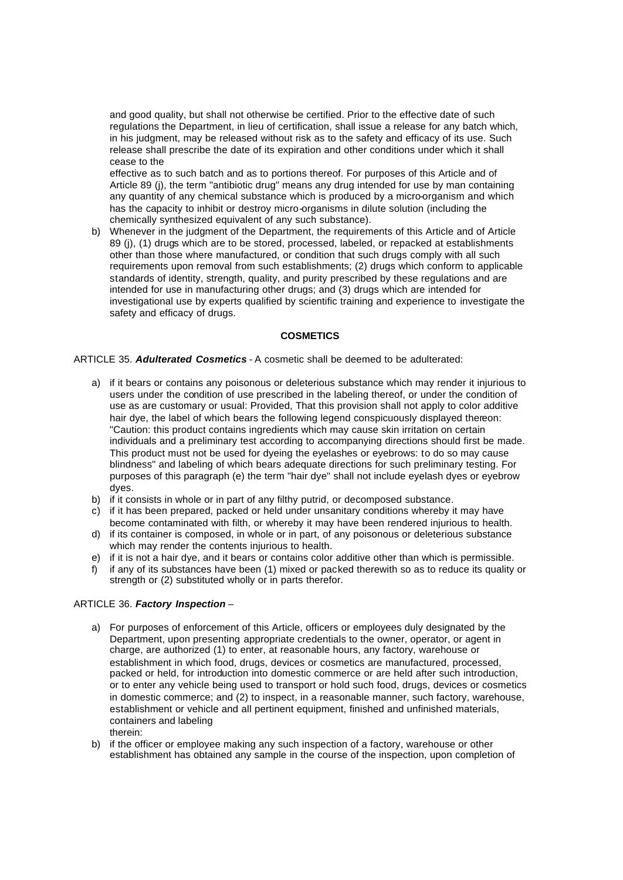and good quality, but shall not otherwise be certified. Prior to the effective date of such regulations the Department, in lieu of certification, shall issue a release for any batch which, in his judgment, may be released without risk as to the safety and efficacy of its use. Such release shall prescribe the date of its expiration and other conditions under which it shall cease to the

effective as to such batch and as to portions thereof. For purposes of this Article and of Article 89 (j), the term "antibiotic drug" means any drug intended for use by man containing any quantity of any chemical substance which is produced by a micro-organism and which has the capacity to inhibit or destroy micro-organisms in dilute solution (including the chemically synthesized equivalent of any such substance).

b) Whenever in the judgment of the Department, the requirements of this Article and of Article 89 (j), (1) drugs which are to be stored, processed, labeled, or repacked at establishments other than those where manufactured, or condition that such drugs comply with all such requirements upon removal from such establishments; (2) drugs which conform to applicable standards of identity, strength, quality, and purity prescribed by these regulations and are intended for use in manufacturing other drugs; and (3) drugs which are intended for investigational use by experts qualified by scientific training and experience to investigate the safety and efficacy of drugs.

## COSMETICS

ARTICLE 35. ***Adulterated Cosmetics*** - A cosmetic shall be deemed to be adulterated:

a) if it bears or contains any poisonous or deleterious substance which may render it injurious to users under the condition of use prescribed in the labeling thereof, or under the condition of use as are customary or usual: Provided, That this provision shall not apply to color additive hair dye, the label of which bears the following legend conspicuously displayed thereon: "Caution: this product contains ingredients which may cause skin irritation on certain individuals and a preliminary test according to accompanying directions should first be made. This product must not be used for dyeing the eyelashes or eyebrows: to do so may cause blindness" and labeling of which bears adequate directions for such preliminary testing. For purposes of this paragraph (e) the term "hair dye" shall not include eyelash dyes or eyebrow dyes.
b) if it consists in whole or in part of any filthy putrid, or decomposed substance.
c) if it has been prepared, packed or held under unsanitary conditions whereby it may have become contaminated with filth, or whereby it may have been rendered injurious to health.
d) if its container is composed, in whole or in part, of any poisonous or deleterious substance which may render the contents injurious to health.
e) if it is not a hair dye, and it bears or contains color additive other than which is permissible.
f) if any of its substances have been (1) mixed or packed therewith so as to reduce its quality or strength or (2) substituted wholly or in parts therefor.

ARTICLE 36. ***Factory Inspection*** –

a) For purposes of enforcement of this Article, officers or employees duly designated by the Department, upon presenting appropriate credentials to the owner, operator, or agent in charge, are authorized (1) to enter, at reasonable hours, any factory, warehouse or establishment in which food, drugs, devices or cosmetics are manufactured, processed, packed or held, for introduction into domestic commerce or are held after such introduction, or to enter any vehicle being used to transport or hold such food, drugs, devices or cosmetics in domestic commerce; and (2) to inspect, in a reasonable manner, such factory, warehouse, establishment or vehicle and all pertinent equipment, finished and unfinished materials, containers and labeling
therein:
b) if the officer or employee making any such inspection of a factory, warehouse or other establishment has obtained any sample in the course of the inspection, upon completion of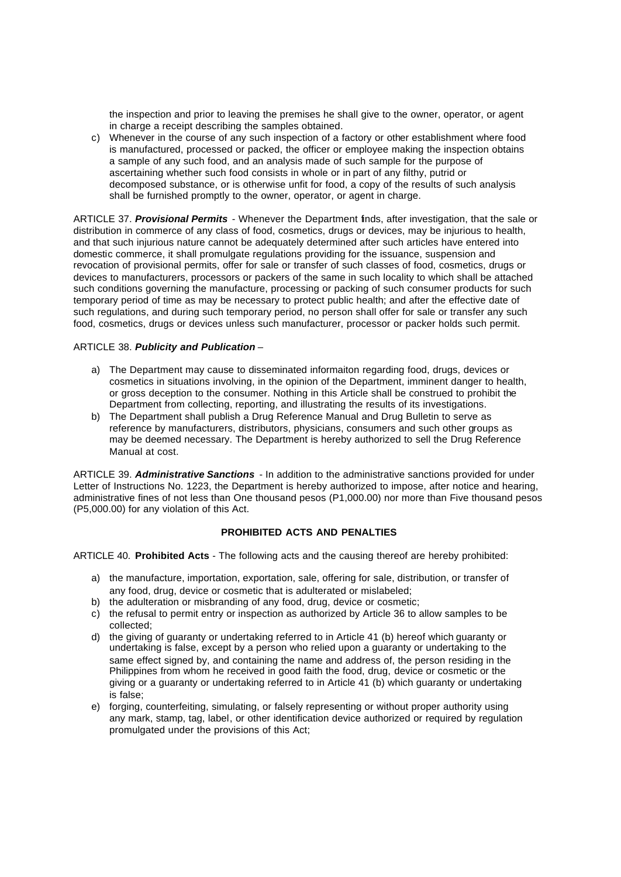the inspection and prior to leaving the premises he shall give to the owner, operator, or agent in charge a receipt describing the samples obtained.

c) Whenever in the course of any such inspection of a factory or other establishment where food is manufactured, processed or packed, the officer or employee making the inspection obtains a sample of any such food, and an analysis made of such sample for the purpose of ascertaining whether such food consists in whole or in part of any filthy, putrid or decomposed substance, or is otherwise unfit for food, a copy of the results of such analysis shall be furnished promptly to the owner, operator, or agent in charge.

ARTICLE 37. ***Provisional Permits*** - Whenever the Department finds, after investigation, that the sale or distribution in commerce of any class of food, cosmetics, drugs or devices, may be injurious to health, and that such injurious nature cannot be adequately determined after such articles have entered into domestic commerce, it shall promulgate regulations providing for the issuance, suspension and revocation of provisional permits, offer for sale or transfer of such classes of food, cosmetics, drugs or devices to manufacturers, processors or packers of the same in such locality to which shall be attached such conditions governing the manufacture, processing or packing of such consumer products for such temporary period of time as may be necessary to protect public health; and after the effective date of such regulations, and during such temporary period, no person shall offer for sale or transfer any such food, cosmetics, drugs or devices unless such manufacturer, processor or packer holds such permit.

ARTICLE 38. ***Publicity and Publication*** –

a) The Department may cause to disseminated informaiton regarding food, drugs, devices or cosmetics in situations involving, in the opinion of the Department, imminent danger to health, or gross deception to the consumer. Nothing in this Article shall be construed to prohibit the Department from collecting, reporting, and illustrating the results of its investigations.
b) The Department shall publish a Drug Reference Manual and Drug Bulletin to serve as reference by manufacturers, distributors, physicians, consumers and such other groups as may be deemed necessary. The Department is hereby authorized to sell the Drug Reference Manual at cost.

ARTICLE 39. ***Administrative Sanctions*** - In addition to the administrative sanctions provided for under Letter of Instructions No. 1223, the Department is hereby authorized to impose, after notice and hearing, administrative fines of not less than One thousand pesos (P1,000.00) nor more than Five thousand pesos (P5,000.00) for any violation of this Act.

**PROHIBITED ACTS AND PENALTIES**

ARTICLE 40. **Prohibited Acts** - The following acts and the causing thereof are hereby prohibited:

a) the manufacture, importation, exportation, sale, offering for sale, distribution, or transfer of any food, drug, device or cosmetic that is adulterated or mislabeled;
b) the adulteration or misbranding of any food, drug, device or cosmetic;
c) the refusal to permit entry or inspection as authorized by Article 36 to allow samples to be collected;
d) the giving of guaranty or undertaking referred to in Article 41 (b) hereof which guaranty or undertaking is false, except by a person who relied upon a guaranty or undertaking to the same effect signed by, and containing the name and address of, the person residing in the Philippines from whom he received in good faith the food, drug, device or cosmetic or the giving or a guaranty or undertaking referred to in Article 41 (b) which guaranty or undertaking is false;
e) forging, counterfeiting, simulating, or falsely representing or without proper authority using any mark, stamp, tag, label, or other identification device authorized or required by regulation promulgated under the provisions of this Act;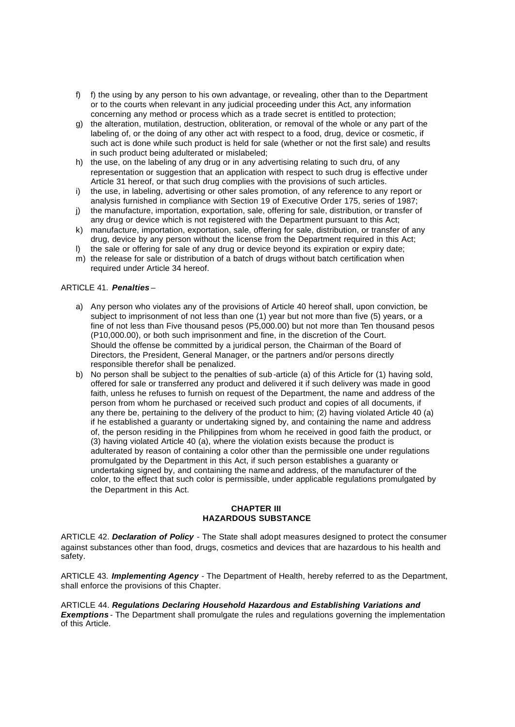f) f) the using by any person to his own advantage, or revealing, other than to the Department or to the courts when relevant in any judicial proceeding under this Act, any information concerning any method or process which as a trade secret is entitled to protection;

g) the alteration, mutilation, destruction, obliteration, or removal of the whole or any part of the labeling of, or the doing of any other act with respect to a food, drug, device or cosmetic, if such act is done while such product is held for sale (whether or not the first sale) and results in such product being adulterated or mislabeled;

h) the use, on the labeling of any drug or in any advertising relating to such dru, of any representation or suggestion that an application with respect to such drug is effective under Article 31 hereof, or that such drug complies with the provisions of such articles.

i) the use, in labeling, advertising or other sales promotion, of any reference to any report or analysis furnished in compliance with Section 19 of Executive Order 175, series of 1987;

j) the manufacture, importation, exportation, sale, offering for sale, distribution, or transfer of any drug or device which is not registered with the Department pursuant to this Act;

k) manufacture, importation, exportation, sale, offering for sale, distribution, or transfer of any drug, device by any person without the license from the Department required in this Act;

l) the sale or offering for sale of any drug or device beyond its expiration or expiry date;

m) the release for sale or distribution of a batch of drugs without batch certification when required under Article 34 hereof.

ARTICLE 41. ***Penalties*** –

a) Any person who violates any of the provisions of Article 40 hereof shall, upon conviction, be subject to imprisonment of not less than one (1) year but not more than five (5) years, or a fine of not less than Five thousand pesos (P5,000.00) but not more than Ten thousand pesos (P10,000.00), or both such imprisonment and fine, in the discretion of the Court. Should the offense be committed by a juridical person, the Chairman of the Board of Directors, the President, General Manager, or the partners and/or persons directly responsible therefor shall be penalized.

b) No person shall be subject to the penalties of sub-article (a) of this Article for (1) having sold, offered for sale or transferred any product and delivered it if such delivery was made in good faith, unless he refuses to furnish on request of the Department, the name and address of the person from whom he purchased or received such product and copies of all documents, if any there be, pertaining to the delivery of the product to him; (2) having violated Article 40 (a) if he established a guaranty or undertaking signed by, and containing the name and address of, the person residing in the Philippines from whom he received in good faith the product, or (3) having violated Article 40 (a), where the violation exists because the product is adulterated by reason of containing a color other than the permissible one under regulations promulgated by the Department in this Act, if such person establishes a guaranty or undertaking signed by, and containing the name and address, of the manufacturer of the color, to the effect that such color is permissible, under applicable regulations promulgated by the Department in this Act.

## CHAPTER III
## HAZARDOUS SUBSTANCE

ARTICLE 42. ***Declaration of Policy*** - The State shall adopt measures designed to protect the consumer against substances other than food, drugs, cosmetics and devices that are hazardous to his health and safety.

ARTICLE 43. ***Implementing Agency*** - The Department of Health, hereby referred to as the Department, shall enforce the provisions of this Chapter.

ARTICLE 44. ***Regulations Declaring Household Hazardous and Establishing Variations and Exemptions*** - The Department shall promulgate the rules and regulations governing the implementation of this Article.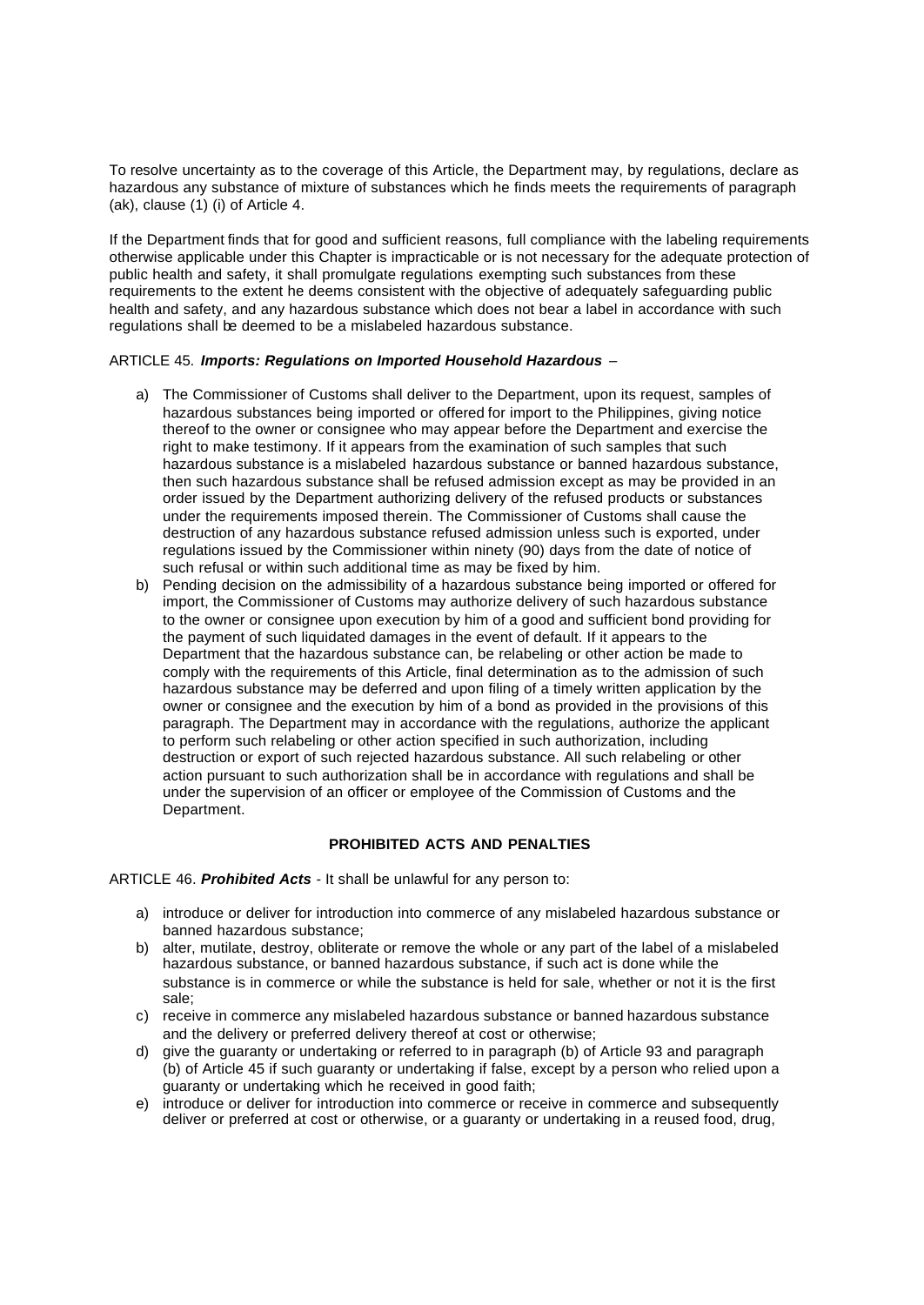To resolve uncertainty as to the coverage of this Article, the Department may, by regulations, declare as hazardous any substance of mixture of substances which he finds meets the requirements of paragraph (ak), clause (1) (i) of Article 4.

If the Department finds that for good and sufficient reasons, full compliance with the labeling requirements otherwise applicable under this Chapter is impracticable or is not necessary for the adequate protection of public health and safety, it shall promulgate regulations exempting such substances from these requirements to the extent he deems consistent with the objective of adequately safeguarding public health and safety, and any hazardous substance which does not bear a label in accordance with such regulations shall be deemed to be a mislabeled hazardous substance.

ARTICLE 45. ***Imports: Regulations on Imported Household Hazardous*** –

a) The Commissioner of Customs shall deliver to the Department, upon its request, samples of hazardous substances being imported or offered for import to the Philippines, giving notice thereof to the owner or consignee who may appear before the Department and exercise the right to make testimony. If it appears from the examination of such samples that such hazardous substance is a mislabeled hazardous substance or banned hazardous substance, then such hazardous substance shall be refused admission except as may be provided in an order issued by the Department authorizing delivery of the refused products or substances under the requirements imposed therein. The Commissioner of Customs shall cause the destruction of any hazardous substance refused admission unless such is exported, under regulations issued by the Commissioner within ninety (90) days from the date of notice of such refusal or within such additional time as may be fixed by him.
b) Pending decision on the admissibility of a hazardous substance being imported or offered for import, the Commissioner of Customs may authorize delivery of such hazardous substance to the owner or consignee upon execution by him of a good and sufficient bond providing for the payment of such liquidated damages in the event of default. If it appears to the Department that the hazardous substance can, be relabeling or other action be made to comply with the requirements of this Article, final determination as to the admission of such hazardous substance may be deferred and upon filing of a timely written application by the owner or consignee and the execution by him of a bond as provided in the provisions of this paragraph. The Department may in accordance with the regulations, authorize the applicant to perform such relabeling or other action specified in such authorization, including destruction or export of such rejected hazardous substance. All such relabeling or other action pursuant to such authorization shall be in accordance with regulations and shall be under the supervision of an officer or employee of the Commission of Customs and the Department.

**PROHIBITED ACTS AND PENALTIES**

ARTICLE 46. ***Prohibited Acts*** - It shall be unlawful for any person to:

a) introduce or deliver for introduction into commerce of any mislabeled hazardous substance or banned hazardous substance;
b) alter, mutilate, destroy, obliterate or remove the whole or any part of the label of a mislabeled hazardous substance, or banned hazardous substance, if such act is done while the substance is in commerce or while the substance is held for sale, whether or not it is the first sale;
c) receive in commerce any mislabeled hazardous substance or banned hazardous substance and the delivery or preferred delivery thereof at cost or otherwise;
d) give the guaranty or undertaking or referred to in paragraph (b) of Article 93 and paragraph (b) of Article 45 if such guaranty or undertaking if false, except by a person who relied upon a guaranty or undertaking which he received in good faith;
e) introduce or deliver for introduction into commerce or receive in commerce and subsequently deliver or preferred at cost or otherwise, or a guaranty or undertaking in a reused food, drug,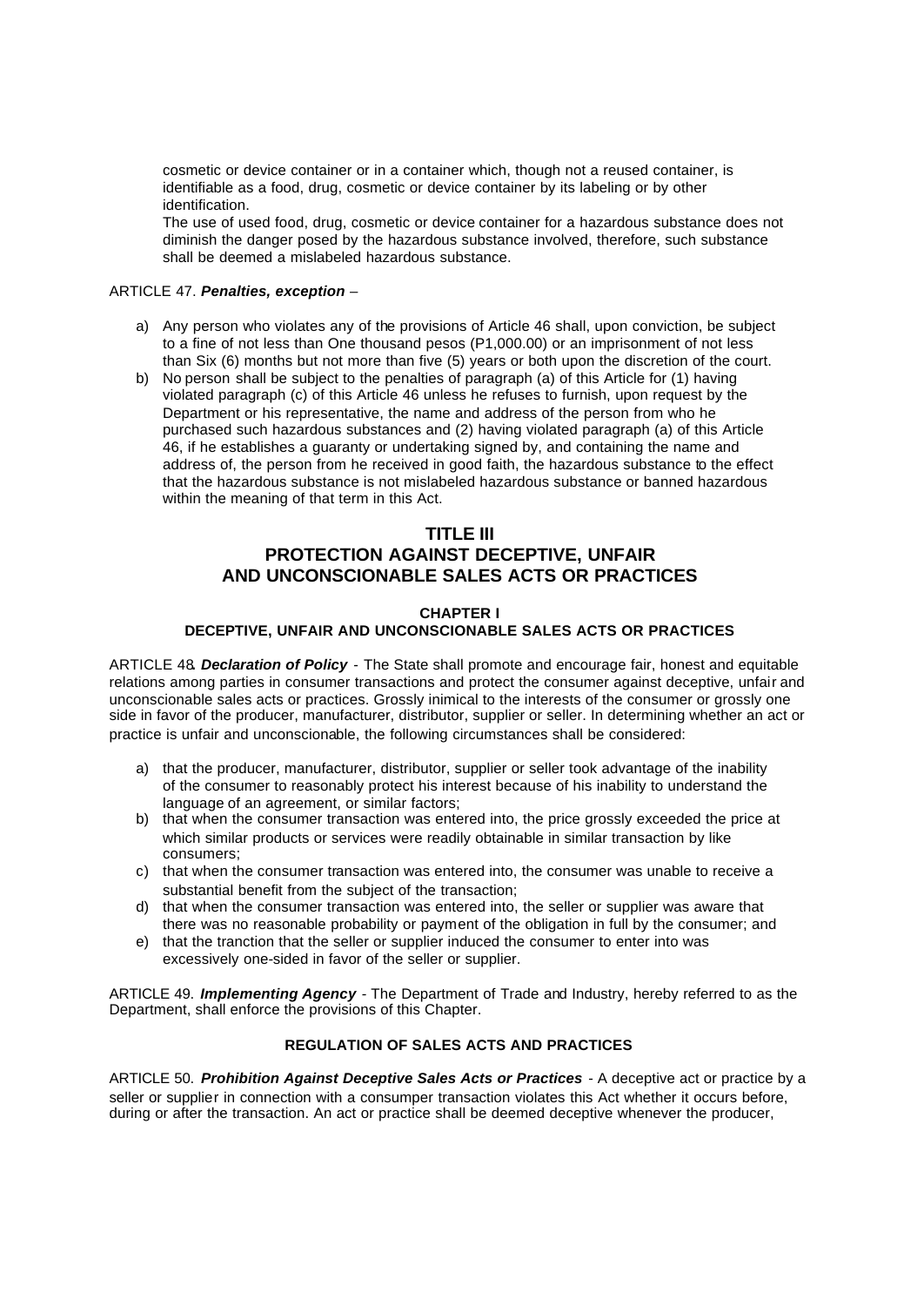cosmetic or device container or in a container which, though not a reused container, is identifiable as a food, drug, cosmetic or device container by its labeling or by other identification.

The use of used food, drug, cosmetic or device container for a hazardous substance does not diminish the danger posed by the hazardous substance involved, therefore, such substance shall be deemed a mislabeled hazardous substance.

ARTICLE 47. ***Penalties, exception*** –

a) Any person who violates any of the provisions of Article 46 shall, upon conviction, be subject to a fine of not less than One thousand pesos (P1,000.00) or an imprisonment of not less than Six (6) months but not more than five (5) years or both upon the discretion of the court.
b) No person shall be subject to the penalties of paragraph (a) of this Article for (1) having violated paragraph (c) of this Article 46 unless he refuses to furnish, upon request by the Department or his representative, the name and address of the person from who he purchased such hazardous substances and (2) having violated paragraph (a) of this Article 46, if he establishes a guaranty or undertaking signed by, and containing the name and address of, the person from he received in good faith, the hazardous substance to the effect that the hazardous substance is not mislabeled hazardous substance or banned hazardous within the meaning of that term in this Act.

## TITLE III
## PROTECTION AGAINST DECEPTIVE, UNFAIR AND UNCONSCIONABLE SALES ACTS OR PRACTICES

### CHAPTER I
### DECEPTIVE, UNFAIR AND UNCONSCIONABLE SALES ACTS OR PRACTICES

ARTICLE 48. ***Declaration of Policy*** - The State shall promote and encourage fair, honest and equitable relations among parties in consumer transactions and protect the consumer against deceptive, unfair and unconscionable sales acts or practices. Grossly inimical to the interests of the consumer or grossly one side in favor of the producer, manufacturer, distributor, supplier or seller. In determining whether an act or practice is unfair and unconscionable, the following circumstances shall be considered:

a) that the producer, manufacturer, distributor, supplier or seller took advantage of the inability of the consumer to reasonably protect his interest because of his inability to understand the language of an agreement, or similar factors;
b) that when the consumer transaction was entered into, the price grossly exceeded the price at which similar products or services were readily obtainable in similar transaction by like consumers;
c) that when the consumer transaction was entered into, the consumer was unable to receive a substantial benefit from the subject of the transaction;
d) that when the consumer transaction was entered into, the seller or supplier was aware that there was no reasonable probability or payment of the obligation in full by the consumer; and
e) that the tranction that the seller or supplier induced the consumer to enter into was excessively one-sided in favor of the seller or supplier.

ARTICLE 49. ***Implementing Agency*** - The Department of Trade and Industry, hereby referred to as the Department, shall enforce the provisions of this Chapter.

### REGULATION OF SALES ACTS AND PRACTICES

ARTICLE 50. ***Prohibition Against Deceptive Sales Acts or Practices*** - A deceptive act or practice by a seller or supplier in connection with a consumper transaction violates this Act whether it occurs before, during or after the transaction. An act or practice shall be deemed deceptive whenever the producer,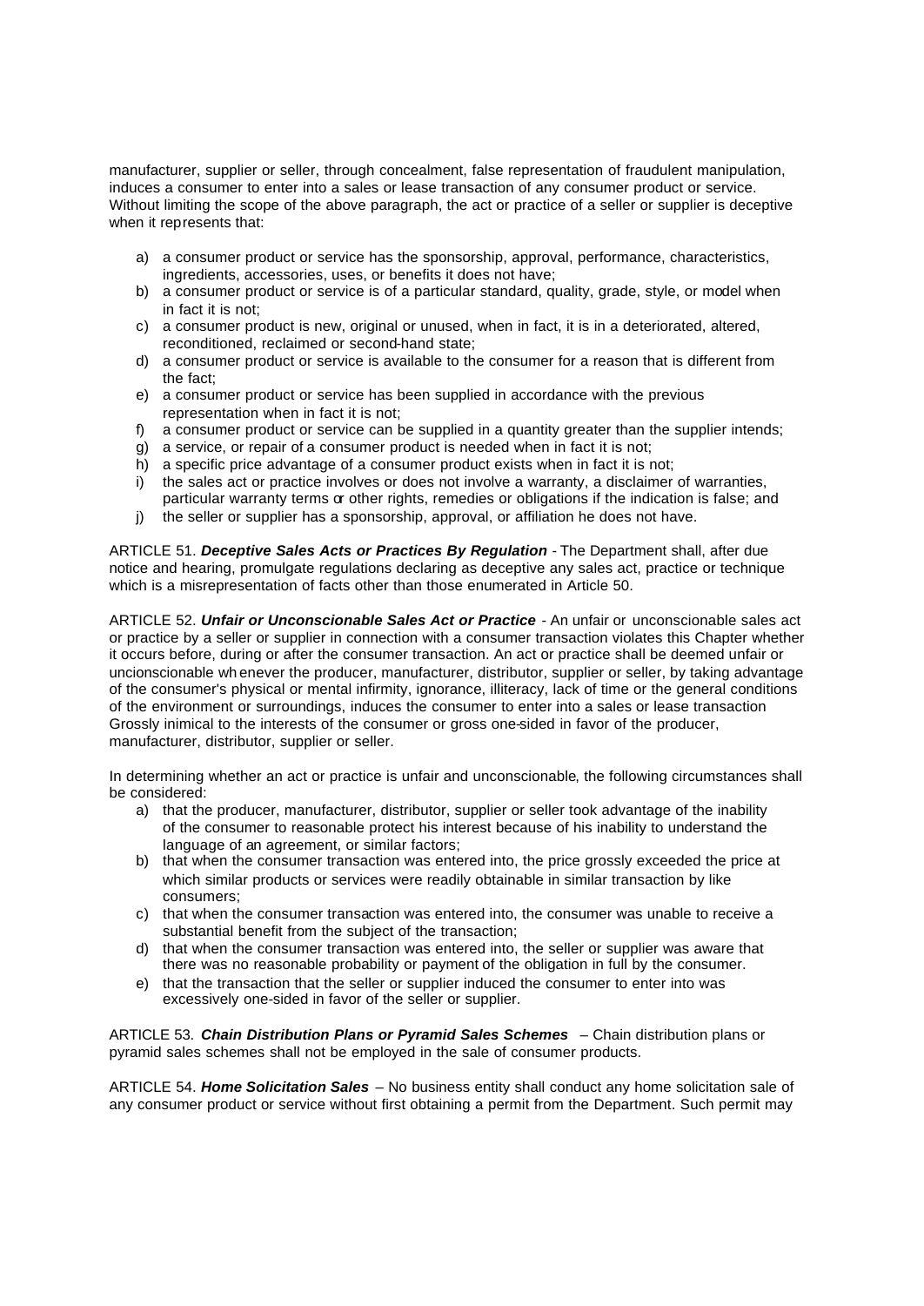manufacturer, supplier or seller, through concealment, false representation of fraudulent manipulation, induces a consumer to enter into a sales or lease transaction of any consumer product or service. Without limiting the scope of the above paragraph, the act or practice of a seller or supplier is deceptive when it represents that:

a) a consumer product or service has the sponsorship, approval, performance, characteristics, ingredients, accessories, uses, or benefits it does not have;
b) a consumer product or service is of a particular standard, quality, grade, style, or model when in fact it is not;
c) a consumer product is new, original or unused, when in fact, it is in a deteriorated, altered, reconditioned, reclaimed or second-hand state;
d) a consumer product or service is available to the consumer for a reason that is different from the fact;
e) a consumer product or service has been supplied in accordance with the previous representation when in fact it is not;
f) a consumer product or service can be supplied in a quantity greater than the supplier intends;
g) a service, or repair of a consumer product is needed when in fact it is not;
h) a specific price advantage of a consumer product exists when in fact it is not;
i) the sales act or practice involves or does not involve a warranty, a disclaimer of warranties, particular warranty terms or other rights, remedies or obligations if the indication is false; and
j) the seller or supplier has a sponsorship, approval, or affiliation he does not have.

ARTICLE 51. ***Deceptive Sales Acts or Practices By Regulation*** - The Department shall, after due notice and hearing, promulgate regulations declaring as deceptive any sales act, practice or technique which is a misrepresentation of facts other than those enumerated in Article 50.

ARTICLE 52. ***Unfair or Unconscionable Sales Act or Practice*** - An unfair or unconscionable sales act or practice by a seller or supplier in connection with a consumer transaction violates this Chapter whether it occurs before, during or after the consumer transaction. An act or practice shall be deemed unfair or uncionscionable whenever the producer, manufacturer, distributor, supplier or seller, by taking advantage of the consumer's physical or mental infirmity, ignorance, illiteracy, lack of time or the general conditions of the environment or surroundings, induces the consumer to enter into a sales or lease transaction Grossly inimical to the interests of the consumer or gross one-sided in favor of the producer, manufacturer, distributor, supplier or seller.

In determining whether an act or practice is unfair and unconscionable, the following circumstances shall be considered:

a) that the producer, manufacturer, distributor, supplier or seller took advantage of the inability of the consumer to reasonable protect his interest because of his inability to understand the language of an agreement, or similar factors;
b) that when the consumer transaction was entered into, the price grossly exceeded the price at which similar products or services were readily obtainable in similar transaction by like consumers;
c) that when the consumer transaction was entered into, the consumer was unable to receive a substantial benefit from the subject of the transaction;
d) that when the consumer transaction was entered into, the seller or supplier was aware that there was no reasonable probability or payment of the obligation in full by the consumer.
e) that the transaction that the seller or supplier induced the consumer to enter into was excessively one-sided in favor of the seller or supplier.

ARTICLE 53. ***Chain Distribution Plans or Pyramid Sales Schemes*** – Chain distribution plans or pyramid sales schemes shall not be employed in the sale of consumer products.

ARTICLE 54. ***Home Solicitation Sales*** – No business entity shall conduct any home solicitation sale of any consumer product or service without first obtaining a permit from the Department. Such permit may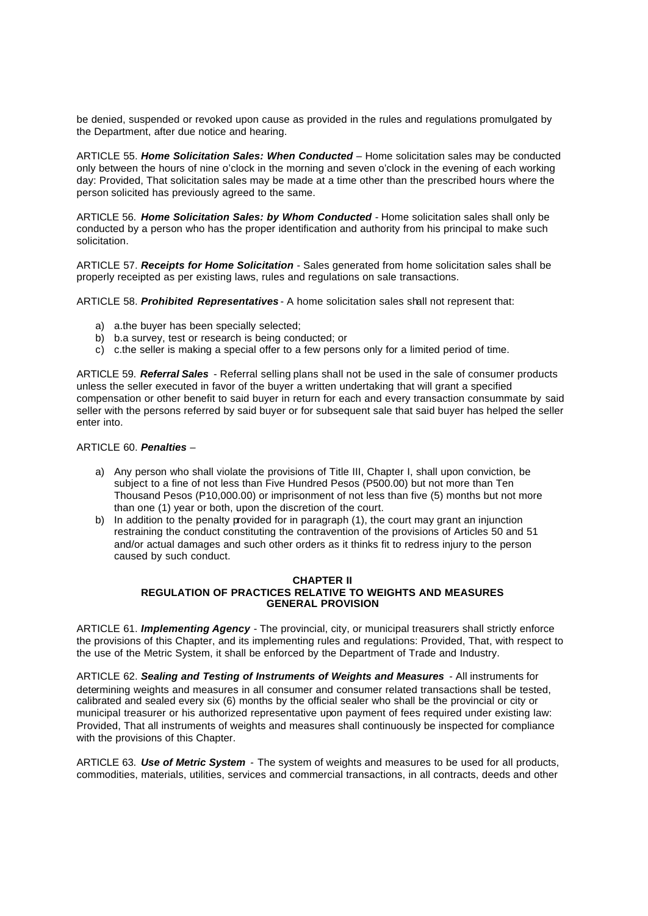be denied, suspended or revoked upon cause as provided in the rules and regulations promulgated by the Department, after due notice and hearing.

ARTICLE 55. ***Home Solicitation Sales: When Conducted*** – Home solicitation sales may be conducted only between the hours of nine o'clock in the morning and seven o'clock in the evening of each working day: Provided, That solicitation sales may be made at a time other than the prescribed hours where the person solicited has previously agreed to the same.

ARTICLE 56. ***Home Solicitation Sales: by Whom Conducted*** - Home solicitation sales shall only be conducted by a person who has the proper identification and authority from his principal to make such solicitation.

ARTICLE 57. ***Receipts for Home Solicitation*** - Sales generated from home solicitation sales shall be properly receipted as per existing laws, rules and regulations on sale transactions.

ARTICLE 58. ***Prohibited Representatives*** - A home solicitation sales shall not represent that:

a) a.the buyer has been specially selected;
b) b.a survey, test or research is being conducted; or
c) c.the seller is making a special offer to a few persons only for a limited period of time.

ARTICLE 59. ***Referral Sales*** - Referral selling plans shall not be used in the sale of consumer products unless the seller executed in favor of the buyer a written undertaking that will grant a specified compensation or other benefit to said buyer in return for each and every transaction consummate by said seller with the persons referred by said buyer or for subsequent sale that said buyer has helped the seller enter into.

ARTICLE 60. ***Penalties*** –

a) Any person who shall violate the provisions of Title III, Chapter I, shall upon conviction, be subject to a fine of not less than Five Hundred Pesos (P500.00) but not more than Ten Thousand Pesos (P10,000.00) or imprisonment of not less than five (5) months but not more than one (1) year or both, upon the discretion of the court.
b) In addition to the penalty provided for in paragraph (1), the court may grant an injunction restraining the conduct constituting the contravention of the provisions of Articles 50 and 51 and/or actual damages and such other orders as it thinks fit to redress injury to the person caused by such conduct.

## CHAPTER II
## REGULATION OF PRACTICES RELATIVE TO WEIGHTS AND MEASURES
## GENERAL PROVISION

ARTICLE 61. ***Implementing Agency*** - The provincial, city, or municipal treasurers shall strictly enforce the provisions of this Chapter, and its implementing rules and regulations: Provided, That, with respect to the use of the Metric System, it shall be enforced by the Department of Trade and Industry.

ARTICLE 62. ***Sealing and Testing of Instruments of Weights and Measures*** - All instruments for determining weights and measures in all consumer and consumer related transactions shall be tested, calibrated and sealed every six (6) months by the official sealer who shall be the provincial or city or municipal treasurer or his authorized representative upon payment of fees required under existing law: Provided, That all instruments of weights and measures shall continuously be inspected for compliance with the provisions of this Chapter.

ARTICLE 63. ***Use of Metric System*** - The system of weights and measures to be used for all products, commodities, materials, utilities, services and commercial transactions, in all contracts, deeds and other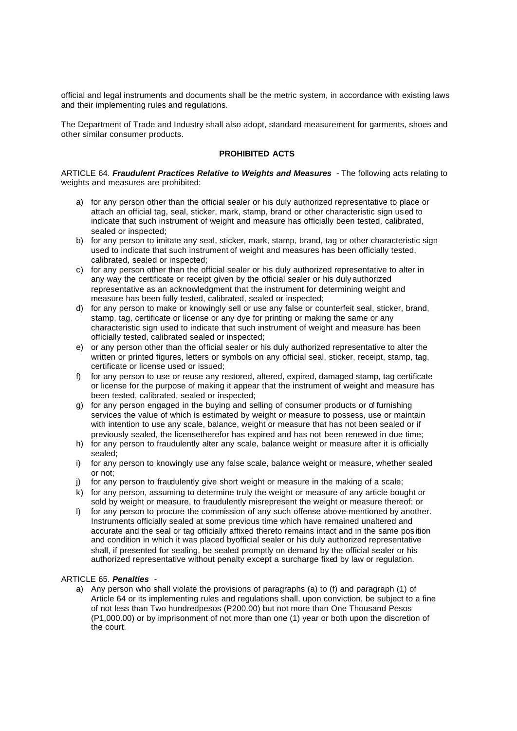official and legal instruments and documents shall be the metric system, in accordance with existing laws and their implementing rules and regulations.

The Department of Trade and Industry shall also adopt, standard measurement for garments, shoes and other similar consumer products.

**PROHIBITED ACTS**

ARTICLE 64. ***Fraudulent Practices Relative to Weights and Measures*** - The following acts relating to weights and measures are prohibited:

a) for any person other than the official sealer or his duly authorized representative to place or attach an official tag, seal, sticker, mark, stamp, brand or other characteristic sign used to indicate that such instrument of weight and measure has officially been tested, calibrated, sealed or inspected;
b) for any person to imitate any seal, sticker, mark, stamp, brand, tag or other characteristic sign used to indicate that such instrument of weight and measures has been officially tested, calibrated, sealed or inspected;
c) for any person other than the official sealer or his duly authorized representative to alter in any way the certificate or receipt given by the official sealer or his duly authorized representative as an acknowledgment that the instrument for determining weight and measure has been fully tested, calibrated, sealed or inspected;
d) for any person to make or knowingly sell or use any false or counterfeit seal, sticker, brand, stamp, tag, certificate or license or any dye for printing or making the same or any characteristic sign used to indicate that such instrument of weight and measure has been officially tested, calibrated sealed or inspected;
e) or any person other than the official sealer or his duly authorized representative to alter the written or printed figures, letters or symbols on any official seal, sticker, receipt, stamp, tag, certificate or license used or issued;
f) for any person to use or reuse any restored, altered, expired, damaged stamp, tag certificate or license for the purpose of making it appear that the instrument of weight and measure has been tested, calibrated, sealed or inspected;
g) for any person engaged in the buying and selling of consumer products or of furnishing services the value of which is estimated by weight or measure to possess, use or maintain with intention to use any scale, balance, weight or measure that has not been sealed or if previously sealed, the licensetherefor has expired and has not been renewed in due time;
h) for any person to fraudulently alter any scale, balance weight or measure after it is officially sealed;
i) for any person to knowingly use any false scale, balance weight or measure, whether sealed or not;
j) for any person to fraudulently give short weight or measure in the making of a scale;
k) for any person, assuming to determine truly the weight or measure of any article bought or sold by weight or measure, to fraudulently misrepresent the weight or measure thereof; or
l) for any person to procure the commission of any such offense above-mentioned by another. Instruments officially sealed at some previous time which have remained unaltered and accurate and the seal or tag officially affixed thereto remains intact and in the same position and condition in which it was placed byofficial sealer or his duly authorized representative shall, if presented for sealing, be sealed promptly on demand by the official sealer or his authorized representative without penalty except a surcharge fixed by law or regulation.

ARTICLE 65. ***Penalties*** -

a) Any person who shall violate the provisions of paragraphs (a) to (f) and paragraph (1) of Article 64 or its implementing rules and regulations shall, upon conviction, be subject to a fine of not less than Two hundredpesos (P200.00) but not more than One Thousand Pesos (P1,000.00) or by imprisonment of not more than one (1) year or both upon the discretion of the court.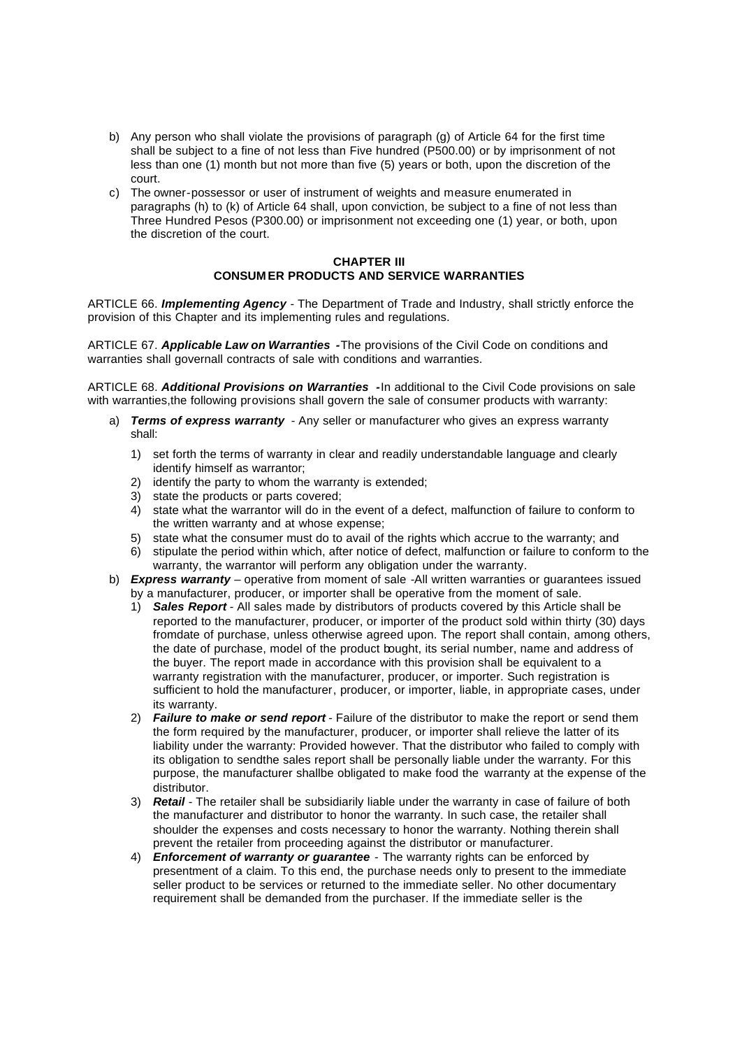b) Any person who shall violate the provisions of paragraph (g) of Article 64 for the first time shall be subject to a fine of not less than Five hundred (P500.00) or by imprisonment of not less than one (1) month but not more than five (5) years or both, upon the discretion of the court.

c) The owner-possessor or user of instrument of weights and measure enumerated in paragraphs (h) to (k) of Article 64 shall, upon conviction, be subject to a fine of not less than Three Hundred Pesos (P300.00) or imprisonment not exceeding one (1) year, or both, upon the discretion of the court.

## CHAPTER III
## CONSUMER PRODUCTS AND SERVICE WARRANTIES

ARTICLE 66. ***Implementing Agency*** - The Department of Trade and Industry, shall strictly enforce the provision of this Chapter and its implementing rules and regulations.

ARTICLE 67. ***Applicable Law on Warranties*** **-**The provisions of the Civil Code on conditions and warranties shall governall contracts of sale with conditions and warranties.

ARTICLE 68. ***Additional Provisions on Warranties*** **-**In additional to the Civil Code provisions on sale with warranties,the following provisions shall govern the sale of consumer products with warranty:

a) ***Terms of express warranty*** - Any seller or manufacturer who gives an express warranty shall:
   1) set forth the terms of warranty in clear and readily understandable language and clearly identify himself as warrantor;
   2) identify the party to whom the warranty is extended;
   3) state the products or parts covered;
   4) state what the warrantor will do in the event of a defect, malfunction of failure to conform to the written warranty and at whose expense;
   5) state what the consumer must do to avail of the rights which accrue to the warranty; and
   6) stipulate the period within which, after notice of defect, malfunction or failure to conform to the warranty, the warrantor will perform any obligation under the warranty.

b) ***Express warranty*** – operative from moment of sale -All written warranties or guarantees issued by a manufacturer, producer, or importer shall be operative from the moment of sale.
   1) ***Sales Report*** - All sales made by distributors of products covered by this Article shall be reported to the manufacturer, producer, or importer of the product sold within thirty (30) days fromdate of purchase, unless otherwise agreed upon. The report shall contain, among others, the date of purchase, model of the product bought, its serial number, name and address of the buyer. The report made in accordance with this provision shall be equivalent to a warranty registration with the manufacturer, producer, or importer. Such registration is sufficient to hold the manufacturer, producer, or importer, liable, in appropriate cases, under its warranty.
   2) ***Failure to make or send report*** - Failure of the distributor to make the report or send them the form required by the manufacturer, producer, or importer shall relieve the latter of its liability under the warranty: Provided however. That the distributor who failed to comply with its obligation to sendthe sales report shall be personally liable under the warranty. For this purpose, the manufacturer shallbe obligated to make food the warranty at the expense of the distributor.
   3) ***Retail*** - The retailer shall be subsidiarily liable under the warranty in case of failure of both the manufacturer and distributor to honor the warranty. In such case, the retailer shall shoulder the expenses and costs necessary to honor the warranty. Nothing therein shall prevent the retailer from proceeding against the distributor or manufacturer.
   4) ***Enforcement of warranty or guarantee*** - The warranty rights can be enforced by presentment of a claim. To this end, the purchase needs only to present to the immediate seller product to be services or returned to the immediate seller. No other documentary requirement shall be demanded from the purchaser. If the immediate seller is the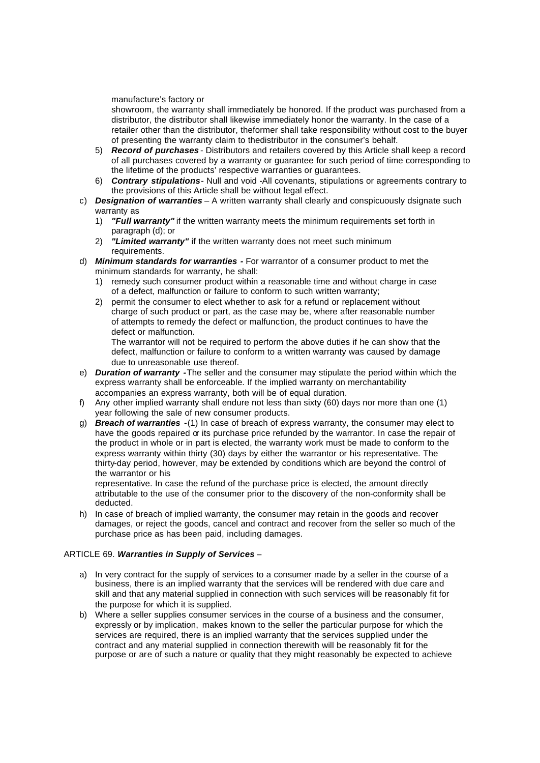manufacture's factory or showroom, the warranty shall immediately be honored. If the product was purchased from a distributor, the distributor shall likewise immediately honor the warranty. In the case of a retailer other than the distributor, theformer shall take responsibility without cost to the buyer of presenting the warranty claim to thedistributor in the consumer's behalf.

5) ***Record of purchases*** - Distributors and retailers covered by this Article shall keep a record of all purchases covered by a warranty or guarantee for such period of time corresponding to the lifetime of the products' respective warranties or guarantees.
6) ***Contrary stipulations*** - Null and void -All covenants, stipulations or agreements contrary to the provisions of this Article shall be without legal effect.

c) ***Designation of warranties*** – A written warranty shall clearly and conspicuously dsignate such warranty as
   1) ***"Full warranty"*** if the written warranty meets the minimum requirements set forth in paragraph (d); or
   2) ***"Limited warranty"*** if the written warranty does not meet such minimum requirements.
d) ***Minimum standards for warranties -*** For warrantor of a consumer product to met the minimum standards for warranty, he shall:
   1) remedy such consumer product within a reasonable time and without charge in case of a defect, malfunction or failure to conform to such written warranty;
   2) permit the consumer to elect whether to ask for a refund or replacement without charge of such product or part, as the case may be, where after reasonable number of attempts to remedy the defect or malfunction, the product continues to have the defect or malfunction.

   The warrantor will not be required to perform the above duties if he can show that the defect, malfunction or failure to conform to a written warranty was caused by damage due to unreasonable use thereof.
e) ***Duration of warranty -*** The seller and the consumer may stipulate the period within which the express warranty shall be enforceable. If the implied warranty on merchantability accompanies an express warranty, both will be of equal duration.
f) Any other implied warranty shall endure not less than sixty (60) days nor more than one (1) year following the sale of new consumer products.
g) ***Breach of warranties -*** (1) In case of breach of express warranty, the consumer may elect to have the goods repaired or its purchase price refunded by the warrantor. In case the repair of the product in whole or in part is elected, the warranty work must be made to conform to the express warranty within thirty (30) days by either the warrantor or his representative. The thirty-day period, however, may be extended by conditions which are beyond the control of the warrantor or his representative. In case the refund of the purchase price is elected, the amount directly attributable to the use of the consumer prior to the discovery of the non-conformity shall be deducted.
h) In case of breach of implied warranty, the consumer may retain in the goods and recover damages, or reject the goods, cancel and contract and recover from the seller so much of the purchase price as has been paid, including damages.

ARTICLE 69. ***Warranties in Supply of Services*** –

a) In very contract for the supply of services to a consumer made by a seller in the course of a business, there is an implied warranty that the services will be rendered with due care and skill and that any material supplied in connection with such services will be reasonably fit for the purpose for which it is supplied.
b) Where a seller supplies consumer services in the course of a business and the consumer, expressly or by implication, makes known to the seller the particular purpose for which the services are required, there is an implied warranty that the services supplied under the contract and any material supplied in connection therewith will be reasonably fit for the purpose or are of such a nature or quality that they might reasonably be expected to achieve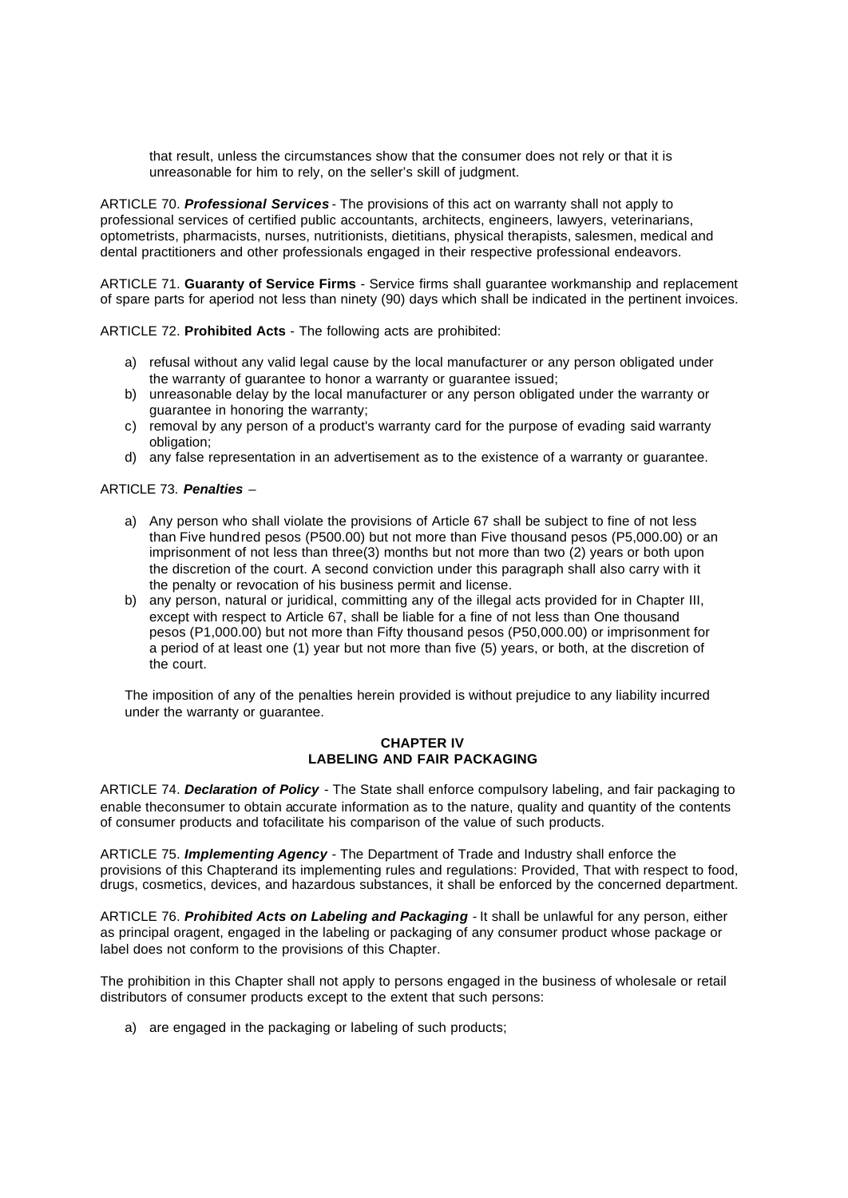that result, unless the circumstances show that the consumer does not rely or that it is unreasonable for him to rely, on the seller's skill of judgment.

ARTICLE 70. ***Professional Services*** - The provisions of this act on warranty shall not apply to professional services of certified public accountants, architects, engineers, lawyers, veterinarians, optometrists, pharmacists, nurses, nutritionists, dietitians, physical therapists, salesmen, medical and dental practitioners and other professionals engaged in their respective professional endeavors.

ARTICLE 71. **Guaranty of Service Firms** - Service firms shall guarantee workmanship and replacement of spare parts for aperiod not less than ninety (90) days which shall be indicated in the pertinent invoices.

ARTICLE 72. **Prohibited Acts** - The following acts are prohibited:

a) refusal without any valid legal cause by the local manufacturer or any person obligated under the warranty of guarantee to honor a warranty or guarantee issued;
b) unreasonable delay by the local manufacturer or any person obligated under the warranty or guarantee in honoring the warranty;
c) removal by any person of a product's warranty card for the purpose of evading said warranty obligation;
d) any false representation in an advertisement as to the existence of a warranty or guarantee.

ARTICLE 73. ***Penalties*** –

a) Any person who shall violate the provisions of Article 67 shall be subject to fine of not less than Five hundred pesos (P500.00) but not more than Five thousand pesos (P5,000.00) or an imprisonment of not less than three(3) months but not more than two (2) years or both upon the discretion of the court. A second conviction under this paragraph shall also carry with it the penalty or revocation of his business permit and license.
b) any person, natural or juridical, committing any of the illegal acts provided for in Chapter III, except with respect to Article 67, shall be liable for a fine of not less than One thousand pesos (P1,000.00) but not more than Fifty thousand pesos (P50,000.00) or imprisonment for a period of at least one (1) year but not more than five (5) years, or both, at the discretion of the court.

The imposition of any of the penalties herein provided is without prejudice to any liability incurred under the warranty or guarantee.

## CHAPTER IV
## LABELING AND FAIR PACKAGING

ARTICLE 74. ***Declaration of Policy*** - The State shall enforce compulsory labeling, and fair packaging to enable theconsumer to obtain accurate information as to the nature, quality and quantity of the contents of consumer products and tofacilitate his comparison of the value of such products.

ARTICLE 75. ***Implementing Agency*** - The Department of Trade and Industry shall enforce the provisions of this Chapterand its implementing rules and regulations: Provided, That with respect to food, drugs, cosmetics, devices, and hazardous substances, it shall be enforced by the concerned department.

ARTICLE 76. ***Prohibited Acts on Labeling and Packaging*** - It shall be unlawful for any person, either as principal oragent, engaged in the labeling or packaging of any consumer product whose package or label does not conform to the provisions of this Chapter.

The prohibition in this Chapter shall not apply to persons engaged in the business of wholesale or retail distributors of consumer products except to the extent that such persons:

a) are engaged in the packaging or labeling of such products;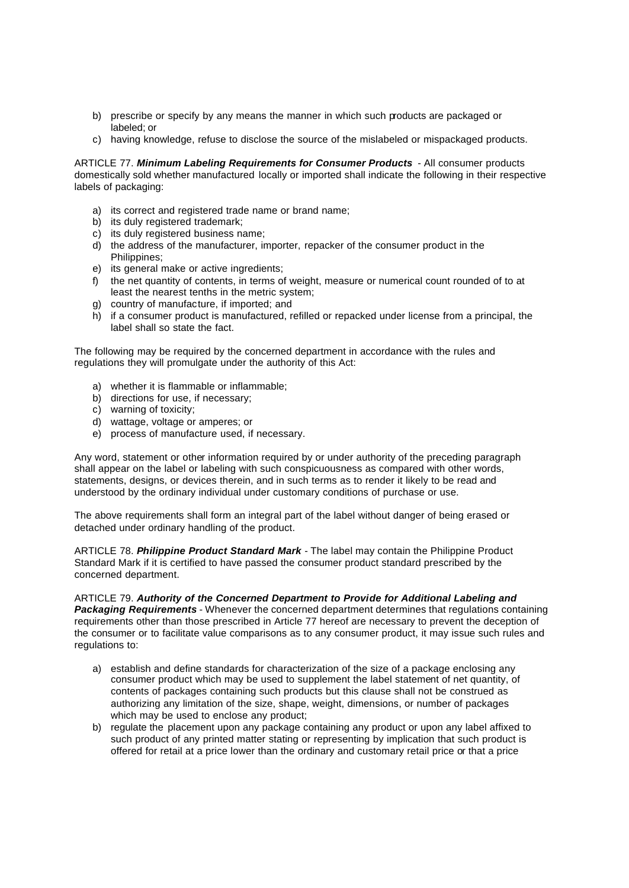b) prescribe or specify by any means the manner in which such products are packaged or labeled; or
c) having knowledge, refuse to disclose the source of the mislabeled or mispackaged products.

ARTICLE 77. ***Minimum Labeling Requirements for Consumer Products*** - All consumer products domestically sold whether manufactured locally or imported shall indicate the following in their respective labels of packaging:

a) its correct and registered trade name or brand name;
b) its duly registered trademark;
c) its duly registered business name;
d) the address of the manufacturer, importer, repacker of the consumer product in the Philippines;
e) its general make or active ingredients;
f) the net quantity of contents, in terms of weight, measure or numerical count rounded of to at least the nearest tenths in the metric system;
g) country of manufacture, if imported; and
h) if a consumer product is manufactured, refilled or repacked under license from a principal, the label shall so state the fact.

The following may be required by the concerned department in accordance with the rules and regulations they will promulgate under the authority of this Act:

a) whether it is flammable or inflammable;
b) directions for use, if necessary;
c) warning of toxicity;
d) wattage, voltage or amperes; or
e) process of manufacture used, if necessary.

Any word, statement or other information required by or under authority of the preceding paragraph shall appear on the label or labeling with such conspicuousness as compared with other words, statements, designs, or devices therein, and in such terms as to render it likely to be read and understood by the ordinary individual under customary conditions of purchase or use.

The above requirements shall form an integral part of the label without danger of being erased or detached under ordinary handling of the product.

ARTICLE 78. ***Philippine Product Standard Mark*** - The label may contain the Philippine Product Standard Mark if it is certified to have passed the consumer product standard prescribed by the concerned department.

ARTICLE 79. ***Authority of the Concerned Department to Provide for Additional Labeling and Packaging Requirements*** - Whenever the concerned department determines that regulations containing requirements other than those prescribed in Article 77 hereof are necessary to prevent the deception of the consumer or to facilitate value comparisons as to any consumer product, it may issue such rules and regulations to:

a) establish and define standards for characterization of the size of a package enclosing any consumer product which may be used to supplement the label statement of net quantity, of contents of packages containing such products but this clause shall not be construed as authorizing any limitation of the size, shape, weight, dimensions, or number of packages which may be used to enclose any product;
b) regulate the placement upon any package containing any product or upon any label affixed to such product of any printed matter stating or representing by implication that such product is offered for retail at a price lower than the ordinary and customary retail price or that a price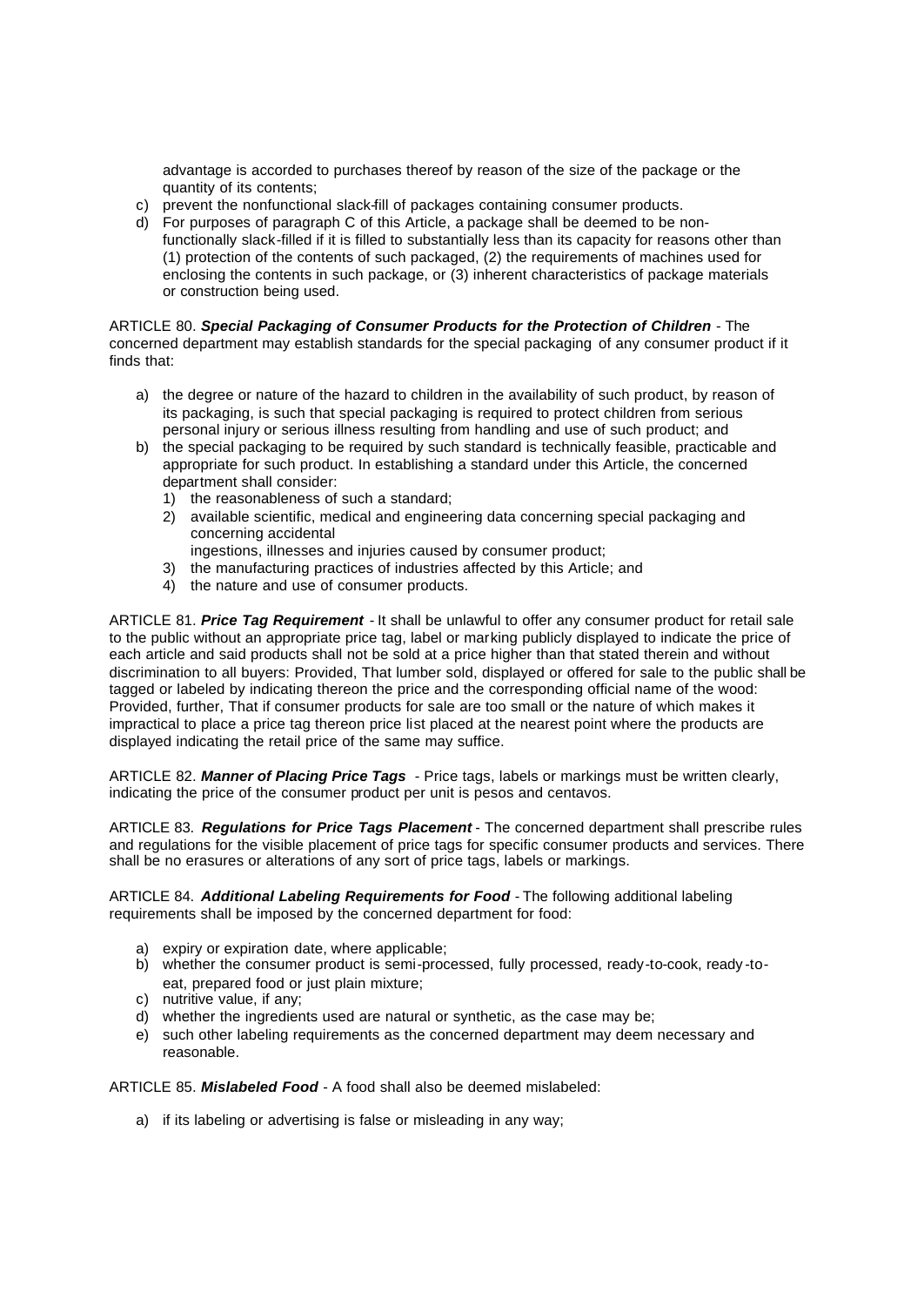advantage is accorded to purchases thereof by reason of the size of the package or the quantity of its contents;

c) prevent the nonfunctional slack-fill of packages containing consumer products.
d) For purposes of paragraph C of this Article, a package shall be deemed to be non-functionally slack-filled if it is filled to substantially less than its capacity for reasons other than (1) protection of the contents of such packaged, (2) the requirements of machines used for enclosing the contents in such package, or (3) inherent characteristics of package materials or construction being used.

ARTICLE 80. ***Special Packaging of Consumer Products for the Protection of Children*** - The concerned department may establish standards for the special packaging of any consumer product if it finds that:

a) the degree or nature of the hazard to children in the availability of such product, by reason of its packaging, is such that special packaging is required to protect children from serious personal injury or serious illness resulting from handling and use of such product; and
b) the special packaging to be required by such standard is technically feasible, practicable and appropriate for such product. In establishing a standard under this Article, the concerned department shall consider:
   1) the reasonableness of such a standard;
   2) available scientific, medical and engineering data concerning special packaging and concerning accidental ingestions, illnesses and injuries caused by consumer product;
   3) the manufacturing practices of industries affected by this Article; and
   4) the nature and use of consumer products.

ARTICLE 81. ***Price Tag Requirement*** - It shall be unlawful to offer any consumer product for retail sale to the public without an appropriate price tag, label or marking publicly displayed to indicate the price of each article and said products shall not be sold at a price higher than that stated therein and without discrimination to all buyers: Provided, That lumber sold, displayed or offered for sale to the public shall be tagged or labeled by indicating thereon the price and the corresponding official name of the wood: Provided, further, That if consumer products for sale are too small or the nature of which makes it impractical to place a price tag thereon price list placed at the nearest point where the products are displayed indicating the retail price of the same may suffice.

ARTICLE 82. ***Manner of Placing Price Tags*** - Price tags, labels or markings must be written clearly, indicating the price of the consumer product per unit is pesos and centavos.

ARTICLE 83. ***Regulations for Price Tags Placement*** - The concerned department shall prescribe rules and regulations for the visible placement of price tags for specific consumer products and services. There shall be no erasures or alterations of any sort of price tags, labels or markings.

ARTICLE 84. ***Additional Labeling Requirements for Food*** - The following additional labeling requirements shall be imposed by the concerned department for food:

a) expiry or expiration date, where applicable;
b) whether the consumer product is semi-processed, fully processed, ready-to-cook, ready-to-eat, prepared food or just plain mixture;
c) nutritive value, if any;
d) whether the ingredients used are natural or synthetic, as the case may be;
e) such other labeling requirements as the concerned department may deem necessary and reasonable.

ARTICLE 85. ***Mislabeled Food*** - A food shall also be deemed mislabeled:

a) if its labeling or advertising is false or misleading in any way;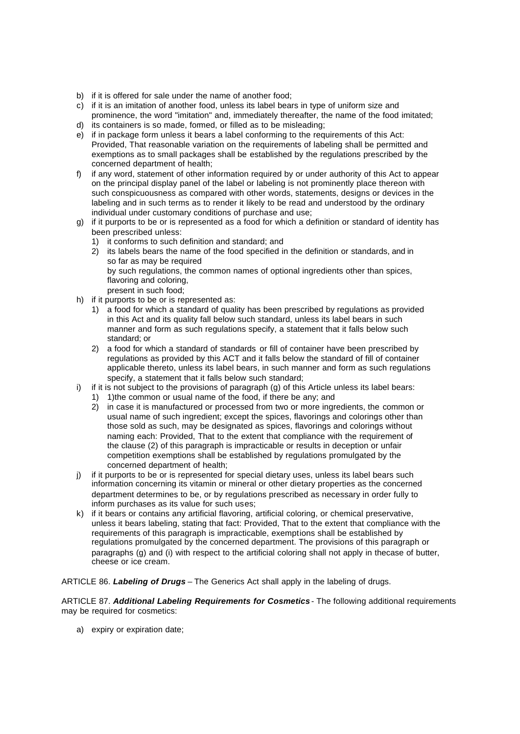b) if it is offered for sale under the name of another food;
c) if it is an imitation of another food, unless its label bears in type of uniform size and prominence, the word "imitation" and, immediately thereafter, the name of the food imitated;
d) its containers is so made, formed, or filled as to be misleading;
e) if in package form unless it bears a label conforming to the requirements of this Act: Provided, That reasonable variation on the requirements of labeling shall be permitted and exemptions as to small packages shall be established by the regulations prescribed by the concerned department of health;
f) if any word, statement of other information required by or under authority of this Act to appear on the principal display panel of the label or labeling is not prominently place thereon with such conspicuousness as compared with other words, statements, designs or devices in the labeling and in such terms as to render it likely to be read and understood by the ordinary individual under customary conditions of purchase and use;
g) if it purports to be or is represented as a food for which a definition or standard of identity has been prescribed unless:
    1) it conforms to such definition and standard; and
    2) its labels bears the name of the food specified in the definition or standards, and in so far as may be required
       by such regulations, the common names of optional ingredients other than spices, flavoring and coloring,
       present in such food;
h) if it purports to be or is represented as:
    1) a food for which a standard of quality has been prescribed by regulations as provided in this Act and its quality fall below such standard, unless its label bears in such manner and form as such regulations specify, a statement that it falls below such standard; or
    2) a food for which a standard of standards or fill of container have been prescribed by regulations as provided by this ACT and it falls below the standard of fill of container applicable thereto, unless its label bears, in such manner and form as such regulations specify, a statement that it falls below such standard;
i) if it is not subject to the provisions of paragraph (g) of this Article unless its label bears:
    1) 1)the common or usual name of the food, if there be any; and
    2) in case it is manufactured or processed from two or more ingredients, the common or usual name of such ingredient; except the spices, flavorings and colorings other than those sold as such, may be designated as spices, flavorings and colorings without naming each: Provided, That to the extent that compliance with the requirement of the clause (2) of this paragraph is impracticable or results in deception or unfair competition exemptions shall be established by regulations promulgated by the concerned department of health;
j) if it purports to be or is represented for special dietary uses, unless its label bears such information concerning its vitamin or mineral or other dietary properties as the concerned department determines to be, or by regulations prescribed as necessary in order fully to inform purchases as its value for such uses;
k) if it bears or contains any artificial flavoring, artificial coloring, or chemical preservative, unless it bears labeling, stating that fact: Provided, That to the extent that compliance with the requirements of this paragraph is impracticable, exemptions shall be established by regulations promulgated by the concerned department. The provisions of this paragraph or paragraphs (g) and (i) with respect to the artificial coloring shall not apply in thecase of butter, cheese or ice cream.

ARTICLE 86. ***Labeling of Drugs*** – The Generics Act shall apply in the labeling of drugs.

ARTICLE 87. ***Additional Labeling Requirements for Cosmetics*** - The following additional requirements may be required for cosmetics:

a) expiry or expiration date;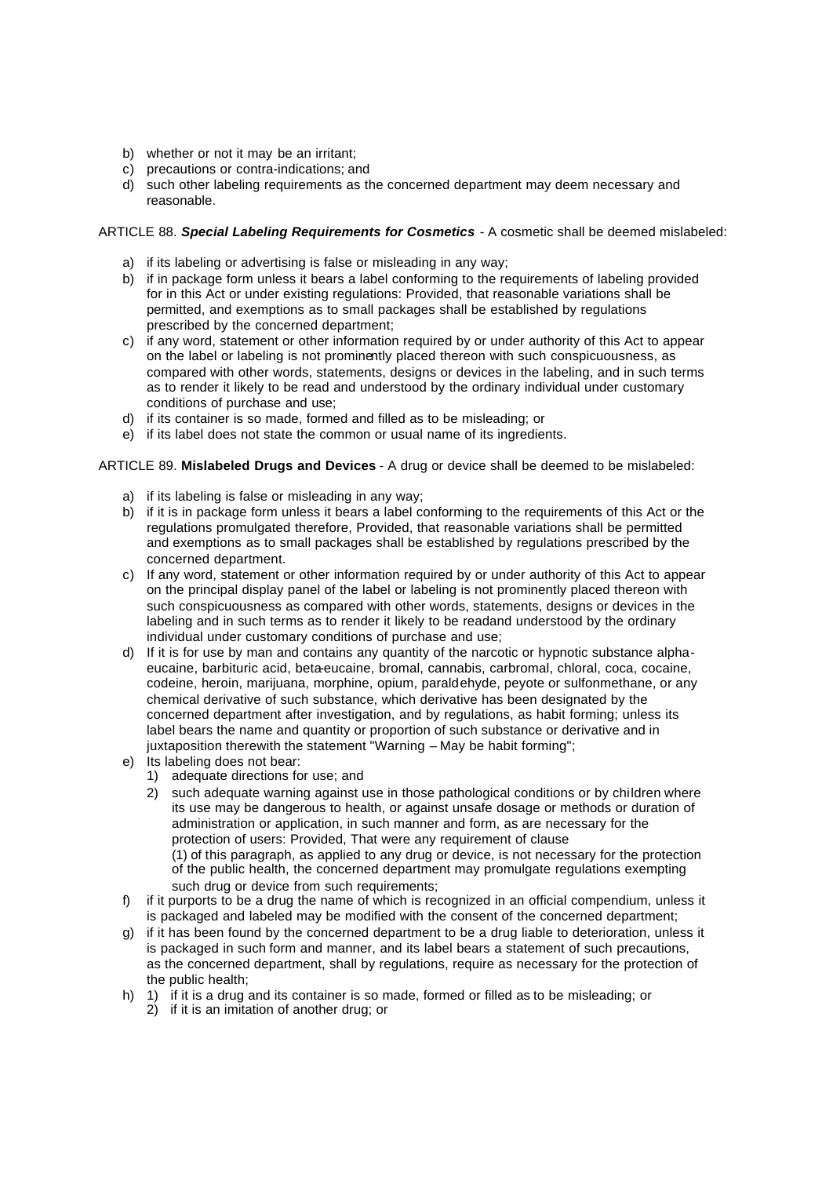b) whether or not it may be an irritant;
c) precautions or contra-indications; and
d) such other labeling requirements as the concerned department may deem necessary and reasonable.

ARTICLE 88. ***Special Labeling Requirements for Cosmetics*** - A cosmetic shall be deemed mislabeled:

a) if its labeling or advertising is false or misleading in any way;
b) if in package form unless it bears a label conforming to the requirements of labeling provided for in this Act or under existing regulations: Provided, that reasonable variations shall be permitted, and exemptions as to small packages shall be established by regulations prescribed by the concerned department;
c) if any word, statement or other information required by or under authority of this Act to appear on the label or labeling is not prominently placed thereon with such conspicuousness, as compared with other words, statements, designs or devices in the labeling, and in such terms as to render it likely to be read and understood by the ordinary individual under customary conditions of purchase and use;
d) if its container is so made, formed and filled as to be misleading; or
e) if its label does not state the common or usual name of its ingredients.

ARTICLE 89. **Mislabeled Drugs and Devices** - A drug or device shall be deemed to be mislabeled:

a) if its labeling is false or misleading in any way;
b) if it is in package form unless it bears a label conforming to the requirements of this Act or the regulations promulgated therefore, Provided, that reasonable variations shall be permitted and exemptions as to small packages shall be established by regulations prescribed by the concerned department.
c) If any word, statement or other information required by or under authority of this Act to appear on the principal display panel of the label or labeling is not prominently placed thereon with such conspicuousness as compared with other words, statements, designs or devices in the labeling and in such terms as to render it likely to be readand understood by the ordinary individual under customary conditions of purchase and use;
d) If it is for use by man and contains any quantity of the narcotic or hypnotic substance alpha-eucaine, barbituric acid, beta-eucaine, bromal, cannabis, carbromal, chloral, coca, cocaine, codeine, heroin, marijuana, morphine, opium, paraldehyde, peyote or sulfonmethane, or any chemical derivative of such substance, which derivative has been designated by the concerned department after investigation, and by regulations, as habit forming; unless its label bears the name and quantity or proportion of such substance or derivative and in juxtaposition therewith the statement "Warning – May be habit forming";
e) Its labeling does not bear:
   1) adequate directions for use; and
   2) such adequate warning against use in those pathological conditions or by children where its use may be dangerous to health, or against unsafe dosage or methods or duration of administration or application, in such manner and form, as are necessary for the protection of users: Provided, That were any requirement of clause (1) of this paragraph, as applied to any drug or device, is not necessary for the protection of the public health, the concerned department may promulgate regulations exempting such drug or device from such requirements;
f) if it purports to be a drug the name of which is recognized in an official compendium, unless it is packaged and labeled may be modified with the consent of the concerned department;
g) if it has been found by the concerned department to be a drug liable to deterioration, unless it is packaged in such form and manner, and its label bears a statement of such precautions, as the concerned department, shall by regulations, require as necessary for the protection of the public health;
h) 1) if it is a drug and its container is so made, formed or filled as to be misleading; or
   2) if it is an imitation of another drug; or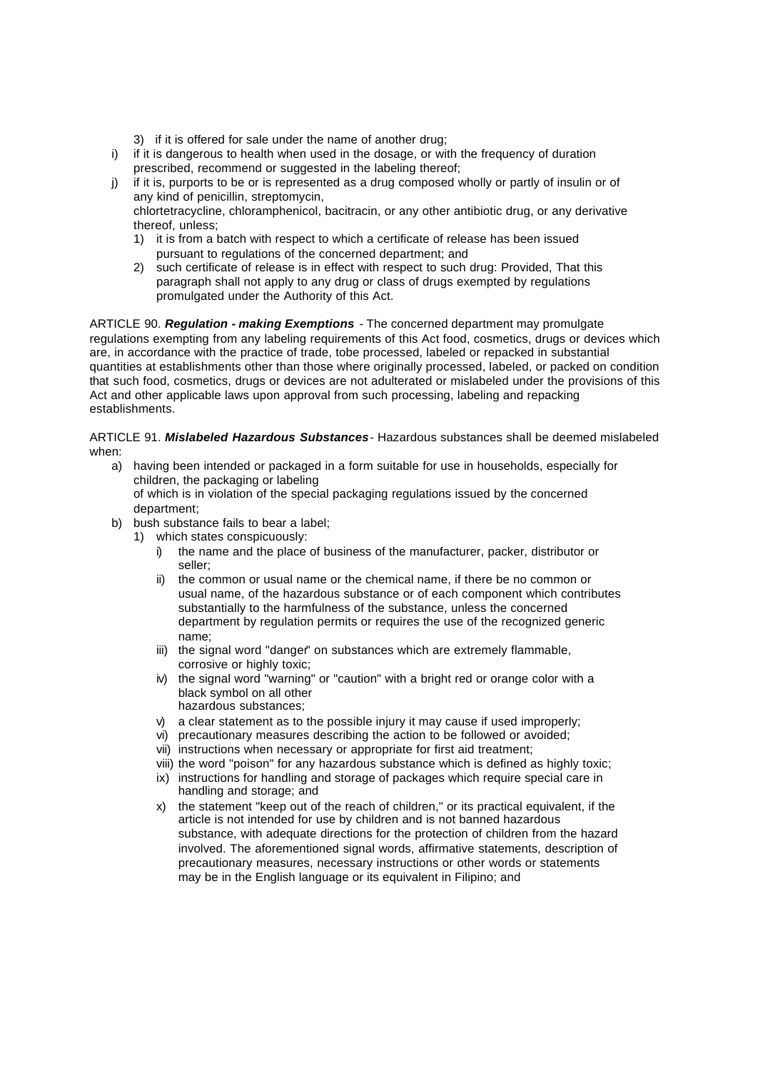3) if it is offered for sale under the name of another drug;

i) if it is dangerous to health when used in the dosage, or with the frequency of duration prescribed, recommend or suggested in the labeling thereof;

j) if it is, purports to be or is represented as a drug composed wholly or partly of insulin or of any kind of penicillin, streptomycin, chlortetracycline, chloramphenicol, bacitracin, or any other antibiotic drug, or any derivative thereof, unless;
   1) it is from a batch with respect to which a certificate of release has been issued pursuant to regulations of the concerned department; and
   2) such certificate of release is in effect with respect to such drug: Provided, That this paragraph shall not apply to any drug or class of drugs exempted by regulations promulgated under the Authority of this Act.

ARTICLE 90. ***Regulation - making Exemptions*** - The concerned department may promulgate regulations exempting from any labeling requirements of this Act food, cosmetics, drugs or devices which are, in accordance with the practice of trade, tobe processed, labeled or repacked in substantial quantities at establishments other than those where originally processed, labeled, or packed on condition that such food, cosmetics, drugs or devices are not adulterated or mislabeled under the provisions of this Act and other applicable laws upon approval from such processing, labeling and repacking establishments.

ARTICLE 91. ***Mislabeled Hazardous Substances*** - Hazardous substances shall be deemed mislabeled when:

a) having been intended or packaged in a form suitable for use in households, especially for children, the packaging or labeling of which is in violation of the special packaging regulations issued by the concerned department;

b) bush substance fails to bear a label;
   1) which states conspicuously:
      i) the name and the place of business of the manufacturer, packer, distributor or seller;
      ii) the common or usual name or the chemical name, if there be no common or usual name, of the hazardous substance or of each component which contributes substantially to the harmfulness of the substance, unless the concerned department by regulation permits or requires the use of the recognized generic name;
      iii) the signal word "danger" on substances which are extremely flammable, corrosive or highly toxic;
      iv) the signal word "warning" or "caution" with a bright red or orange color with a black symbol on all other hazardous substances;
      v) a clear statement as to the possible injury it may cause if used improperly;
      vi) precautionary measures describing the action to be followed or avoided;
      vii) instructions when necessary or appropriate for first aid treatment;
      viii) the word "poison" for any hazardous substance which is defined as highly toxic;
      ix) instructions for handling and storage of packages which require special care in handling and storage; and
      x) the statement "keep out of the reach of children," or its practical equivalent, if the article is not intended for use by children and is not banned hazardous substance, with adequate directions for the protection of children from the hazard involved. The aforementioned signal words, affirmative statements, description of precautionary measures, necessary instructions or other words or statements may be in the English language or its equivalent in Filipino; and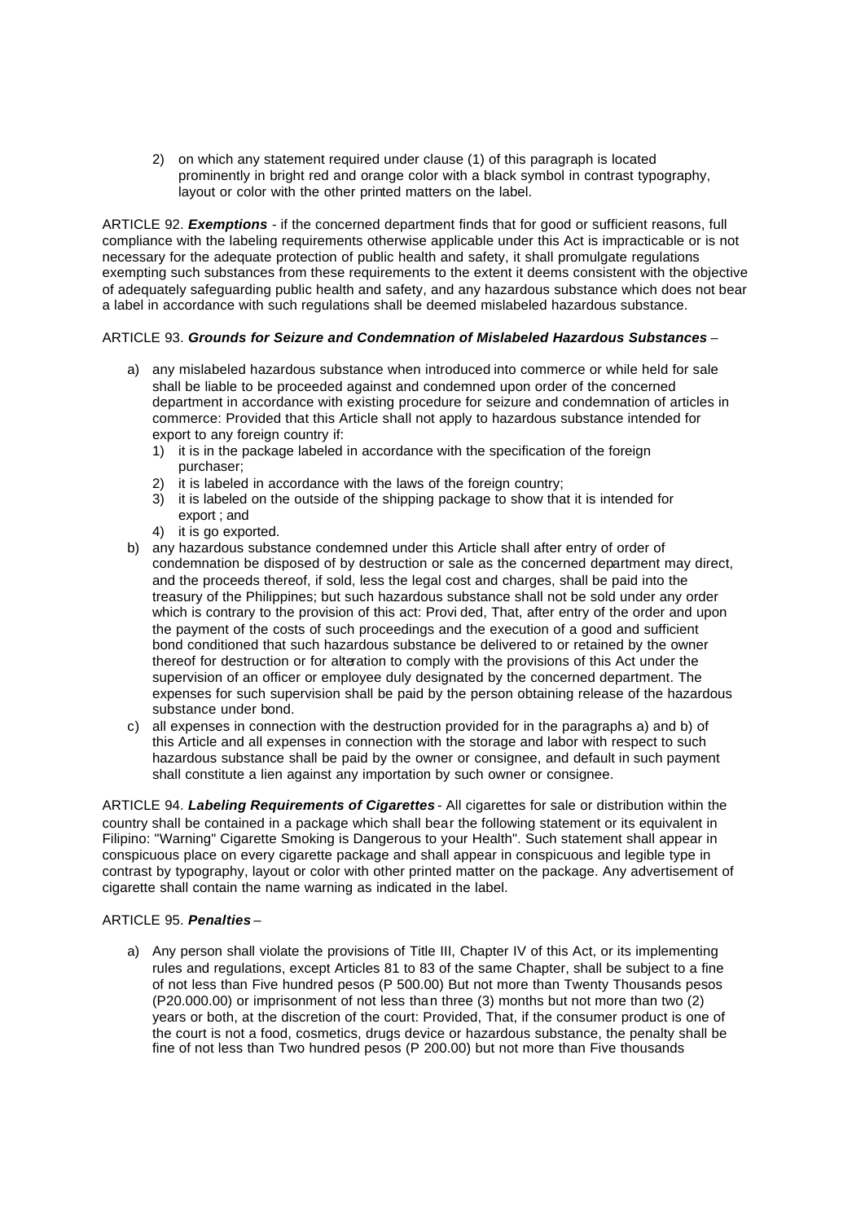2) on which any statement required under clause (1) of this paragraph is located prominently in bright red and orange color with a black symbol in contrast typography, layout or color with the other printed matters on the label.

ARTICLE 92. ***Exemptions*** - if the concerned department finds that for good or sufficient reasons, full compliance with the labeling requirements otherwise applicable under this Act is impracticable or is not necessary for the adequate protection of public health and safety, it shall promulgate regulations exempting such substances from these requirements to the extent it deems consistent with the objective of adequately safeguarding public health and safety, and any hazardous substance which does not bear a label in accordance with such regulations shall be deemed mislabeled hazardous substance.

ARTICLE 93. ***Grounds for Seizure and Condemnation of Mislabeled Hazardous Substances*** –

a) any mislabeled hazardous substance when introduced into commerce or while held for sale shall be liable to be proceeded against and condemned upon order of the concerned department in accordance with existing procedure for seizure and condemnation of articles in commerce: Provided that this Article shall not apply to hazardous substance intended for export to any foreign country if:
   1) it is in the package labeled in accordance with the specification of the foreign purchaser;
   2) it is labeled in accordance with the laws of the foreign country;
   3) it is labeled on the outside of the shipping package to show that it is intended for export ; and
   4) it is go exported.
b) any hazardous substance condemned under this Article shall after entry of order of condemnation be disposed of by destruction or sale as the concerned department may direct, and the proceeds thereof, if sold, less the legal cost and charges, shall be paid into the treasury of the Philippines; but such hazardous substance shall not be sold under any order which is contrary to the provision of this act: Provi ded, That, after entry of the order and upon the payment of the costs of such proceedings and the execution of a good and sufficient bond conditioned that such hazardous substance be delivered to or retained by the owner thereof for destruction or for alteration to comply with the provisions of this Act under the supervision of an officer or employee duly designated by the concerned department. The expenses for such supervision shall be paid by the person obtaining release of the hazardous substance under bond.
c) all expenses in connection with the destruction provided for in the paragraphs a) and b) of this Article and all expenses in connection with the storage and labor with respect to such hazardous substance shall be paid by the owner or consignee, and default in such payment shall constitute a lien against any importation by such owner or consignee.

ARTICLE 94. ***Labeling Requirements of Cigarettes*** - All cigarettes for sale or distribution within the country shall be contained in a package which shall bear the following statement or its equivalent in Filipino: "Warning" Cigarette Smoking is Dangerous to your Health". Such statement shall appear in conspicuous place on every cigarette package and shall appear in conspicuous and legible type in contrast by typography, layout or color with other printed matter on the package. Any advertisement of cigarette shall contain the name warning as indicated in the label.

ARTICLE 95. ***Penalties*** –

a) Any person shall violate the provisions of Title III, Chapter IV of this Act, or its implementing rules and regulations, except Articles 81 to 83 of the same Chapter, shall be subject to a fine of not less than Five hundred pesos (P 500.00) But not more than Twenty Thousands pesos (P20.000.00) or imprisonment of not less than three (3) months but not more than two (2) years or both, at the discretion of the court: Provided, That, if the consumer product is one of the court is not a food, cosmetics, drugs device or hazardous substance, the penalty shall be fine of not less than Two hundred pesos (P 200.00) but not more than Five thousands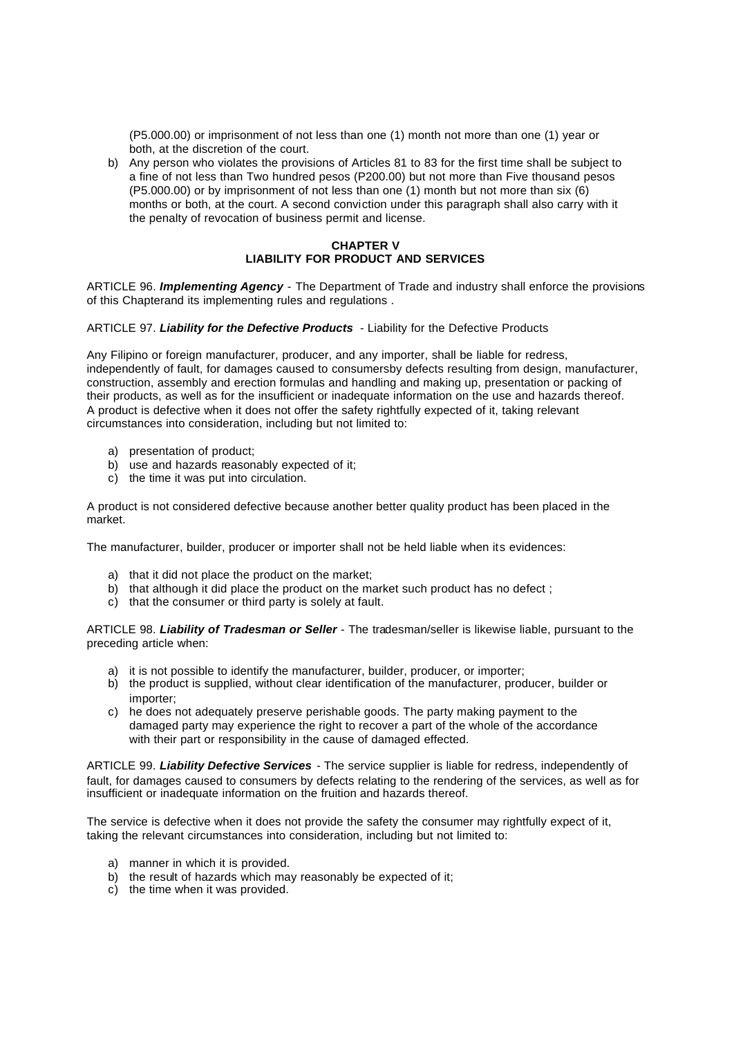(P5.000.00) or imprisonment of not less than one (1) month not more than one (1) year or both, at the discretion of the court.

b) Any person who violates the provisions of Articles 81 to 83 for the first time shall be subject to a fine of not less than Two hundred pesos (P200.00) but not more than Five thousand pesos (P5.000.00) or by imprisonment of not less than one (1) month but not more than six (6) months or both, at the court. A second conviction under this paragraph shall also carry with it the penalty of revocation of business permit and license.

**CHAPTER V**
**LIABILITY FOR PRODUCT AND SERVICES**

ARTICLE 96. ***Implementing Agency*** - The Department of Trade and industry shall enforce the provisions of this Chapterand its implementing rules and regulations .

ARTICLE 97. ***Liability for the Defective Products*** - Liability for the Defective Products

Any Filipino or foreign manufacturer, producer, and any importer, shall be liable for redress, independently of fault, for damages caused to consumersby defects resulting from design, manufacturer, construction, assembly and erection formulas and handling and making up, presentation or packing of their products, as well as for the insufficient or inadequate information on the use and hazards thereof. A product is defective when it does not offer the safety rightfully expected of it, taking relevant circumstances into consideration, including but not limited to:

a) presentation of product;
b) use and hazards reasonably expected of it;
c) the time it was put into circulation.

A product is not considered defective because another better quality product has been placed in the market.

The manufacturer, builder, producer or importer shall not be held liable when its evidences:

a) that it did not place the product on the market;
b) that although it did place the product on the market such product has no defect ;
c) that the consumer or third party is solely at fault.

ARTICLE 98. ***Liability of Tradesman or Seller*** - The tradesman/seller is likewise liable, pursuant to the preceding article when:

a) it is not possible to identify the manufacturer, builder, producer, or importer;
b) the product is supplied, without clear identification of the manufacturer, producer, builder or importer;
c) he does not adequately preserve perishable goods. The party making payment to the damaged party may experience the right to recover a part of the whole of the accordance with their part or responsibility in the cause of damaged effected.

ARTICLE 99. ***Liability Defective Services*** - The service supplier is liable for redress, independently of fault, for damages caused to consumers by defects relating to the rendering of the services, as well as for insufficient or inadequate information on the fruition and hazards thereof.

The service is defective when it does not provide the safety the consumer may rightfully expect of it, taking the relevant circumstances into consideration, including but not limited to:

a) manner in which it is provided.
b) the result of hazards which may reasonably be expected of it;
c) the time when it was provided.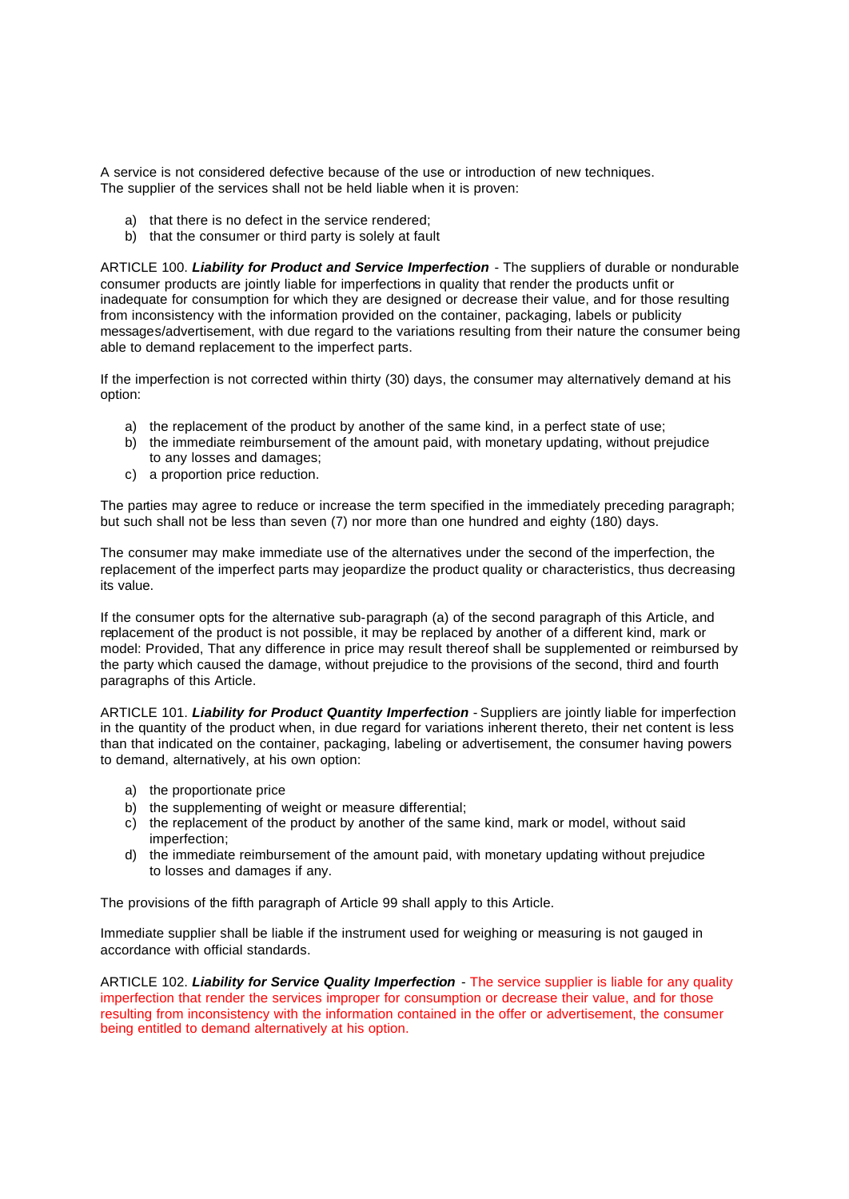A service is not considered defective because of the use or introduction of new techniques.
The supplier of the services shall not be held liable when it is proven:

a) that there is no defect in the service rendered;
b) that the consumer or third party is solely at fault

ARTICLE 100. ***Liability for Product and Service Imperfection*** - The suppliers of durable or nondurable consumer products are jointly liable for imperfections in quality that render the products unfit or inadequate for consumption for which they are designed or decrease their value, and for those resulting from inconsistency with the information provided on the container, packaging, labels or publicity messages/advertisement, with due regard to the variations resulting from their nature the consumer being able to demand replacement to the imperfect parts.

If the imperfection is not corrected within thirty (30) days, the consumer may alternatively demand at his option:

a) the replacement of the product by another of the same kind, in a perfect state of use;
b) the immediate reimbursement of the amount paid, with monetary updating, without prejudice to any losses and damages;
c) a proportion price reduction.

The parties may agree to reduce or increase the term specified in the immediately preceding paragraph; but such shall not be less than seven (7) nor more than one hundred and eighty (180) days.

The consumer may make immediate use of the alternatives under the second of the imperfection, the replacement of the imperfect parts may jeopardize the product quality or characteristics, thus decreasing its value.

If the consumer opts for the alternative sub-paragraph (a) of the second paragraph of this Article, and replacement of the product is not possible, it may be replaced by another of a different kind, mark or model: Provided, That any difference in price may result thereof shall be supplemented or reimbursed by the party which caused the damage, without prejudice to the provisions of the second, third and fourth paragraphs of this Article.

ARTICLE 101. ***Liability for Product Quantity Imperfection*** - Suppliers are jointly liable for imperfection in the quantity of the product when, in due regard for variations inherent thereto, their net content is less than that indicated on the container, packaging, labeling or advertisement, the consumer having powers to demand, alternatively, at his own option:

a) the proportionate price
b) the supplementing of weight or measure differential;
c) the replacement of the product by another of the same kind, mark or model, without said imperfection;
d) the immediate reimbursement of the amount paid, with monetary updating without prejudice to losses and damages if any.

The provisions of the fifth paragraph of Article 99 shall apply to this Article.

Immediate supplier shall be liable if the instrument used for weighing or measuring is not gauged in accordance with official standards.

ARTICLE 102. ***Liability for Service Quality Imperfection*** - The service supplier is liable for any quality imperfection that render the services improper for consumption or decrease their value, and for those resulting from inconsistency with the information contained in the offer or advertisement, the consumer being entitled to demand alternatively at his option.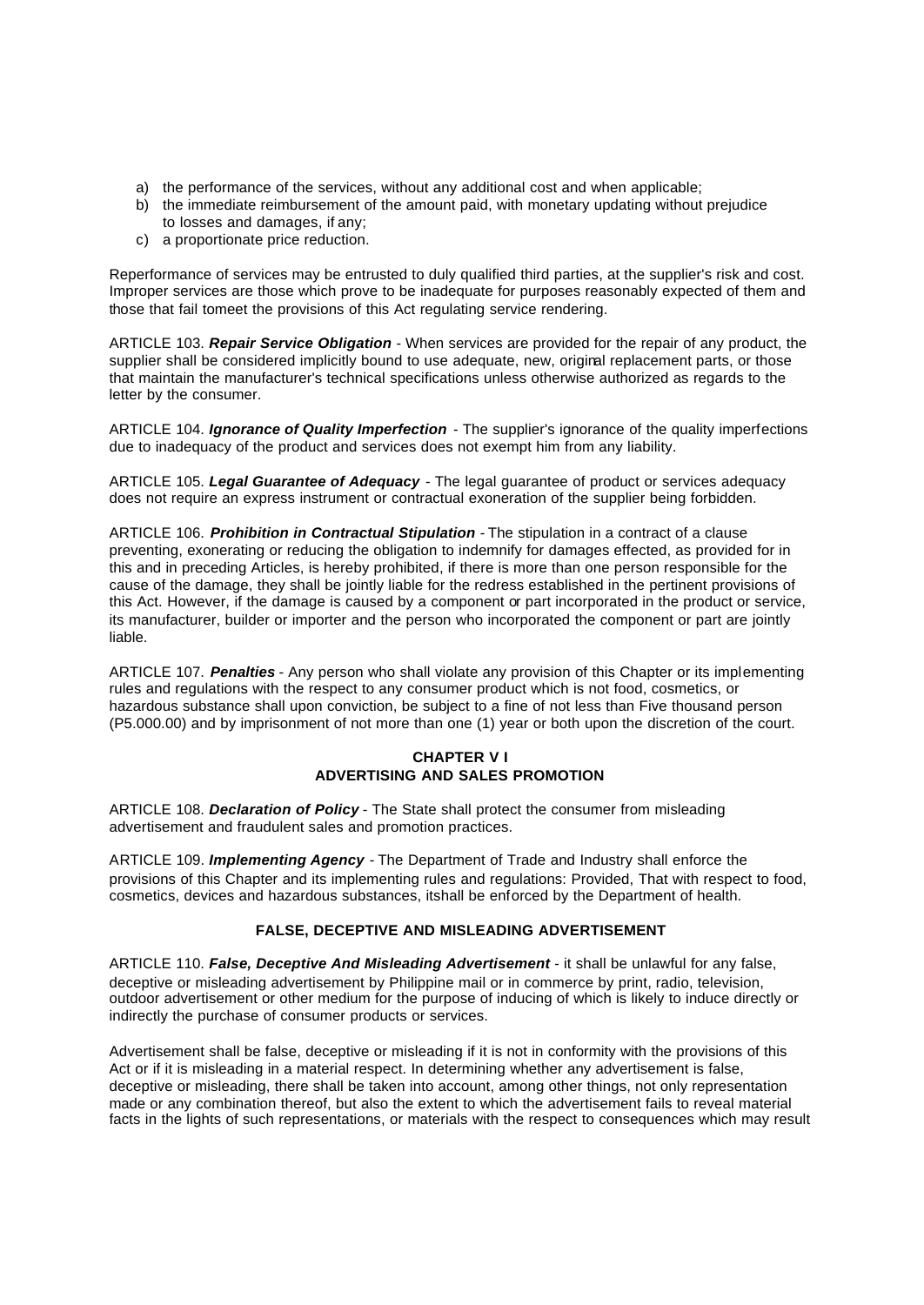a) the performance of the services, without any additional cost and when applicable;
b) the immediate reimbursement of the amount paid, with monetary updating without prejudice to losses and damages, if any;
c) a proportionate price reduction.

Reperformance of services may be entrusted to duly qualified third parties, at the supplier's risk and cost. Improper services are those which prove to be inadequate for purposes reasonably expected of them and those that fail tomeet the provisions of this Act regulating service rendering.

ARTICLE 103. ***Repair Service Obligation*** - When services are provided for the repair of any product, the supplier shall be considered implicitly bound to use adequate, new, original replacement parts, or those that maintain the manufacturer's technical specifications unless otherwise authorized as regards to the letter by the consumer.

ARTICLE 104. ***Ignorance of Quality Imperfection*** - The supplier's ignorance of the quality imperfections due to inadequacy of the product and services does not exempt him from any liability.

ARTICLE 105. ***Legal Guarantee of Adequacy*** - The legal guarantee of product or services adequacy does not require an express instrument or contractual exoneration of the supplier being forbidden.

ARTICLE 106. ***Prohibition in Contractual Stipulation*** - The stipulation in a contract of a clause preventing, exonerating or reducing the obligation to indemnify for damages effected, as provided for in this and in preceding Articles, is hereby prohibited, if there is more than one person responsible for the cause of the damage, they shall be jointly liable for the redress established in the pertinent provisions of this Act. However, if the damage is caused by a component or part incorporated in the product or service, its manufacturer, builder or importer and the person who incorporated the component or part are jointly liable.

ARTICLE 107. ***Penalties*** - Any person who shall violate any provision of this Chapter or its implementing rules and regulations with the respect to any consumer product which is not food, cosmetics, or hazardous substance shall upon conviction, be subject to a fine of not less than Five thousand person (P5.000.00) and by imprisonment of not more than one (1) year or both upon the discretion of the court.

## CHAPTER V I
## ADVERTISING AND SALES PROMOTION

ARTICLE 108. ***Declaration of Policy*** - The State shall protect the consumer from misleading advertisement and fraudulent sales and promotion practices.

ARTICLE 109. ***Implementing Agency*** - The Department of Trade and Industry shall enforce the provisions of this Chapter and its implementing rules and regulations: Provided, That with respect to food, cosmetics, devices and hazardous substances, itshall be enforced by the Department of health.

### FALSE, DECEPTIVE AND MISLEADING ADVERTISEMENT

ARTICLE 110. ***False, Deceptive And Misleading Advertisement*** - it shall be unlawful for any false, deceptive or misleading advertisement by Philippine mail or in commerce by print, radio, television, outdoor advertisement or other medium for the purpose of inducing of which is likely to induce directly or indirectly the purchase of consumer products or services.

Advertisement shall be false, deceptive or misleading if it is not in conformity with the provisions of this Act or if it is misleading in a material respect. In determining whether any advertisement is false, deceptive or misleading, there shall be taken into account, among other things, not only representation made or any combination thereof, but also the extent to which the advertisement fails to reveal material facts in the lights of such representations, or materials with the respect to consequences which may result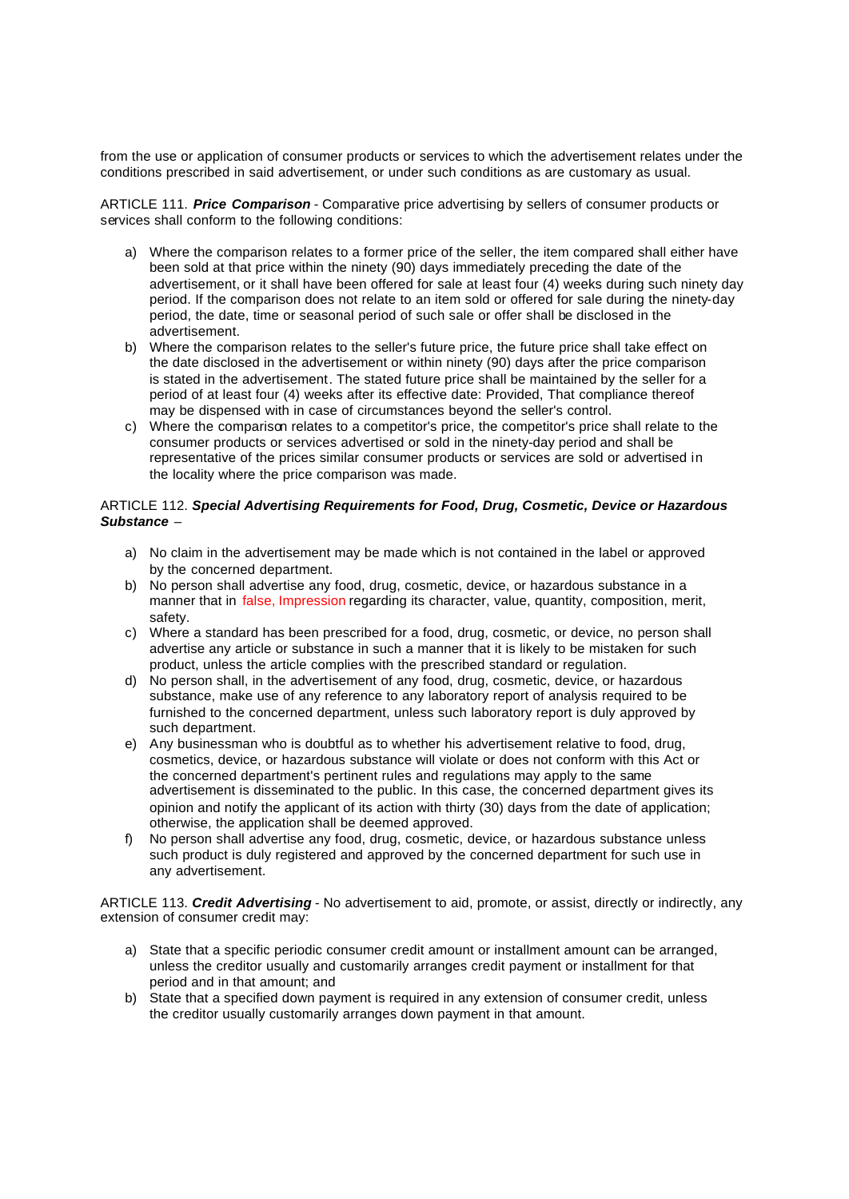from the use or application of consumer products or services to which the advertisement relates under the conditions prescribed in said advertisement, or under such conditions as are customary as usual.

ARTICLE 111. ***Price Comparison*** - Comparative price advertising by sellers of consumer products or services shall conform to the following conditions:

a) Where the comparison relates to a former price of the seller, the item compared shall either have been sold at that price within the ninety (90) days immediately preceding the date of the advertisement, or it shall have been offered for sale at least four (4) weeks during such ninety day period. If the comparison does not relate to an item sold or offered for sale during the ninety-day period, the date, time or seasonal period of such sale or offer shall be disclosed in the advertisement.
b) Where the comparison relates to the seller's future price, the future price shall take effect on the date disclosed in the advertisement or within ninety (90) days after the price comparison is stated in the advertisement. The stated future price shall be maintained by the seller for a period of at least four (4) weeks after its effective date: Provided, That compliance thereof may be dispensed with in case of circumstances beyond the seller's control.
c) Where the comparison relates to a competitor's price, the competitor's price shall relate to the consumer products or services advertised or sold in the ninety-day period and shall be representative of the prices similar consumer products or services are sold or advertised in the locality where the price comparison was made.

ARTICLE 112. ***Special Advertising Requirements for Food, Drug, Cosmetic, Device or Hazardous Substance*** –

a) No claim in the advertisement may be made which is not contained in the label or approved by the concerned department.
b) No person shall advertise any food, drug, cosmetic, device, or hazardous substance in a manner that in false, Impression regarding its character, value, quantity, composition, merit, safety.
c) Where a standard has been prescribed for a food, drug, cosmetic, or device, no person shall advertise any article or substance in such a manner that it is likely to be mistaken for such product, unless the article complies with the prescribed standard or regulation.
d) No person shall, in the advertisement of any food, drug, cosmetic, device, or hazardous substance, make use of any reference to any laboratory report of analysis required to be furnished to the concerned department, unless such laboratory report is duly approved by such department.
e) Any businessman who is doubtful as to whether his advertisement relative to food, drug, cosmetics, device, or hazardous substance will violate or does not conform with this Act or the concerned department's pertinent rules and regulations may apply to the same advertisement is disseminated to the public. In this case, the concerned department gives its opinion and notify the applicant of its action with thirty (30) days from the date of application; otherwise, the application shall be deemed approved.
f) No person shall advertise any food, drug, cosmetic, device, or hazardous substance unless such product is duly registered and approved by the concerned department for such use in any advertisement.

ARTICLE 113. ***Credit Advertising*** - No advertisement to aid, promote, or assist, directly or indirectly, any extension of consumer credit may:

a) State that a specific periodic consumer credit amount or installment amount can be arranged, unless the creditor usually and customarily arranges credit payment or installment for that period and in that amount; and
b) State that a specified down payment is required in any extension of consumer credit, unless the creditor usually customarily arranges down payment in that amount.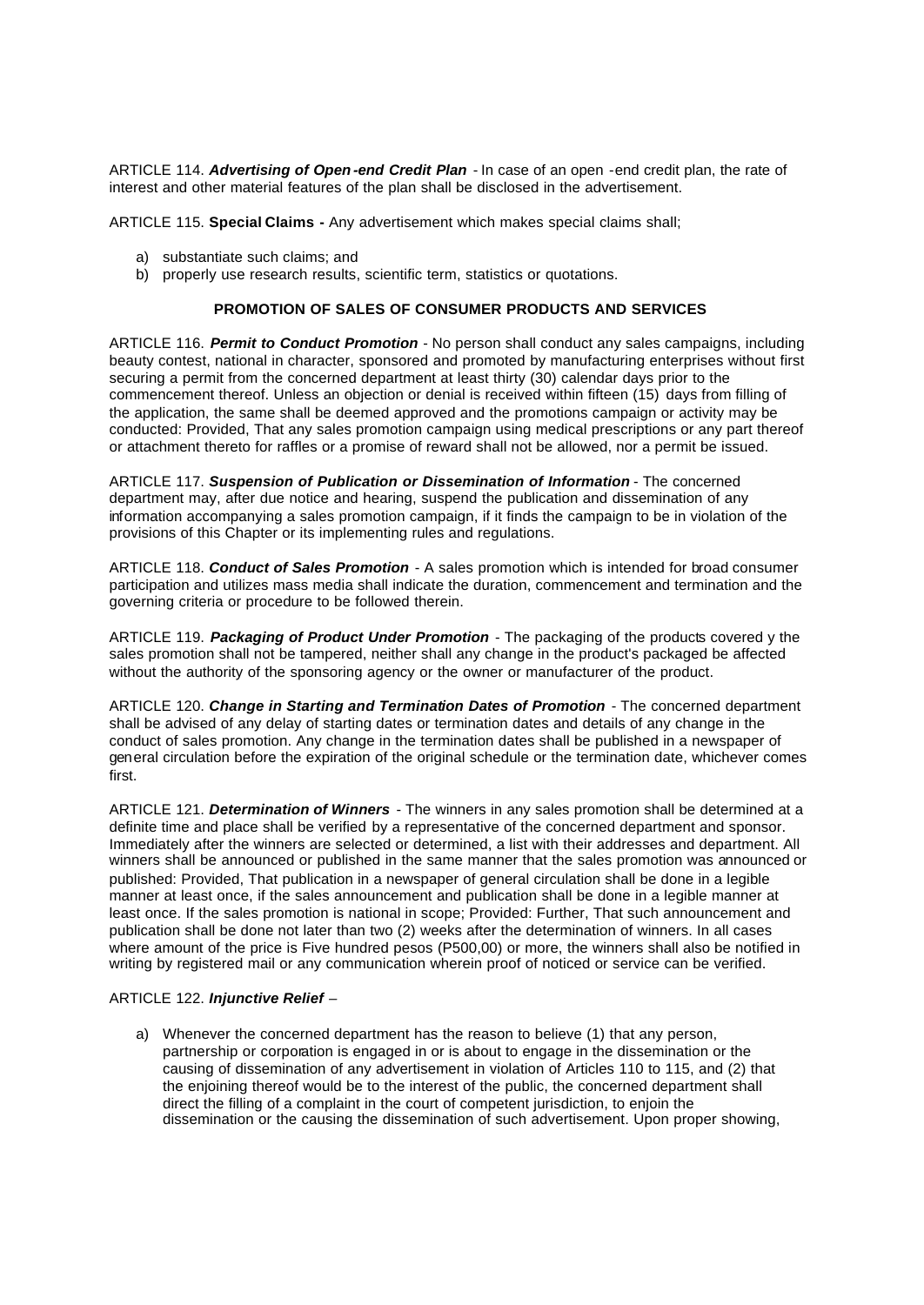ARTICLE 114. ***Advertising of Open-end Credit Plan*** - In case of an open -end credit plan, the rate of interest and other material features of the plan shall be disclosed in the advertisement.

ARTICLE 115. **Special Claims -** Any advertisement which makes special claims shall;

a) substantiate such claims; and
b) properly use research results, scientific term, statistics or quotations.

**PROMOTION OF SALES OF CONSUMER PRODUCTS AND SERVICES**

ARTICLE 116. ***Permit to Conduct Promotion*** - No person shall conduct any sales campaigns, including beauty contest, national in character, sponsored and promoted by manufacturing enterprises without first securing a permit from the concerned department at least thirty (30) calendar days prior to the commencement thereof. Unless an objection or denial is received within fifteen (15) days from filling of the application, the same shall be deemed approved and the promotions campaign or activity may be conducted: Provided, That any sales promotion campaign using medical prescriptions or any part thereof or attachment thereto for raffles or a promise of reward shall not be allowed, nor a permit be issued.

ARTICLE 117. ***Suspension of Publication or Dissemination of Information*** - The concerned department may, after due notice and hearing, suspend the publication and dissemination of any information accompanying a sales promotion campaign, if it finds the campaign to be in violation of the provisions of this Chapter or its implementing rules and regulations.

ARTICLE 118. ***Conduct of Sales Promotion*** - A sales promotion which is intended for broad consumer participation and utilizes mass media shall indicate the duration, commencement and termination and the governing criteria or procedure to be followed therein.

ARTICLE 119. ***Packaging of Product Under Promotion*** - The packaging of the products covered y the sales promotion shall not be tampered, neither shall any change in the product's packaged be affected without the authority of the sponsoring agency or the owner or manufacturer of the product.

ARTICLE 120. ***Change in Starting and Termination Dates of Promotion*** - The concerned department shall be advised of any delay of starting dates or termination dates and details of any change in the conduct of sales promotion. Any change in the termination dates shall be published in a newspaper of general circulation before the expiration of the original schedule or the termination date, whichever comes first.

ARTICLE 121. ***Determination of Winners*** - The winners in any sales promotion shall be determined at a definite time and place shall be verified by a representative of the concerned department and sponsor. Immediately after the winners are selected or determined, a list with their addresses and department. All winners shall be announced or published in the same manner that the sales promotion was announced or published: Provided, That publication in a newspaper of general circulation shall be done in a legible manner at least once, if the sales announcement and publication shall be done in a legible manner at least once. If the sales promotion is national in scope; Provided: Further, That such announcement and publication shall be done not later than two (2) weeks after the determination of winners. In all cases where amount of the price is Five hundred pesos (P500,00) or more, the winners shall also be notified in writing by registered mail or any communication wherein proof of noticed or service can be verified.

ARTICLE 122. ***Injunctive Relief*** –

a) Whenever the concerned department has the reason to believe (1) that any person, partnership or corporation is engaged in or is about to engage in the dissemination or the causing of dissemination of any advertisement in violation of Articles 110 to 115, and (2) that the enjoining thereof would be to the interest of the public, the concerned department shall direct the filling of a complaint in the court of competent jurisdiction, to enjoin the dissemination or the causing the dissemination of such advertisement. Upon proper showing,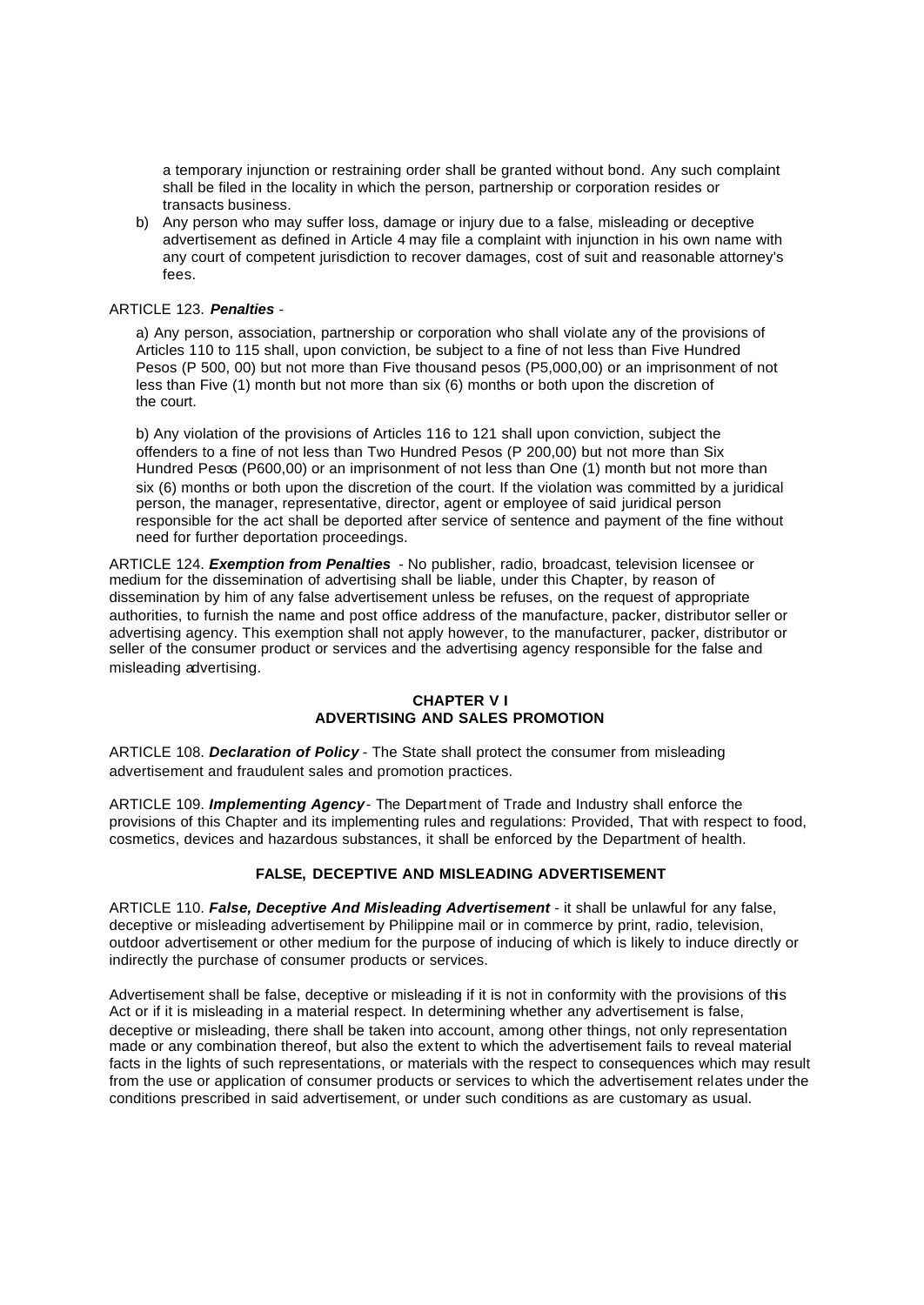a temporary injunction or restraining order shall be granted without bond. Any such complaint shall be filed in the locality in which the person, partnership or corporation resides or transacts business.

b) Any person who may suffer loss, damage or injury due to a false, misleading or deceptive advertisement as defined in Article 4 may file a complaint with injunction in his own name with any court of competent jurisdiction to recover damages, cost of suit and reasonable attorney's fees.

ARTICLE 123. ***Penalties*** -

a) Any person, association, partnership or corporation who shall violate any of the provisions of Articles 110 to 115 shall, upon conviction, be subject to a fine of not less than Five Hundred Pesos (P 500, 00) but not more than Five thousand pesos (P5,000,00) or an imprisonment of not less than Five (1) month but not more than six (6) months or both upon the discretion of the court.

b) Any violation of the provisions of Articles 116 to 121 shall upon conviction, subject the offenders to a fine of not less than Two Hundred Pesos (P 200,00) but not more than Six Hundred Pesos (P600,00) or an imprisonment of not less than One (1) month but not more than six (6) months or both upon the discretion of the court. If the violation was committed by a juridical person, the manager, representative, director, agent or employee of said juridical person responsible for the act shall be deported after service of sentence and payment of the fine without need for further deportation proceedings.

ARTICLE 124. ***Exemption from Penalties*** - No publisher, radio, broadcast, television licensee or medium for the dissemination of advertising shall be liable, under this Chapter, by reason of dissemination by him of any false advertisement unless be refuses, on the request of appropriate authorities, to furnish the name and post office address of the manufacture, packer, distributor seller or advertising agency. This exemption shall not apply however, to the manufacturer, packer, distributor or seller of the consumer product or services and the advertising agency responsible for the false and misleading advertising.

## CHAPTER V I
## ADVERTISING AND SALES PROMOTION

ARTICLE 108. ***Declaration of Policy*** - The State shall protect the consumer from misleading advertisement and fraudulent sales and promotion practices.

ARTICLE 109. ***Implementing Agency*** - The Department of Trade and Industry shall enforce the provisions of this Chapter and its implementing rules and regulations: Provided, That with respect to food, cosmetics, devices and hazardous substances, it shall be enforced by the Department of health.

### FALSE, DECEPTIVE AND MISLEADING ADVERTISEMENT

ARTICLE 110. ***False, Deceptive And Misleading Advertisement*** - it shall be unlawful for any false, deceptive or misleading advertisement by Philippine mail or in commerce by print, radio, television, outdoor advertisement or other medium for the purpose of inducing of which is likely to induce directly or indirectly the purchase of consumer products or services.

Advertisement shall be false, deceptive or misleading if it is not in conformity with the provisions of this Act or if it is misleading in a material respect. In determining whether any advertisement is false, deceptive or misleading, there shall be taken into account, among other things, not only representation made or any combination thereof, but also the extent to which the advertisement fails to reveal material facts in the lights of such representations, or materials with the respect to consequences which may result from the use or application of consumer products or services to which the advertisement relates under the conditions prescribed in said advertisement, or under such conditions as are customary as usual.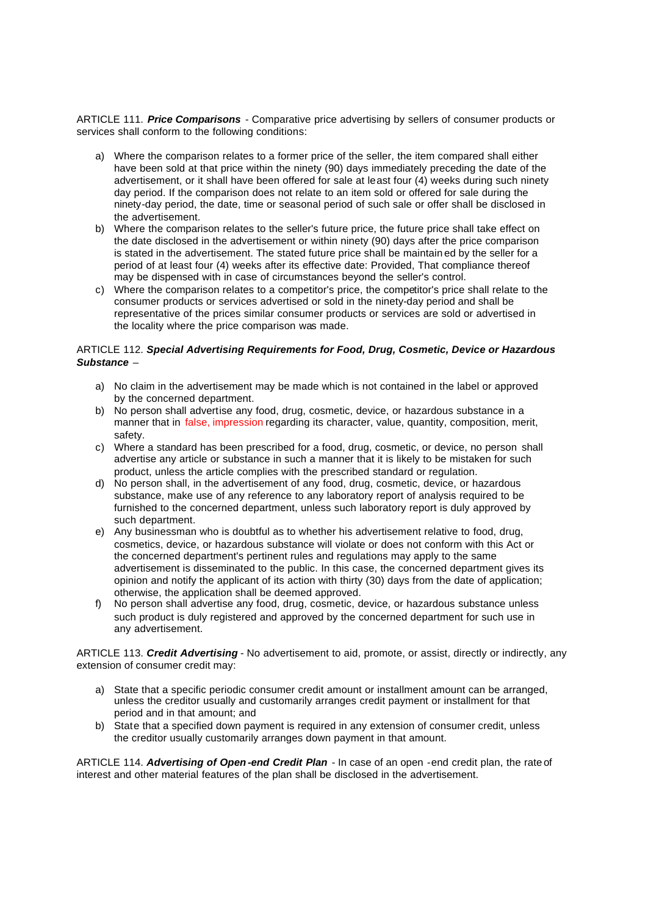ARTICLE 111. ***Price Comparisons*** - Comparative price advertising by sellers of consumer products or services shall conform to the following conditions:

a) Where the comparison relates to a former price of the seller, the item compared shall either have been sold at that price within the ninety (90) days immediately preceding the date of the advertisement, or it shall have been offered for sale at least four (4) weeks during such ninety day period. If the comparison does not relate to an item sold or offered for sale during the ninety-day period, the date, time or seasonal period of such sale or offer shall be disclosed in the advertisement.
b) Where the comparison relates to the seller's future price, the future price shall take effect on the date disclosed in the advertisement or within ninety (90) days after the price comparison is stated in the advertisement. The stated future price shall be maintained by the seller for a period of at least four (4) weeks after its effective date: Provided, That compliance thereof may be dispensed with in case of circumstances beyond the seller's control.
c) Where the comparison relates to a competitor's price, the competitor's price shall relate to the consumer products or services advertised or sold in the ninety-day period and shall be representative of the prices similar consumer products or services are sold or advertised in the locality where the price comparison was made.

ARTICLE 112. ***Special Advertising Requirements for Food, Drug, Cosmetic, Device or Hazardous Substance*** –

a) No claim in the advertisement may be made which is not contained in the label or approved by the concerned department.
b) No person shall advertise any food, drug, cosmetic, device, or hazardous substance in a manner that in false, impression regarding its character, value, quantity, composition, merit, safety.
c) Where a standard has been prescribed for a food, drug, cosmetic, or device, no person shall advertise any article or substance in such a manner that it is likely to be mistaken for such product, unless the article complies with the prescribed standard or regulation.
d) No person shall, in the advertisement of any food, drug, cosmetic, device, or hazardous substance, make use of any reference to any laboratory report of analysis required to be furnished to the concerned department, unless such laboratory report is duly approved by such department.
e) Any businessman who is doubtful as to whether his advertisement relative to food, drug, cosmetics, device, or hazardous substance will violate or does not conform with this Act or the concerned department's pertinent rules and regulations may apply to the same advertisement is disseminated to the public. In this case, the concerned department gives its opinion and notify the applicant of its action with thirty (30) days from the date of application; otherwise, the application shall be deemed approved.
f) No person shall advertise any food, drug, cosmetic, device, or hazardous substance unless such product is duly registered and approved by the concerned department for such use in any advertisement.

ARTICLE 113. ***Credit Advertising*** - No advertisement to aid, promote, or assist, directly or indirectly, any extension of consumer credit may:

a) State that a specific periodic consumer credit amount or installment amount can be arranged, unless the creditor usually and customarily arranges credit payment or installment for that period and in that amount; and
b) State that a specified down payment is required in any extension of consumer credit, unless the creditor usually customarily arranges down payment in that amount.

ARTICLE 114. ***Advertising of Open-end Credit Plan*** - In case of an open-end credit plan, the rate of interest and other material features of the plan shall be disclosed in the advertisement.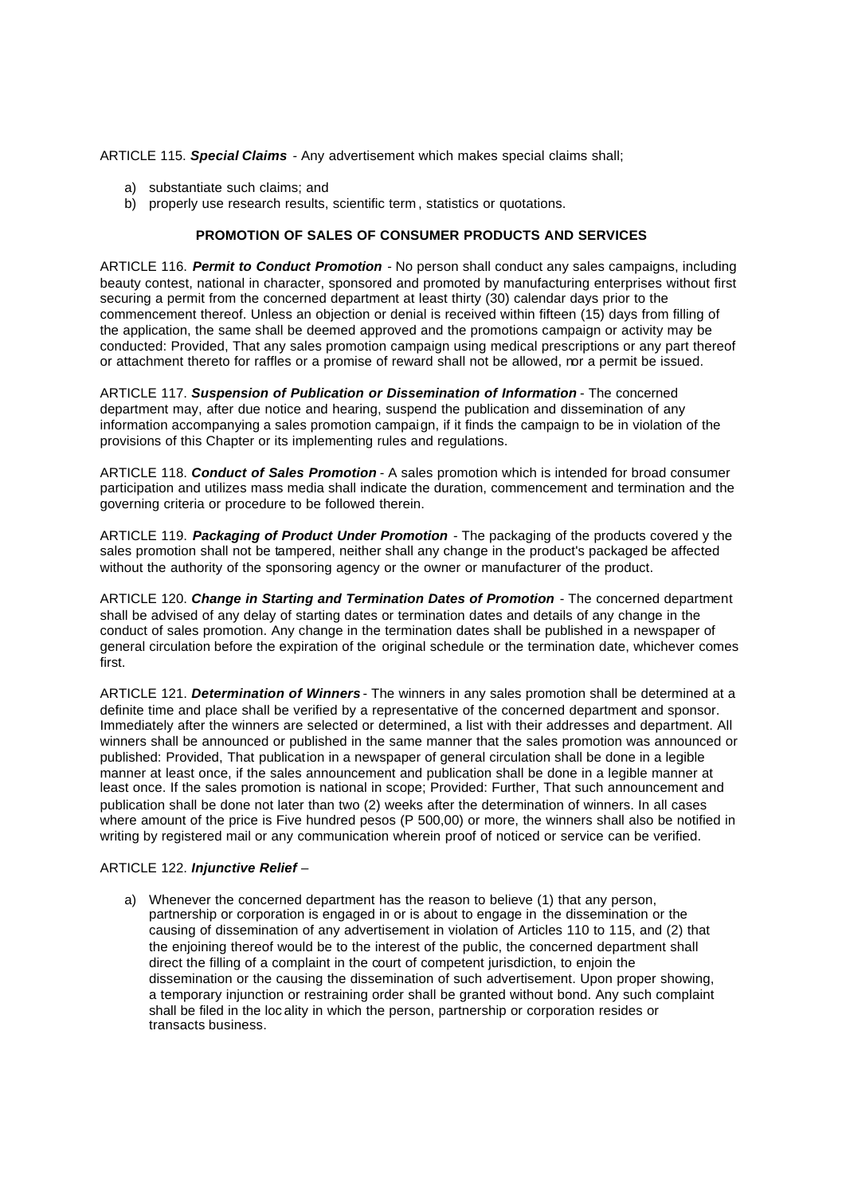ARTICLE 115. ***Special Claims*** - Any advertisement which makes special claims shall;

a) substantiate such claims; and
b) properly use research results, scientific term, statistics or quotations.

**PROMOTION OF SALES OF CONSUMER PRODUCTS AND SERVICES**

ARTICLE 116. ***Permit to Conduct Promotion*** - No person shall conduct any sales campaigns, including beauty contest, national in character, sponsored and promoted by manufacturing enterprises without first securing a permit from the concerned department at least thirty (30) calendar days prior to the commencement thereof. Unless an objection or denial is received within fifteen (15) days from filling of the application, the same shall be deemed approved and the promotions campaign or activity may be conducted: Provided, That any sales promotion campaign using medical prescriptions or any part thereof or attachment thereto for raffles or a promise of reward shall not be allowed, nor a permit be issued.

ARTICLE 117. ***Suspension of Publication or Dissemination of Information*** - The concerned department may, after due notice and hearing, suspend the publication and dissemination of any information accompanying a sales promotion campaign, if it finds the campaign to be in violation of the provisions of this Chapter or its implementing rules and regulations.

ARTICLE 118. ***Conduct of Sales Promotion*** - A sales promotion which is intended for broad consumer participation and utilizes mass media shall indicate the duration, commencement and termination and the governing criteria or procedure to be followed therein.

ARTICLE 119. ***Packaging of Product Under Promotion*** - The packaging of the products covered y the sales promotion shall not be tampered, neither shall any change in the product's packaged be affected without the authority of the sponsoring agency or the owner or manufacturer of the product.

ARTICLE 120. ***Change in Starting and Termination Dates of Promotion*** - The concerned department shall be advised of any delay of starting dates or termination dates and details of any change in the conduct of sales promotion. Any change in the termination dates shall be published in a newspaper of general circulation before the expiration of the original schedule or the termination date, whichever comes first.

ARTICLE 121. ***Determination of Winners*** - The winners in any sales promotion shall be determined at a definite time and place shall be verified by a representative of the concerned department and sponsor. Immediately after the winners are selected or determined, a list with their addresses and department. All winners shall be announced or published in the same manner that the sales promotion was announced or published: Provided, That publication in a newspaper of general circulation shall be done in a legible manner at least once, if the sales announcement and publication shall be done in a legible manner at least once. If the sales promotion is national in scope; Provided: Further, That such announcement and publication shall be done not later than two (2) weeks after the determination of winners. In all cases where amount of the price is Five hundred pesos (P 500,00) or more, the winners shall also be notified in writing by registered mail or any communication wherein proof of noticed or service can be verified.

ARTICLE 122. ***Injunctive Relief*** –

a) Whenever the concerned department has the reason to believe (1) that any person, partnership or corporation is engaged in or is about to engage in the dissemination or the causing of dissemination of any advertisement in violation of Articles 110 to 115, and (2) that the enjoining thereof would be to the interest of the public, the concerned department shall direct the filling of a complaint in the court of competent jurisdiction, to enjoin the dissemination or the causing the dissemination of such advertisement. Upon proper showing, a temporary injunction or restraining order shall be granted without bond. Any such complaint shall be filed in the locality in which the person, partnership or corporation resides or transacts business.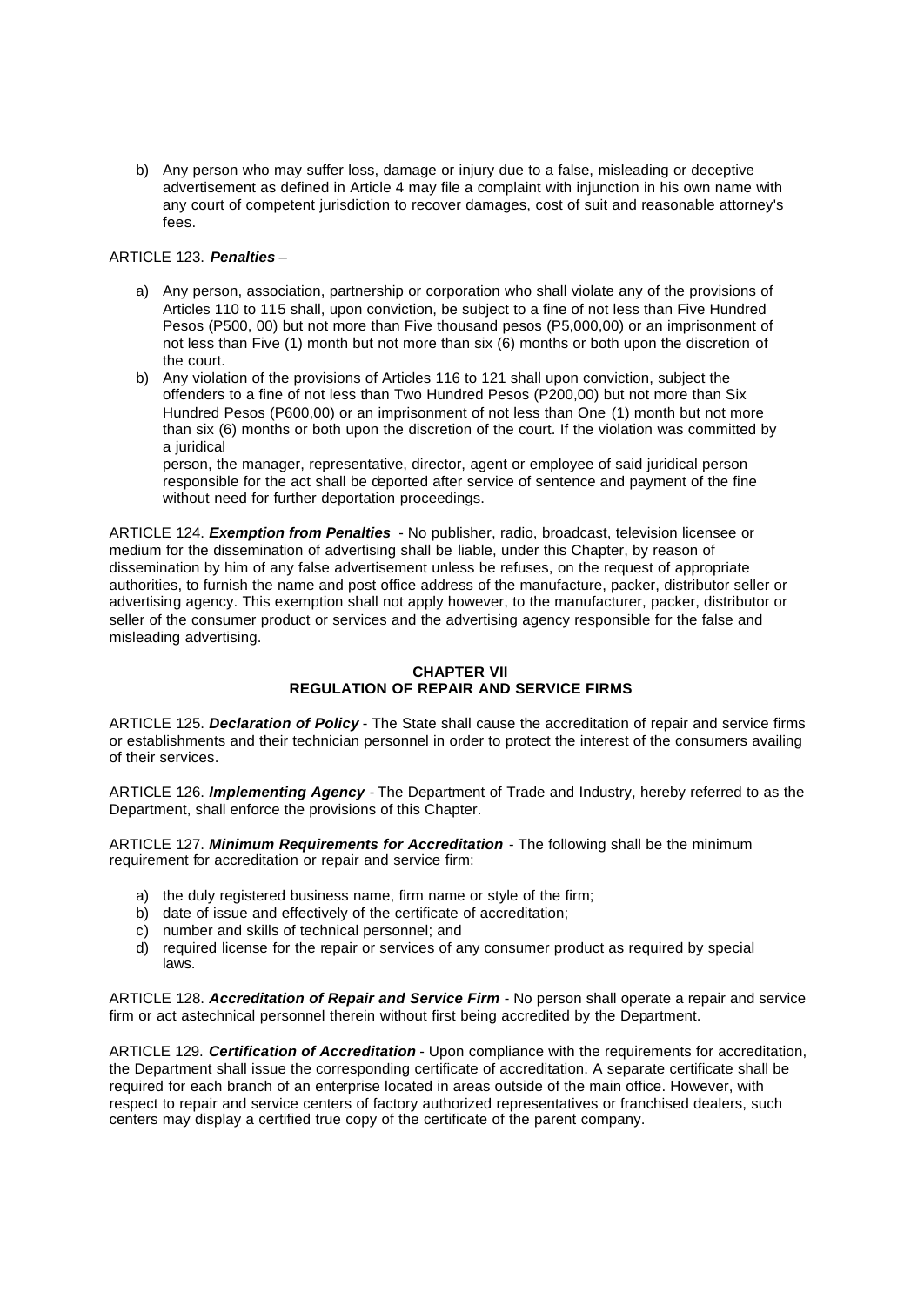b) Any person who may suffer loss, damage or injury due to a false, misleading or deceptive advertisement as defined in Article 4 may file a complaint with injunction in his own name with any court of competent jurisdiction to recover damages, cost of suit and reasonable attorney's fees.

ARTICLE 123. ***Penalties*** –

a) Any person, association, partnership or corporation who shall violate any of the provisions of Articles 110 to 115 shall, upon conviction, be subject to a fine of not less than Five Hundred Pesos (P500, 00) but not more than Five thousand pesos (P5,000,00) or an imprisonment of not less than Five (1) month but not more than six (6) months or both upon the discretion of the court.
b) Any violation of the provisions of Articles 116 to 121 shall upon conviction, subject the offenders to a fine of not less than Two Hundred Pesos (P200,00) but not more than Six Hundred Pesos (P600,00) or an imprisonment of not less than One (1) month but not more than six (6) months or both upon the discretion of the court. If the violation was committed by a juridical
   person, the manager, representative, director, agent or employee of said juridical person responsible for the act shall be deported after service of sentence and payment of the fine without need for further deportation proceedings.

ARTICLE 124. ***Exemption from Penalties*** - No publisher, radio, broadcast, television licensee or medium for the dissemination of advertising shall be liable, under this Chapter, by reason of dissemination by him of any false advertisement unless be refuses, on the request of appropriate authorities, to furnish the name and post office address of the manufacture, packer, distributor seller or advertising agency. This exemption shall not apply however, to the manufacturer, packer, distributor or seller of the consumer product or services and the advertising agency responsible for the false and misleading advertising.

## CHAPTER VII
## REGULATION OF REPAIR AND SERVICE FIRMS

ARTICLE 125. ***Declaration of Policy*** - The State shall cause the accreditation of repair and service firms or establishments and their technician personnel in order to protect the interest of the consumers availing of their services.

ARTICLE 126. ***Implementing Agency*** - The Department of Trade and Industry, hereby referred to as the Department, shall enforce the provisions of this Chapter.

ARTICLE 127. ***Minimum Requirements for Accreditation*** - The following shall be the minimum requirement for accreditation or repair and service firm:

a) the duly registered business name, firm name or style of the firm;
b) date of issue and effectively of the certificate of accreditation;
c) number and skills of technical personnel; and
d) required license for the repair or services of any consumer product as required by special laws.

ARTICLE 128. ***Accreditation of Repair and Service Firm*** - No person shall operate a repair and service firm or act astechnical personnel therein without first being accredited by the Department.

ARTICLE 129. ***Certification of Accreditation*** - Upon compliance with the requirements for accreditation, the Department shall issue the corresponding certificate of accreditation. A separate certificate shall be required for each branch of an enterprise located in areas outside of the main office. However, with respect to repair and service centers of factory authorized representatives or franchised dealers, such centers may display a certified true copy of the certificate of the parent company.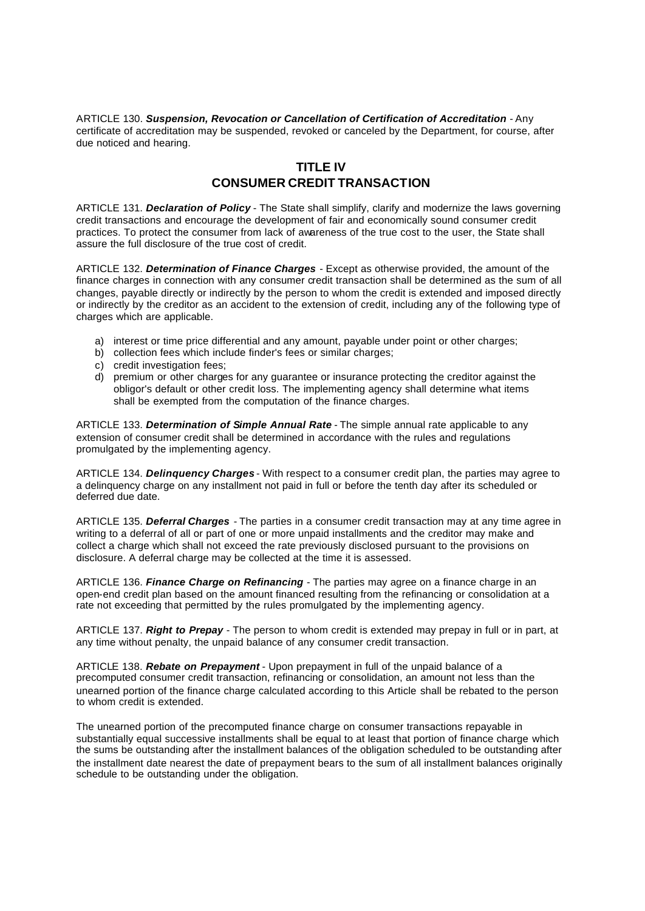ARTICLE 130. ***Suspension, Revocation or Cancellation of Certification of Accreditation*** - Any certificate of accreditation may be suspended, revoked or canceled by the Department, for course, after due noticed and hearing.

## TITLE IV
## CONSUMER CREDIT TRANSACTION

ARTICLE 131. ***Declaration of Policy*** - The State shall simplify, clarify and modernize the laws governing credit transactions and encourage the development of fair and economically sound consumer credit practices. To protect the consumer from lack of awareness of the true cost to the user, the State shall assure the full disclosure of the true cost of credit.

ARTICLE 132. ***Determination of Finance Charges*** - Except as otherwise provided, the amount of the finance charges in connection with any consumer credit transaction shall be determined as the sum of all changes, payable directly or indirectly by the person to whom the credit is extended and imposed directly or indirectly by the creditor as an accident to the extension of credit, including any of the following type of charges which are applicable.

a) interest or time price differential and any amount, payable under point or other charges;
b) collection fees which include finder's fees or similar charges;
c) credit investigation fees;
d) premium or other charges for any guarantee or insurance protecting the creditor against the obligor's default or other credit loss. The implementing agency shall determine what items shall be exempted from the computation of the finance charges.

ARTICLE 133. ***Determination of Simple Annual Rate*** - The simple annual rate applicable to any extension of consumer credit shall be determined in accordance with the rules and regulations promulgated by the implementing agency.

ARTICLE 134. ***Delinquency Charges*** - With respect to a consumer credit plan, the parties may agree to a delinquency charge on any installment not paid in full or before the tenth day after its scheduled or deferred due date.

ARTICLE 135. ***Deferral Charges*** - The parties in a consumer credit transaction may at any time agree in writing to a deferral of all or part of one or more unpaid installments and the creditor may make and collect a charge which shall not exceed the rate previously disclosed pursuant to the provisions on disclosure. A deferral charge may be collected at the time it is assessed.

ARTICLE 136. ***Finance Charge on Refinancing*** - The parties may agree on a finance charge in an open-end credit plan based on the amount financed resulting from the refinancing or consolidation at a rate not exceeding that permitted by the rules promulgated by the implementing agency.

ARTICLE 137. ***Right to Prepay*** - The person to whom credit is extended may prepay in full or in part, at any time without penalty, the unpaid balance of any consumer credit transaction.

ARTICLE 138. ***Rebate on Prepayment*** - Upon prepayment in full of the unpaid balance of a precomputed consumer credit transaction, refinancing or consolidation, an amount not less than the unearned portion of the finance charge calculated according to this Article shall be rebated to the person to whom credit is extended.

The unearned portion of the precomputed finance charge on consumer transactions repayable in substantially equal successive installments shall be equal to at least that portion of finance charge which the sums be outstanding after the installment balances of the obligation scheduled to be outstanding after the installment date nearest the date of prepayment bears to the sum of all installment balances originally schedule to be outstanding under the obligation.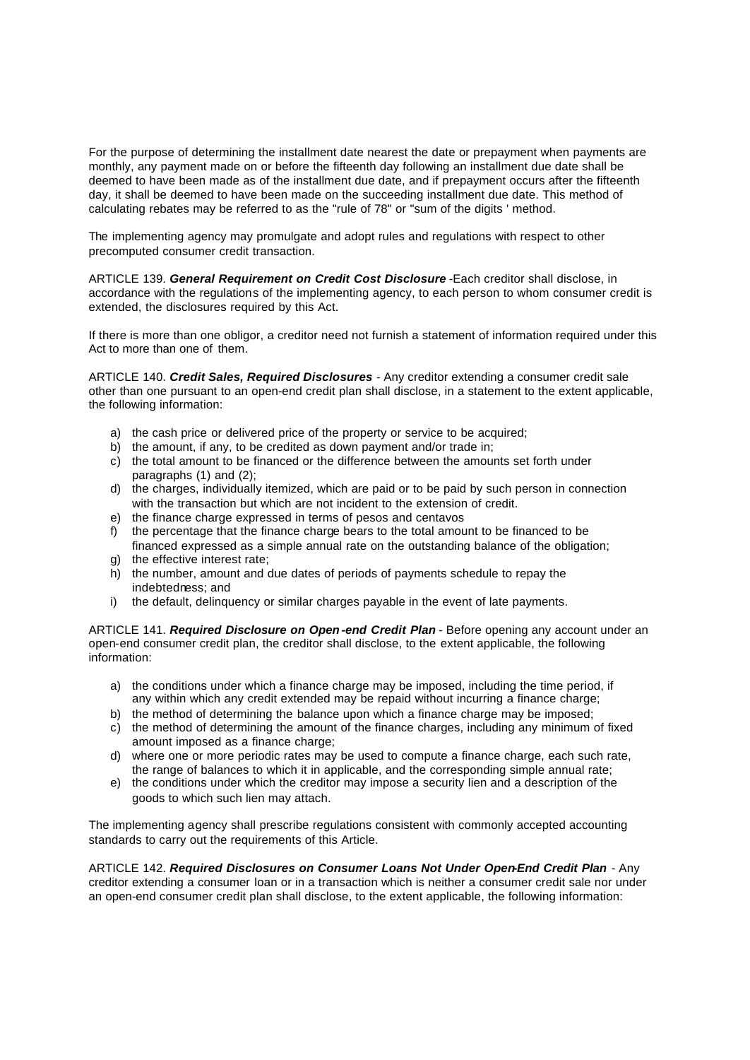For the purpose of determining the installment date nearest the date or prepayment when payments are monthly, any payment made on or before the fifteenth day following an installment due date shall be deemed to have been made as of the installment due date, and if prepayment occurs after the fifteenth day, it shall be deemed to have been made on the succeeding installment due date. This method of calculating rebates may be referred to as the "rule of 78" or "sum of the digits ' method.

The implementing agency may promulgate and adopt rules and regulations with respect to other precomputed consumer credit transaction.

ARTICLE 139. ***General Requirement on Credit Cost Disclosure*** -Each creditor shall disclose, in accordance with the regulations of the implementing agency, to each person to whom consumer credit is extended, the disclosures required by this Act.

If there is more than one obligor, a creditor need not furnish a statement of information required under this Act to more than one of them.

ARTICLE 140. ***Credit Sales, Required Disclosures*** - Any creditor extending a consumer credit sale other than one pursuant to an open-end credit plan shall disclose, in a statement to the extent applicable, the following information:

a) the cash price or delivered price of the property or service to be acquired;
b) the amount, if any, to be credited as down payment and/or trade in;
c) the total amount to be financed or the difference between the amounts set forth under paragraphs (1) and (2);
d) the charges, individually itemized, which are paid or to be paid by such person in connection with the transaction but which are not incident to the extension of credit.
e) the finance charge expressed in terms of pesos and centavos
f) the percentage that the finance charge bears to the total amount to be financed to be financed expressed as a simple annual rate on the outstanding balance of the obligation;
g) the effective interest rate;
h) the number, amount and due dates of periods of payments schedule to repay the indebtedness; and
i) the default, delinquency or similar charges payable in the event of late payments.

ARTICLE 141. ***Required Disclosure on Open-end Credit Plan*** - Before opening any account under an open-end consumer credit plan, the creditor shall disclose, to the extent applicable, the following information:

a) the conditions under which a finance charge may be imposed, including the time period, if any within which any credit extended may be repaid without incurring a finance charge;
b) the method of determining the balance upon which a finance charge may be imposed;
c) the method of determining the amount of the finance charges, including any minimum of fixed amount imposed as a finance charge;
d) where one or more periodic rates may be used to compute a finance charge, each such rate, the range of balances to which it in applicable, and the corresponding simple annual rate;
e) the conditions under which the creditor may impose a security lien and a description of the goods to which such lien may attach.

The implementing agency shall prescribe regulations consistent with commonly accepted accounting standards to carry out the requirements of this Article.

ARTICLE 142. ***Required Disclosures on Consumer Loans Not Under Open-End Credit Plan*** - Any creditor extending a consumer loan or in a transaction which is neither a consumer credit sale nor under an open-end consumer credit plan shall disclose, to the extent applicable, the following information: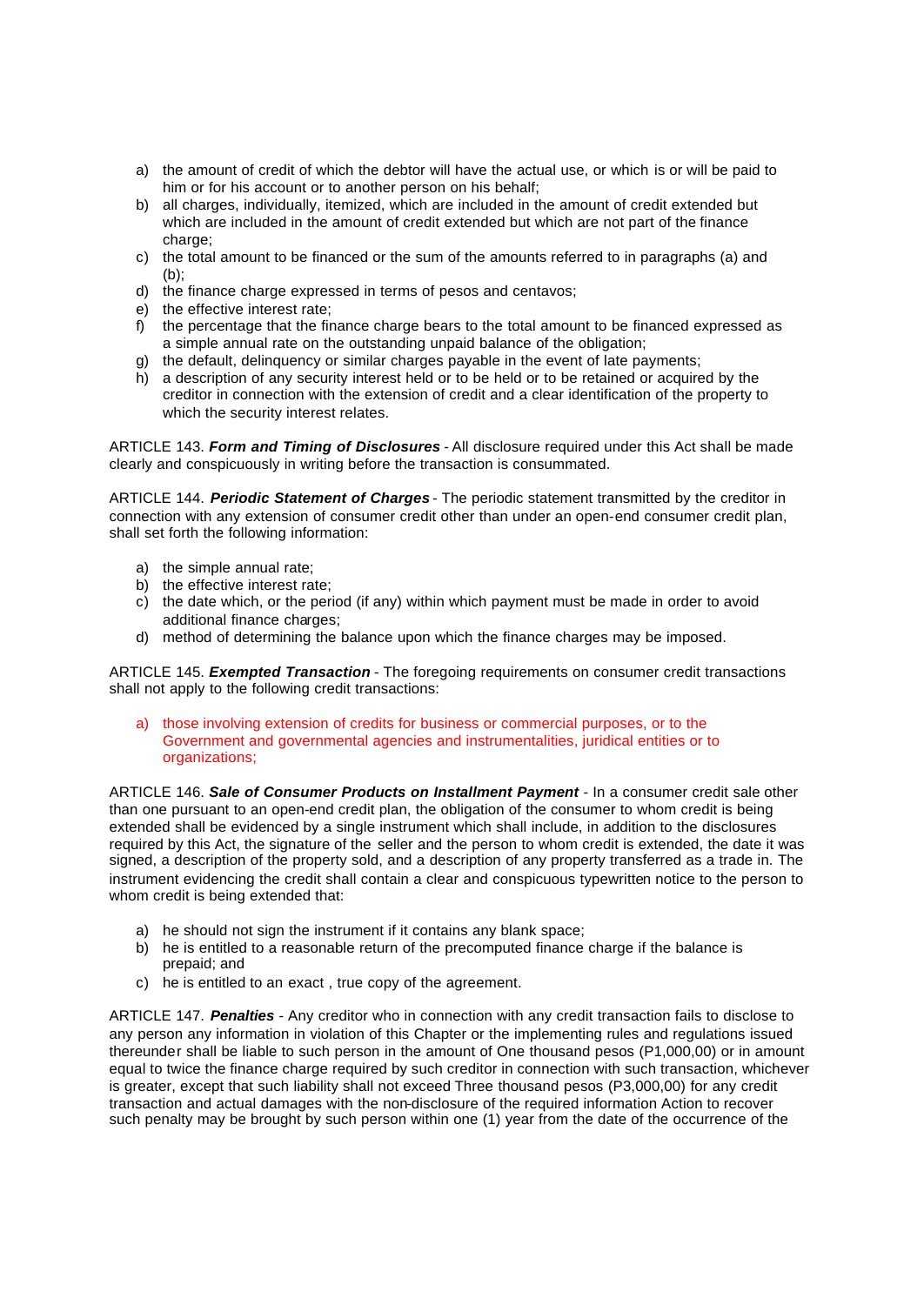a) the amount of credit of which the debtor will have the actual use, or which is or will be paid to him or for his account or to another person on his behalf;
b) all charges, individually, itemized, which are included in the amount of credit extended but which are included in the amount of credit extended but which are not part of the finance charge;
c) the total amount to be financed or the sum of the amounts referred to in paragraphs (a) and (b);
d) the finance charge expressed in terms of pesos and centavos;
e) the effective interest rate;
f) the percentage that the finance charge bears to the total amount to be financed expressed as a simple annual rate on the outstanding unpaid balance of the obligation;
g) the default, delinquency or similar charges payable in the event of late payments;
h) a description of any security interest held or to be held or to be retained or acquired by the creditor in connection with the extension of credit and a clear identification of the property to which the security interest relates.

ARTICLE 143. ***Form and Timing of Disclosures*** - All disclosure required under this Act shall be made clearly and conspicuously in writing before the transaction is consummated.

ARTICLE 144. ***Periodic Statement of Charges*** - The periodic statement transmitted by the creditor in connection with any extension of consumer credit other than under an open-end consumer credit plan, shall set forth the following information:

a) the simple annual rate;
b) the effective interest rate;
c) the date which, or the period (if any) within which payment must be made in order to avoid additional finance charges;
d) method of determining the balance upon which the finance charges may be imposed.

ARTICLE 145. ***Exempted Transaction*** - The foregoing requirements on consumer credit transactions shall not apply to the following credit transactions:

a) those involving extension of credits for business or commercial purposes, or to the Government and governmental agencies and instrumentalities, juridical entities or to organizations;

ARTICLE 146. ***Sale of Consumer Products on Installment Payment*** - In a consumer credit sale other than one pursuant to an open-end credit plan, the obligation of the consumer to whom credit is being extended shall be evidenced by a single instrument which shall include, in addition to the disclosures required by this Act, the signature of the seller and the person to whom credit is extended, the date it was signed, a description of the property sold, and a description of any property transferred as a trade in. The instrument evidencing the credit shall contain a clear and conspicuous typewritten notice to the person to whom credit is being extended that:

a) he should not sign the instrument if it contains any blank space;
b) he is entitled to a reasonable return of the precomputed finance charge if the balance is prepaid; and
c) he is entitled to an exact , true copy of the agreement.

ARTICLE 147. ***Penalties*** - Any creditor who in connection with any credit transaction fails to disclose to any person any information in violation of this Chapter or the implementing rules and regulations issued thereunder shall be liable to such person in the amount of One thousand pesos (P1,000,00) or in amount equal to twice the finance charge required by such creditor in connection with such transaction, whichever is greater, except that such liability shall not exceed Three thousand pesos (P3,000,00) for any credit transaction and actual damages with the non-disclosure of the required information Action to recover such penalty may be brought by such person within one (1) year from the date of the occurrence of the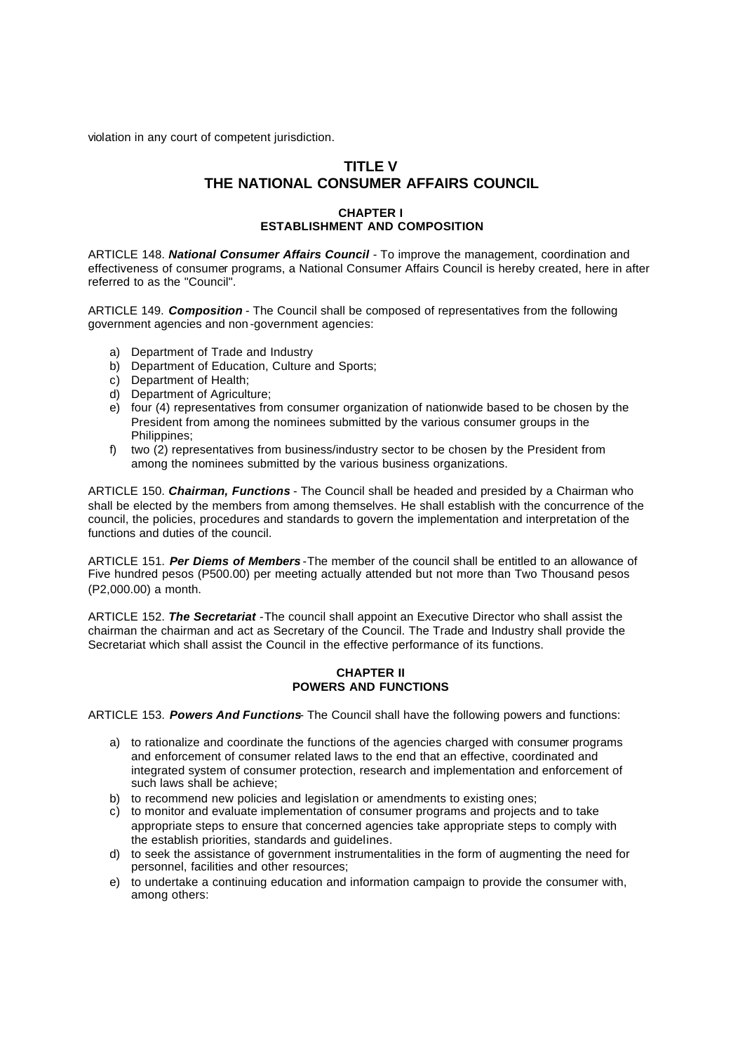violation in any court of competent jurisdiction.

# TITLE V
# THE NATIONAL CONSUMER AFFAIRS COUNCIL

## CHAPTER I
## ESTABLISHMENT AND COMPOSITION

ARTICLE 148. ***National Consumer Affairs Council*** - To improve the management, coordination and effectiveness of consumer programs, a National Consumer Affairs Council is hereby created, here in after referred to as the "Council".

ARTICLE 149. ***Composition*** - The Council shall be composed of representatives from the following government agencies and non-government agencies:

a) Department of Trade and Industry
b) Department of Education, Culture and Sports;
c) Department of Health;
d) Department of Agriculture;
e) four (4) representatives from consumer organization of nationwide based to be chosen by the President from among the nominees submitted by the various consumer groups in the Philippines;
f) two (2) representatives from business/industry sector to be chosen by the President from among the nominees submitted by the various business organizations.

ARTICLE 150. ***Chairman, Functions*** - The Council shall be headed and presided by a Chairman who shall be elected by the members from among themselves. He shall establish with the concurrence of the council, the policies, procedures and standards to govern the implementation and interpretation of the functions and duties of the council.

ARTICLE 151. ***Per Diems of Members*** -The member of the council shall be entitled to an allowance of Five hundred pesos (P500.00) per meeting actually attended but not more than Two Thousand pesos (P2,000.00) a month.

ARTICLE 152. ***The Secretariat*** -The council shall appoint an Executive Director who shall assist the chairman the chairman and act as Secretary of the Council. The Trade and Industry shall provide the Secretariat which shall assist the Council in the effective performance of its functions.

## CHAPTER II
## POWERS AND FUNCTIONS

ARTICLE 153. ***Powers And Functions***- The Council shall have the following powers and functions:

a) to rationalize and coordinate the functions of the agencies charged with consumer programs and enforcement of consumer related laws to the end that an effective, coordinated and integrated system of consumer protection, research and implementation and enforcement of such laws shall be achieve;
b) to recommend new policies and legislation or amendments to existing ones;
c) to monitor and evaluate implementation of consumer programs and projects and to take appropriate steps to ensure that concerned agencies take appropriate steps to comply with the establish priorities, standards and guidelines.
d) to seek the assistance of government instrumentalities in the form of augmenting the need for personnel, facilities and other resources;
e) to undertake a continuing education and information campaign to provide the consumer with, among others: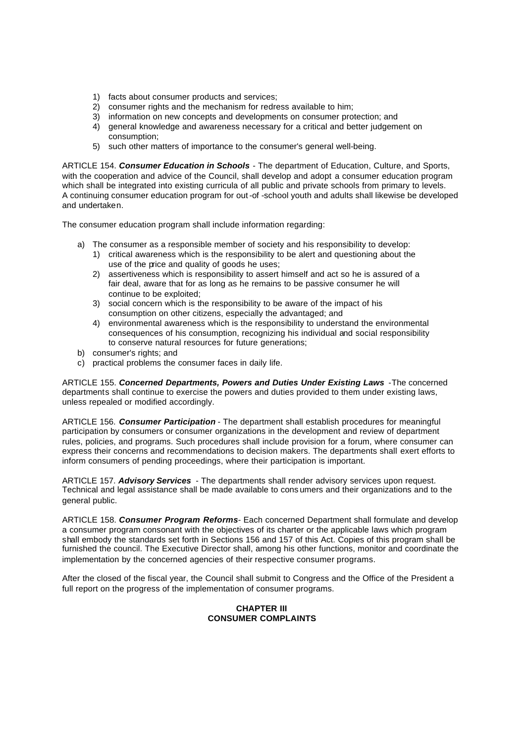1) facts about consumer products and services;
2) consumer rights and the mechanism for redress available to him;
3) information on new concepts and developments on consumer protection; and
4) general knowledge and awareness necessary for a critical and better judgement on consumption;
5) such other matters of importance to the consumer's general well-being.

ARTICLE 154. ***Consumer Education in Schools*** - The department of Education, Culture, and Sports, with the cooperation and advice of the Council, shall develop and adopt a consumer education program which shall be integrated into existing curricula of all public and private schools from primary to levels. A continuing consumer education program for out-of -school youth and adults shall likewise be developed and undertaken.

The consumer education program shall include information regarding:

a) The consumer as a responsible member of society and his responsibility to develop:
   1) critical awareness which is the responsibility to be alert and questioning about the use of the price and quality of goods he uses;
   2) assertiveness which is responsibility to assert himself and act so he is assured of a fair deal, aware that for as long as he remains to be passive consumer he will continue to be exploited;
   3) social concern which is the responsibility to be aware of the impact of his consumption on other citizens, especially the advantaged; and
   4) environmental awareness which is the responsibility to understand the environmental consequences of his consumption, recognizing his individual and social responsibility to conserve natural resources for future generations;
b) consumer's rights; and
c) practical problems the consumer faces in daily life.

ARTICLE 155. ***Concerned Departments, Powers and Duties Under Existing Laws*** -The concerned departments shall continue to exercise the powers and duties provided to them under existing laws, unless repealed or modified accordingly.

ARTICLE 156. ***Consumer Participation*** - The department shall establish procedures for meaningful participation by consumers or consumer organizations in the development and review of department rules, policies, and programs. Such procedures shall include provision for a forum, where consumer can express their concerns and recommendations to decision makers. The departments shall exert efforts to inform consumers of pending proceedings, where their participation is important.

ARTICLE 157. ***Advisory Services*** - The departments shall render advisory services upon request. Technical and legal assistance shall be made available to consumers and their organizations and to the general public.

ARTICLE 158. ***Consumer Program Reforms***- Each concerned Department shall formulate and develop a consumer program consonant with the objectives of its charter or the applicable laws which program shall embody the standards set forth in Sections 156 and 157 of this Act. Copies of this program shall be furnished the council. The Executive Director shall, among his other functions, monitor and coordinate the implementation by the concerned agencies of their respective consumer programs.

After the closed of the fiscal year, the Council shall submit to Congress and the Office of the President a full report on the progress of the implementation of consumer programs.

**CHAPTER III**
**CONSUMER COMPLAINTS**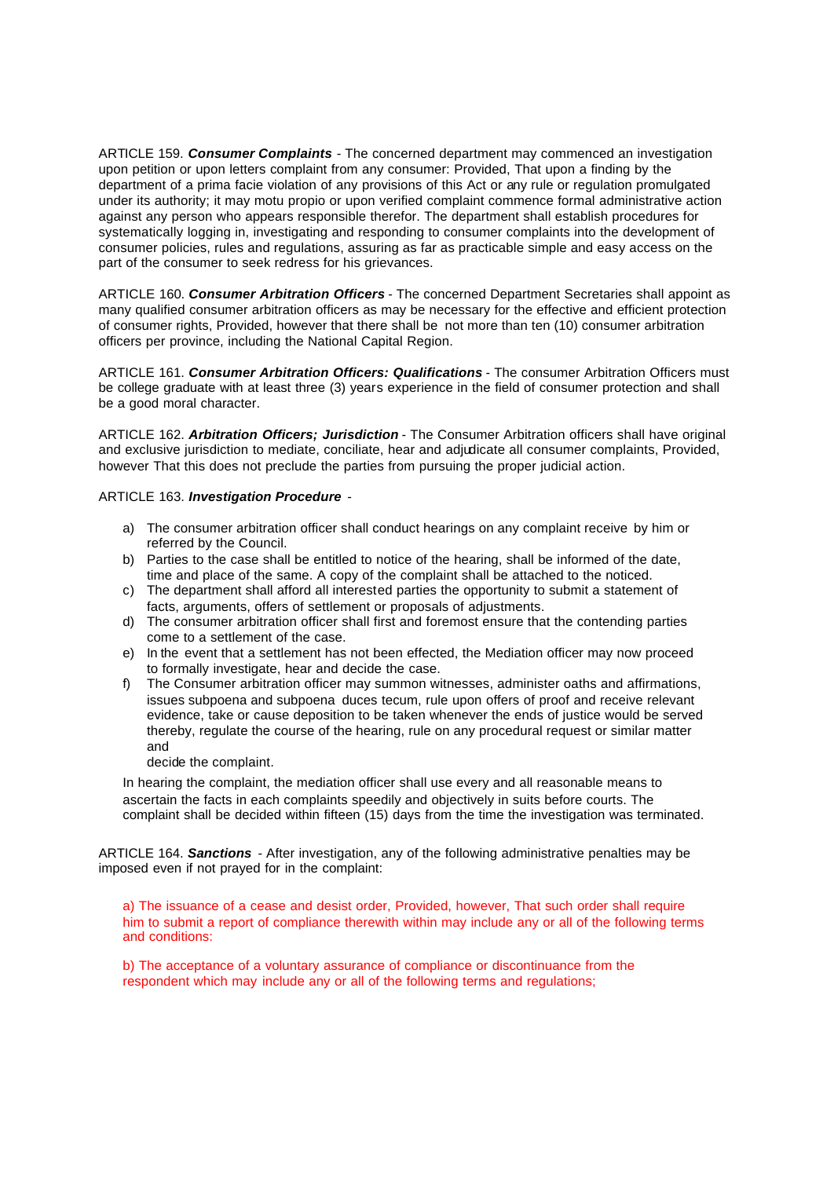ARTICLE 159. ***Consumer Complaints*** - The concerned department may commenced an investigation upon petition or upon letters complaint from any consumer: Provided, That upon a finding by the department of a prima facie violation of any provisions of this Act or any rule or regulation promulgated under its authority; it may motu propio or upon verified complaint commence formal administrative action against any person who appears responsible therefor. The department shall establish procedures for systematically logging in, investigating and responding to consumer complaints into the development of consumer policies, rules and regulations, assuring as far as practicable simple and easy access on the part of the consumer to seek redress for his grievances.

ARTICLE 160. ***Consumer Arbitration Officers*** - The concerned Department Secretaries shall appoint as many qualified consumer arbitration officers as may be necessary for the effective and efficient protection of consumer rights, Provided, however that there shall be not more than ten (10) consumer arbitration officers per province, including the National Capital Region.

ARTICLE 161. ***Consumer Arbitration Officers: Qualifications*** - The consumer Arbitration Officers must be college graduate with at least three (3) years experience in the field of consumer protection and shall be a good moral character.

ARTICLE 162. ***Arbitration Officers; Jurisdiction*** - The Consumer Arbitration officers shall have original and exclusive jurisdiction to mediate, conciliate, hear and adjudicate all consumer complaints, Provided, however That this does not preclude the parties from pursuing the proper judicial action.

ARTICLE 163. ***Investigation Procedure*** -

a) The consumer arbitration officer shall conduct hearings on any complaint receive by him or referred by the Council.
b) Parties to the case shall be entitled to notice of the hearing, shall be informed of the date, time and place of the same. A copy of the complaint shall be attached to the noticed.
c) The department shall afford all interested parties the opportunity to submit a statement of facts, arguments, offers of settlement or proposals of adjustments.
d) The consumer arbitration officer shall first and foremost ensure that the contending parties come to a settlement of the case.
e) In the event that a settlement has not been effected, the Mediation officer may now proceed to formally investigate, hear and decide the case.
f) The Consumer arbitration officer may summon witnesses, administer oaths and affirmations, issues subpoena and subpoena duces tecum, rule upon offers of proof and receive relevant evidence, take or cause deposition to be taken whenever the ends of justice would be served thereby, regulate the course of the hearing, rule on any procedural request or similar matter and
decide the complaint.

In hearing the complaint, the mediation officer shall use every and all reasonable means to ascertain the facts in each complaints speedily and objectively in suits before courts. The complaint shall be decided within fifteen (15) days from the time the investigation was terminated.

ARTICLE 164. ***Sanctions*** - After investigation, any of the following administrative penalties may be imposed even if not prayed for in the complaint:

a) The issuance of a cease and desist order, Provided, however, That such order shall require him to submit a report of compliance therewith within may include any or all of the following terms and conditions:

b) The acceptance of a voluntary assurance of compliance or discontinuance from the respondent which may include any or all of the following terms and regulations;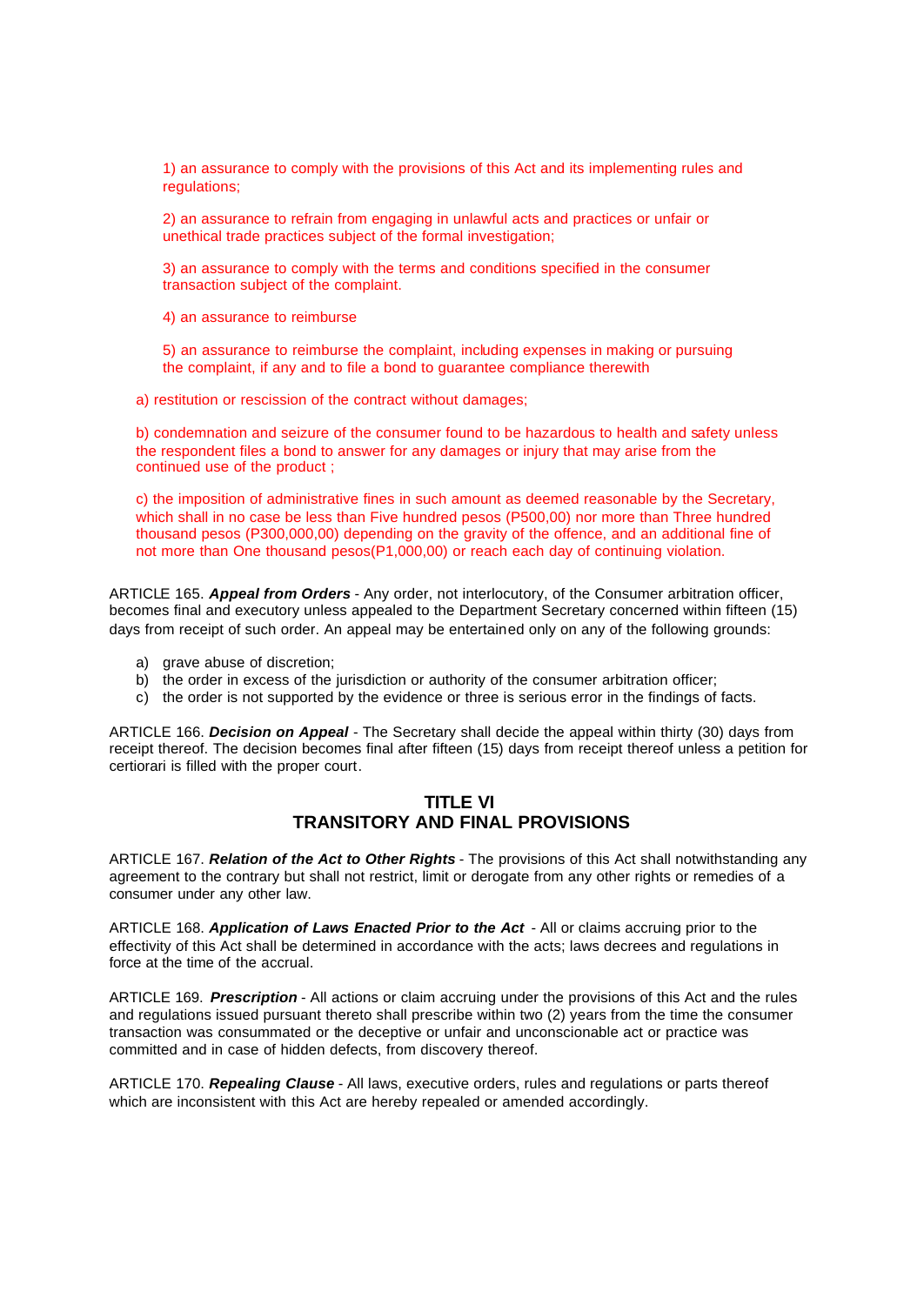1) an assurance to comply with the provisions of this Act and its implementing rules and regulations;

2) an assurance to refrain from engaging in unlawful acts and practices or unfair or unethical trade practices subject of the formal investigation;

3) an assurance to comply with the terms and conditions specified in the consumer transaction subject of the complaint.

4) an assurance to reimburse

5) an assurance to reimburse the complaint, including expenses in making or pursuing the complaint, if any and to file a bond to guarantee compliance therewith

a) restitution or rescission of the contract without damages;

b) condemnation and seizure of the consumer found to be hazardous to health and safety unless the respondent files a bond to answer for any damages or injury that may arise from the continued use of the product ;

c) the imposition of administrative fines in such amount as deemed reasonable by the Secretary, which shall in no case be less than Five hundred pesos (P500,00) nor more than Three hundred thousand pesos (P300,000,00) depending on the gravity of the offence, and an additional fine of not more than One thousand pesos(P1,000,00) or reach each day of continuing violation.

ARTICLE 165. ***Appeal from Orders*** - Any order, not interlocutory, of the Consumer arbitration officer, becomes final and executory unless appealed to the Department Secretary concerned within fifteen (15) days from receipt of such order. An appeal may be entertained only on any of the following grounds:

a) grave abuse of discretion;
b) the order in excess of the jurisdiction or authority of the consumer arbitration officer;
c) the order is not supported by the evidence or three is serious error in the findings of facts.

ARTICLE 166. ***Decision on Appeal*** - The Secretary shall decide the appeal within thirty (30) days from receipt thereof. The decision becomes final after fifteen (15) days from receipt thereof unless a petition for certiorari is filled with the proper court.

## TITLE VI
## TRANSITORY AND FINAL PROVISIONS

ARTICLE 167. ***Relation of the Act to Other Rights*** - The provisions of this Act shall notwithstanding any agreement to the contrary but shall not restrict, limit or derogate from any other rights or remedies of a consumer under any other law.

ARTICLE 168. ***Application of Laws Enacted Prior to the Act*** - All or claims accruing prior to the effectivity of this Act shall be determined in accordance with the acts; laws decrees and regulations in force at the time of the accrual.

ARTICLE 169. ***Prescription*** - All actions or claim accruing under the provisions of this Act and the rules and regulations issued pursuant thereto shall prescribe within two (2) years from the time the consumer transaction was consummated or the deceptive or unfair and unconscionable act or practice was committed and in case of hidden defects, from discovery thereof.

ARTICLE 170. ***Repealing Clause*** - All laws, executive orders, rules and regulations or parts thereof which are inconsistent with this Act are hereby repealed or amended accordingly.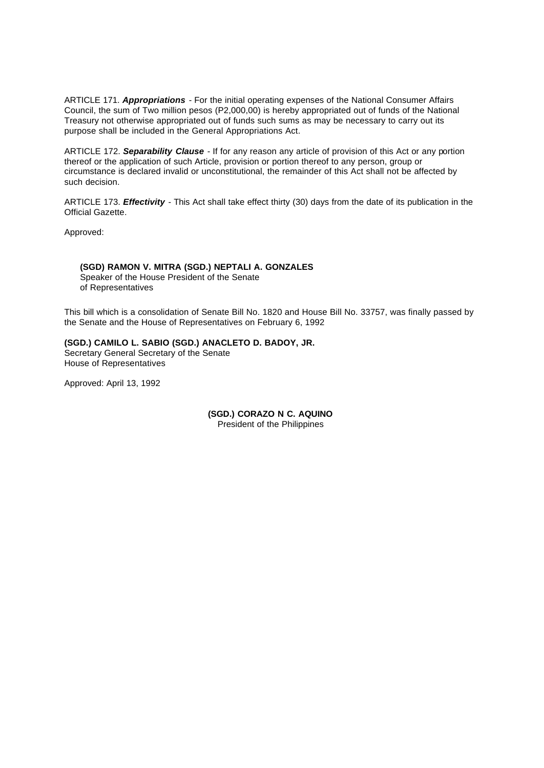ARTICLE 171. ***Appropriations*** - For the initial operating expenses of the National Consumer Affairs Council, the sum of Two million pesos (P2,000,00) is hereby appropriated out of funds of the National Treasury not otherwise appropriated out of funds such sums as may be necessary to carry out its purpose shall be included in the General Appropriations Act.

ARTICLE 172. ***Separability Clause*** - If for any reason any article of provision of this Act or any portion thereof or the application of such Article, provision or portion thereof to any person, group or circumstance is declared invalid or unconstitutional, the remainder of this Act shall not be affected by such decision.

ARTICLE 173. ***Effectivity*** - This Act shall take effect thirty (30) days from the date of its publication in the Official Gazette.

Approved:

**(SGD) RAMON V. MITRA (SGD.) NEPTALI A. GONZALES**
Speaker of the House President of the Senate
of Representatives

This bill which is a consolidation of Senate Bill No. 1820 and House Bill No. 33757, was finally passed by the Senate and the House of Representatives on February 6, 1992

**(SGD.) CAMILO L. SABIO (SGD.) ANACLETO D. BADOY, JR.**
Secretary General Secretary of the Senate
House of Representatives

Approved: April 13, 1992

**(SGD.) CORAZO N C. AQUINO**
President of the Philippines